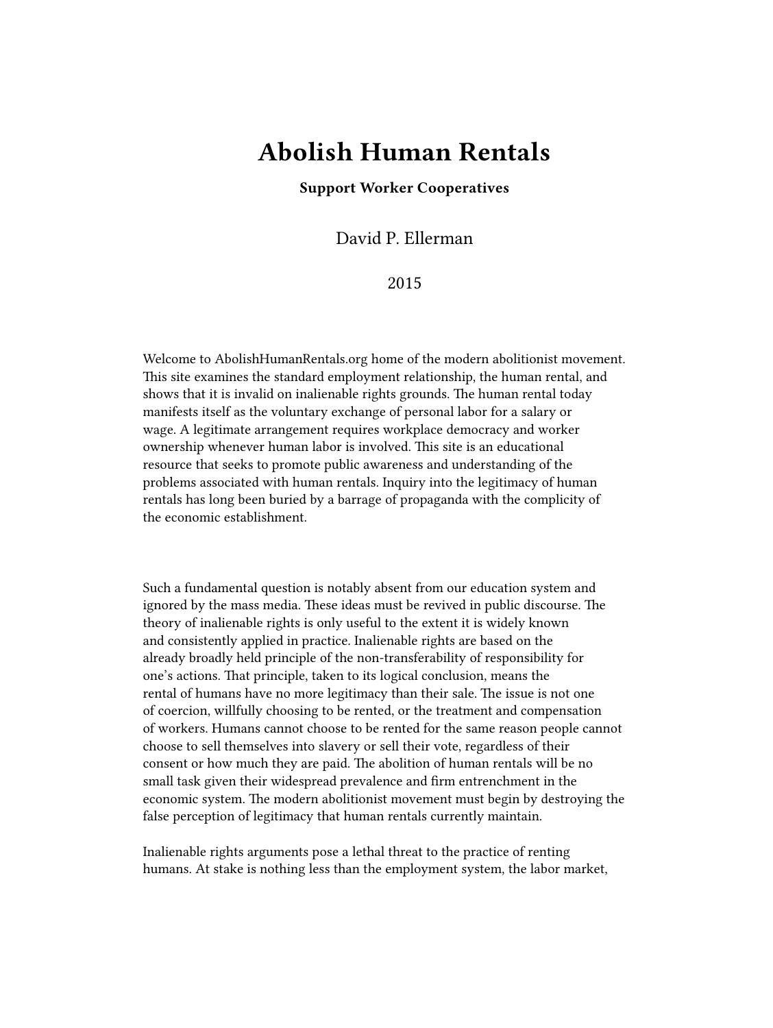# Abolish Human Rentals

**Support Worker Cooperatives**

David P. Ellerman

2015

Welcome to AbolishHumanRentals.org home of the modern abolitionist movement. This site examines the standard employment relationship, the human rental, and shows that it is invalid on inalienable rights grounds. The human rental today manifests itself as the voluntary exchange of personal labor for a salary or wage. A legitimate arrangement requires workplace democracy and worker ownership whenever human labor is involved. This site is an educational resource that seeks to promote public awareness and understanding of the problems associated with human rentals. Inquiry into the legitimacy of human rentals has long been buried by a barrage of propaganda with the complicity of the economic establishment.

Such a fundamental question is notably absent from our education system and ignored by the mass media. These ideas must be revived in public discourse. The theory of inalienable rights is only useful to the extent it is widely known and consistently applied in practice. Inalienable rights are based on the already broadly held principle of the non-transferability of responsibility for one's actions. That principle, taken to its logical conclusion, means the rental of humans have no more legitimacy than their sale. The issue is not one of coercion, willfully choosing to be rented, or the treatment and compensation of workers. Humans cannot choose to be rented for the same reason people cannot choose to sell themselves into slavery or sell their vote, regardless of their consent or how much they are paid. The abolition of human rentals will be no small task given their widespread prevalence and firm entrenchment in the economic system. The modern abolitionist movement must begin by destroying the false perception of legitimacy that human rentals currently maintain.

Inalienable rights arguments pose a lethal threat to the practice of renting humans. At stake is nothing less than the employment system, the labor market,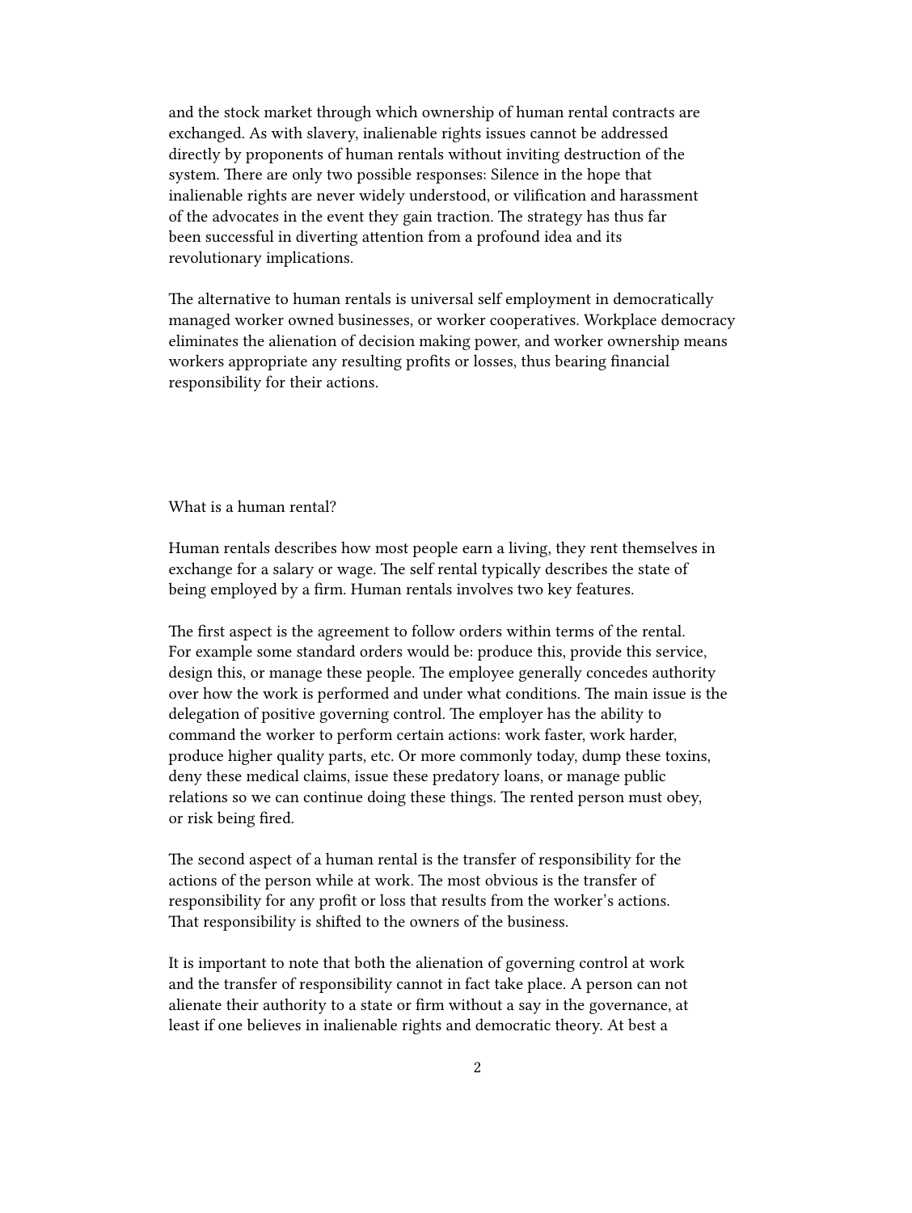and the stock market through which ownership of human rental contracts are exchanged. As with slavery, inalienable rights issues cannot be addressed directly by proponents of human rentals without inviting destruction of the system. There are only two possible responses: Silence in the hope that inalienable rights are never widely understood, or vilification and harassment of the advocates in the event they gain traction. The strategy has thus far been successful in diverting attention from a profound idea and its revolutionary implications.

The alternative to human rentals is universal self employment in democratically managed worker owned businesses, or worker cooperatives. Workplace democracy eliminates the alienation of decision making power, and worker ownership means workers appropriate any resulting profits or losses, thus bearing financial responsibility for their actions.

## What is a human rental?

Human rentals describes how most people earn a living, they rent themselves in exchange for a salary or wage. The self rental typically describes the state of being employed by a firm. Human rentals involves two key features.

The first aspect is the agreement to follow orders within terms of the rental. For example some standard orders would be: produce this, provide this service, design this, or manage these people. The employee generally concedes authority over how the work is performed and under what conditions. The main issue is the delegation of positive governing control. The employer has the ability to command the worker to perform certain actions: work faster, work harder, produce higher quality parts, etc. Or more commonly today, dump these toxins, deny these medical claims, issue these predatory loans, or manage public relations so we can continue doing these things. The rented person must obey, or risk being fired.

The second aspect of a human rental is the transfer of responsibility for the actions of the person while at work. The most obvious is the transfer of responsibility for any profit or loss that results from the worker's actions. That responsibility is shifted to the owners of the business.

It is important to note that both the alienation of governing control at work and the transfer of responsibility cannot in fact take place. A person can not alienate their authority to a state or firm without a say in the governance, at least if one believes in inalienable rights and democratic theory. At best a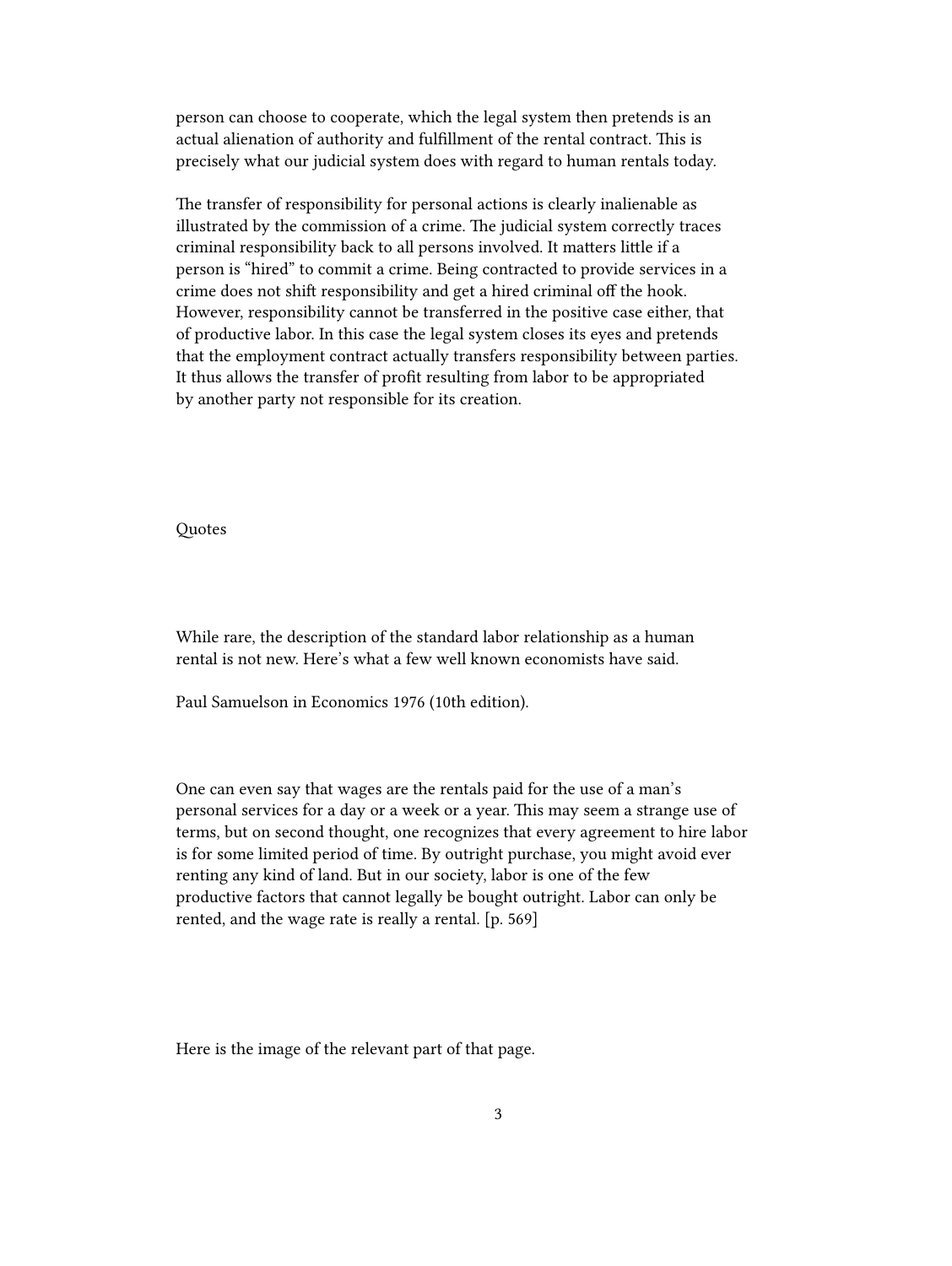person can choose to cooperate, which the legal system then pretends is an actual alienation of authority and fulfillment of the rental contract. This is precisely what our judicial system does with regard to human rentals today.

The transfer of responsibility for personal actions is clearly inalienable as illustrated by the commission of a crime. The judicial system correctly traces criminal responsibility back to all persons involved. It matters little if a person is "hired" to commit a crime. Being contracted to provide services in a crime does not shift responsibility and get a hired criminal off the hook. However, responsibility cannot be transferred in the positive case either, that of productive labor. In this case the legal system closes its eyes and pretends that the employment contract actually transfers responsibility between parties. It thus allows the transfer of profit resulting from labor to be appropriated by another party not responsible for its creation.

## Quotes

While rare, the description of the standard labor relationship as a human rental is not new. Here's what a few well known economists have said.

Paul Samuelson in Economics 1976 (10th edition).

> One can even say that wages are the rentals paid for the use of a man's personal services for a day or a week or a year. This may seem a strange use of terms, but on second thought, one recognizes that every agreement to hire labor is for some limited period of time. By outright purchase, you might avoid ever renting any kind of land. But in our society, labor is one of the few productive factors that cannot legally be bought outright. Labor can only be rented, and the wage rate is really a rental. [p. 569]

Here is the image of the relevant part of that page.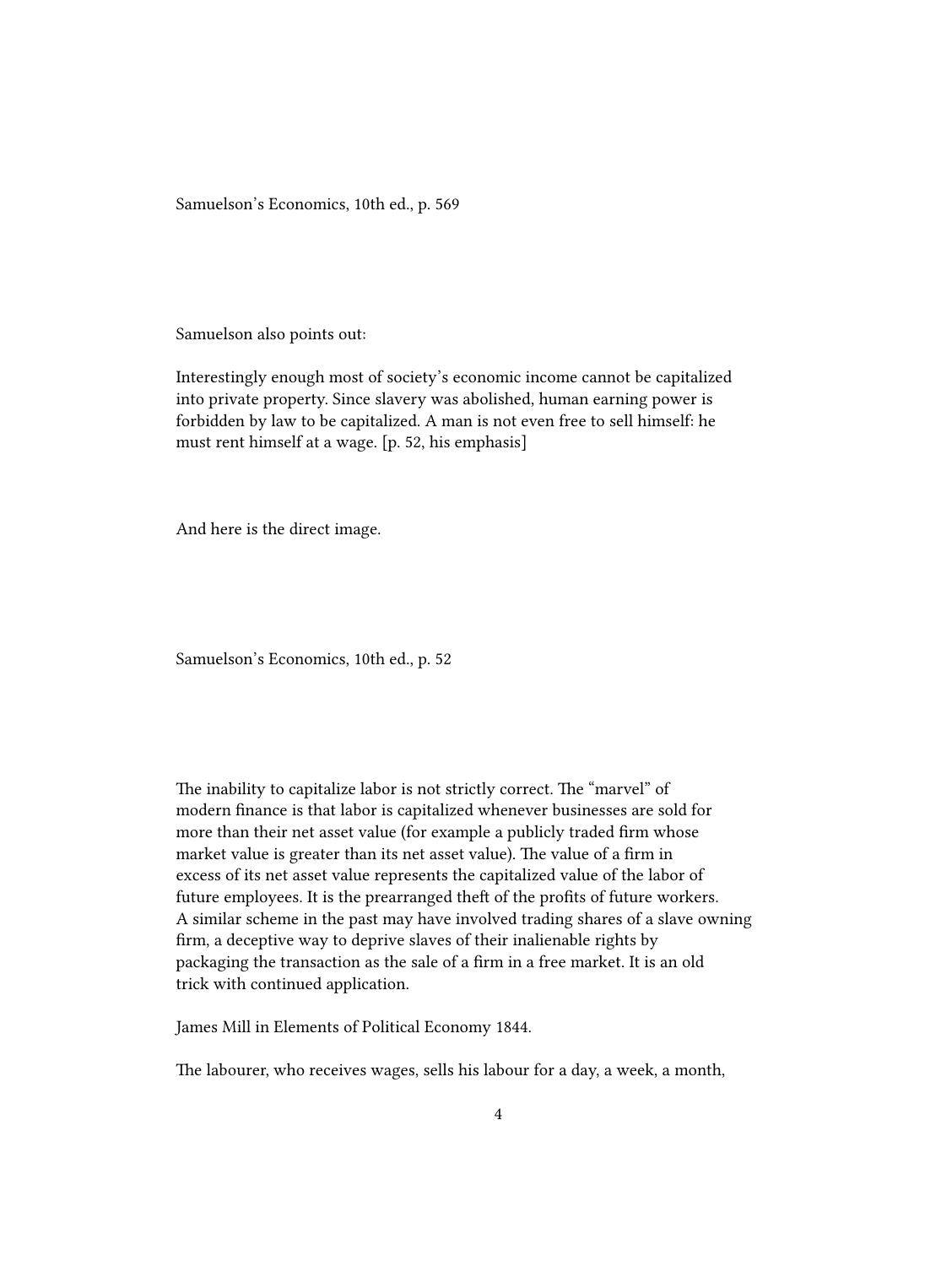Samuelson's Economics, 10th ed., p. 569

Samuelson also points out:

Interestingly enough most of society's economic income cannot be capitalized into private property. Since slavery was abolished, human earning power is forbidden by law to be capitalized. A man is not even free to sell himself: he must rent himself at a wage. [p. 52, his emphasis]

And here is the direct image.

Samuelson's Economics, 10th ed., p. 52

The inability to capitalize labor is not strictly correct. The "marvel" of modern finance is that labor is capitalized whenever businesses are sold for more than their net asset value (for example a publicly traded firm whose market value is greater than its net asset value). The value of a firm in excess of its net asset value represents the capitalized value of the labor of future employees. It is the prearranged theft of the profits of future workers. A similar scheme in the past may have involved trading shares of a slave owning firm, a deceptive way to deprive slaves of their inalienable rights by packaging the transaction as the sale of a firm in a free market. It is an old trick with continued application.

James Mill in Elements of Political Economy 1844.

The labourer, who receives wages, sells his labour for a day, a week, a month,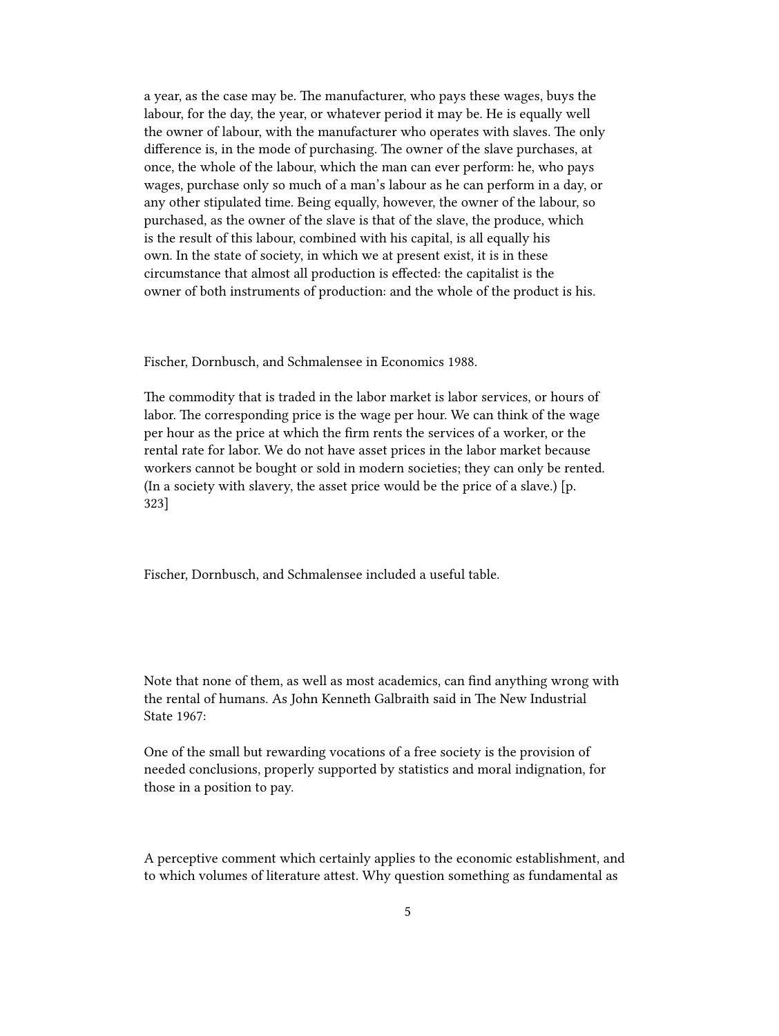a year, as the case may be. The manufacturer, who pays these wages, buys the labour, for the day, the year, or whatever period it may be. He is equally well the owner of labour, with the manufacturer who operates with slaves. The only difference is, in the mode of purchasing. The owner of the slave purchases, at once, the whole of the labour, which the man can ever perform: he, who pays wages, purchase only so much of a man's labour as he can perform in a day, or any other stipulated time. Being equally, however, the owner of the labour, so purchased, as the owner of the slave is that of the slave, the produce, which is the result of this labour, combined with his capital, is all equally his own. In the state of society, in which we at present exist, it is in these circumstance that almost all production is effected: the capitalist is the owner of both instruments of production: and the whole of the product is his.

Fischer, Dornbusch, and Schmalensee in Economics 1988.

The commodity that is traded in the labor market is labor services, or hours of labor. The corresponding price is the wage per hour. We can think of the wage per hour as the price at which the firm rents the services of a worker, or the rental rate for labor. We do not have asset prices in the labor market because workers cannot be bought or sold in modern societies; they can only be rented. (In a society with slavery, the asset price would be the price of a slave.) [p. 323]

Fischer, Dornbusch, and Schmalensee included a useful table.

Note that none of them, as well as most academics, can find anything wrong with the rental of humans. As John Kenneth Galbraith said in The New Industrial State 1967:

One of the small but rewarding vocations of a free society is the provision of needed conclusions, properly supported by statistics and moral indignation, for those in a position to pay.

A perceptive comment which certainly applies to the economic establishment, and to which volumes of literature attest. Why question something as fundamental as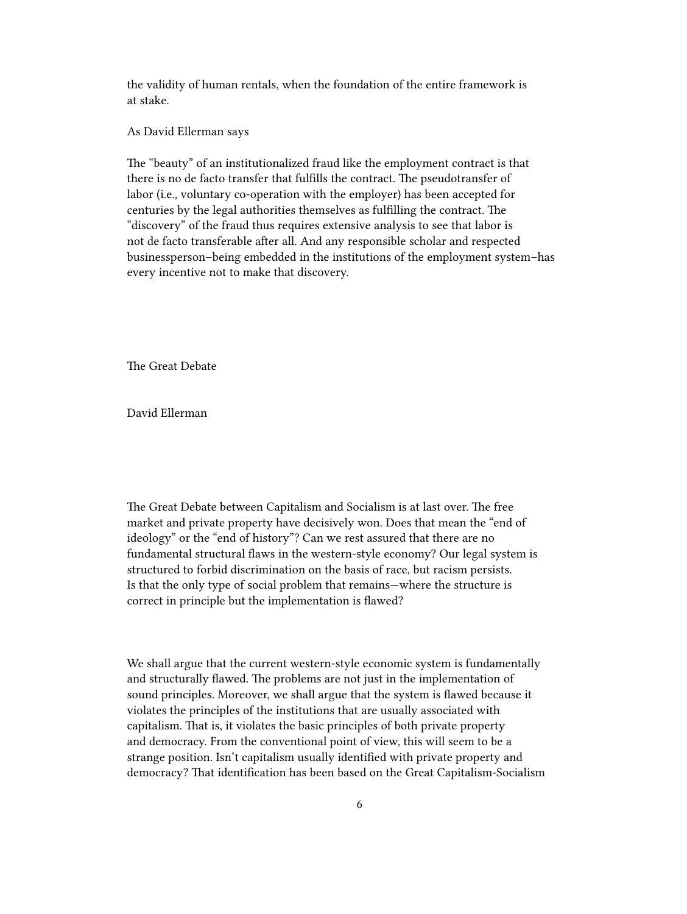the validity of human rentals, when the foundation of the entire framework is at stake.

As David Ellerman says

The "beauty" of an institutionalized fraud like the employment contract is that there is no de facto transfer that fulfills the contract. The pseudotransfer of labor (i.e., voluntary co-operation with the employer) has been accepted for centuries by the legal authorities themselves as fulfilling the contract. The "discovery" of the fraud thus requires extensive analysis to see that labor is not de facto transferable after all. And any responsible scholar and respected businessperson–being embedded in the institutions of the employment system–has every incentive not to make that discovery.

# The Great Debate

David Ellerman

The Great Debate between Capitalism and Socialism is at last over. The free market and private property have decisively won. Does that mean the "end of ideology" or the "end of history"? Can we rest assured that there are no fundamental structural flaws in the western-style economy? Our legal system is structured to forbid discrimination on the basis of race, but racism persists. Is that the only type of social problem that remains—where the structure is correct in principle but the implementation is flawed?

We shall argue that the current western-style economic system is fundamentally and structurally flawed. The problems are not just in the implementation of sound principles. Moreover, we shall argue that the system is flawed because it violates the principles of the institutions that are usually associated with capitalism. That is, it violates the basic principles of both private property and democracy. From the conventional point of view, this will seem to be a strange position. Isn't capitalism usually identified with private property and democracy? That identification has been based on the Great Capitalism-Socialism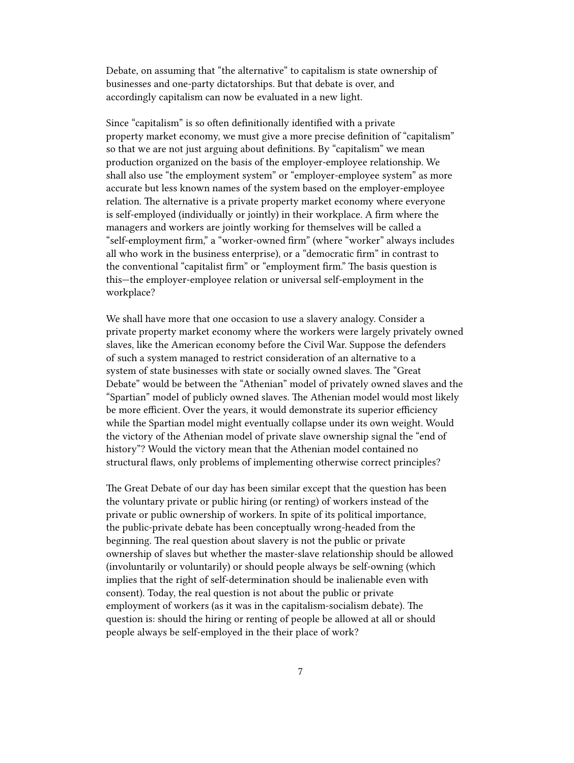Debate, on assuming that "the alternative" to capitalism is state ownership of businesses and one-party dictatorships. But that debate is over, and accordingly capitalism can now be evaluated in a new light.

Since "capitalism" is so often definitionally identified with a private property market economy, we must give a more precise definition of "capitalism" so that we are not just arguing about definitions. By "capitalism" we mean production organized on the basis of the employer-employee relationship. We shall also use "the employment system" or "employer-employee system" as more accurate but less known names of the system based on the employer-employee relation. The alternative is a private property market economy where everyone is self-employed (individually or jointly) in their workplace. A firm where the managers and workers are jointly working for themselves will be called a "self-employment firm," a "worker-owned firm" (where "worker" always includes all who work in the business enterprise), or a "democratic firm" in contrast to the conventional "capitalist firm" or "employment firm." The basis question is this—the employer-employee relation or universal self-employment in the workplace?

We shall have more that one occasion to use a slavery analogy. Consider a private property market economy where the workers were largely privately owned slaves, like the American economy before the Civil War. Suppose the defenders of such a system managed to restrict consideration of an alternative to a system of state businesses with state or socially owned slaves. The "Great Debate" would be between the "Athenian" model of privately owned slaves and the "Spartian" model of publicly owned slaves. The Athenian model would most likely be more efficient. Over the years, it would demonstrate its superior efficiency while the Spartian model might eventually collapse under its own weight. Would the victory of the Athenian model of private slave ownership signal the "end of history"? Would the victory mean that the Athenian model contained no structural flaws, only problems of implementing otherwise correct principles?

The Great Debate of our day has been similar except that the question has been the voluntary private or public hiring (or renting) of workers instead of the private or public ownership of workers. In spite of its political importance, the public-private debate has been conceptually wrong-headed from the beginning. The real question about slavery is not the public or private ownership of slaves but whether the master-slave relationship should be allowed (involuntarily or voluntarily) or should people always be self-owning (which implies that the right of self-determination should be inalienable even with consent). Today, the real question is not about the public or private employment of workers (as it was in the capitalism-socialism debate). The question is: should the hiring or renting of people be allowed at all or should people always be self-employed in the their place of work?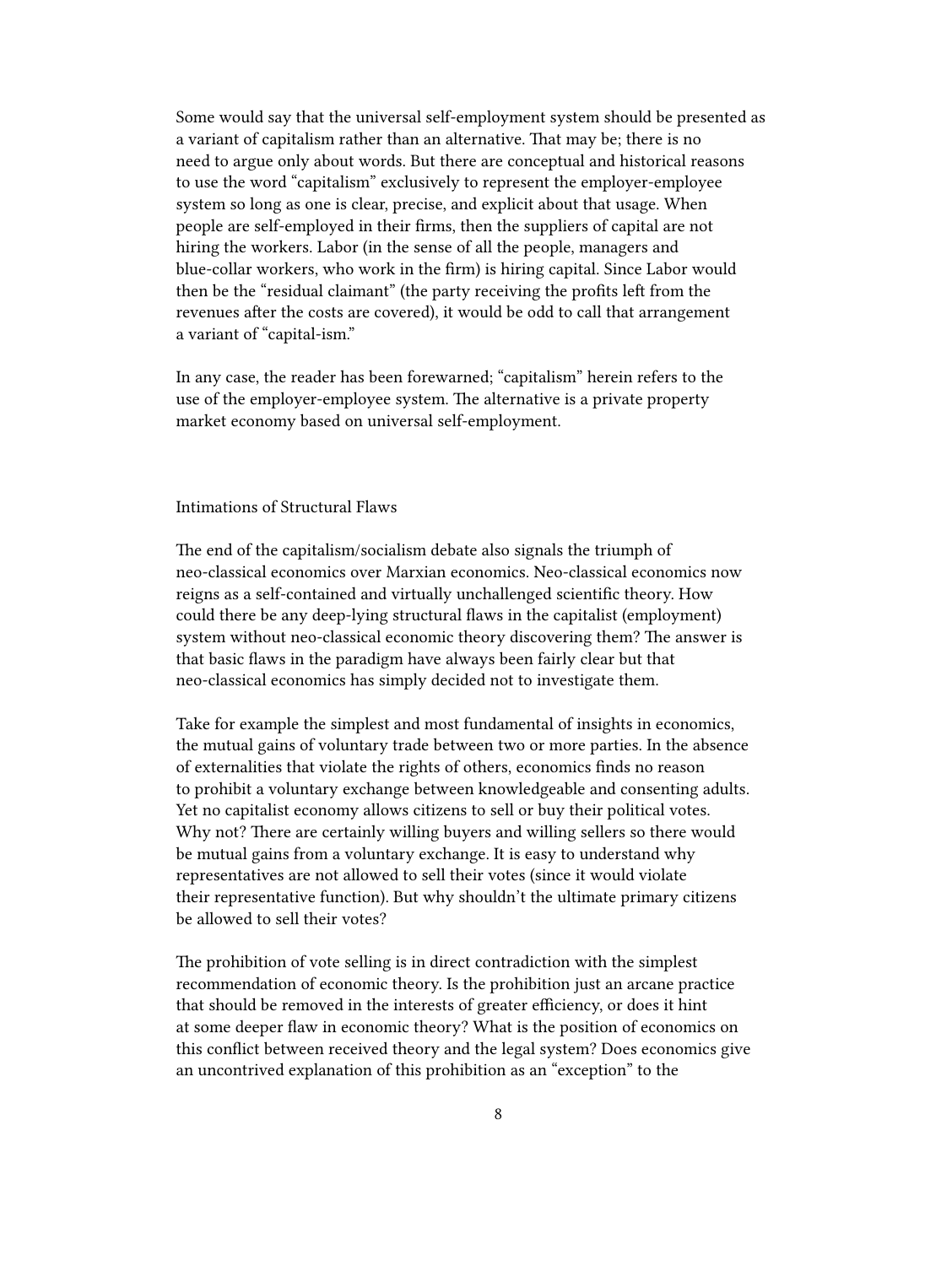Some would say that the universal self-employment system should be presented as a variant of capitalism rather than an alternative. That may be; there is no need to argue only about words. But there are conceptual and historical reasons to use the word "capitalism" exclusively to represent the employer-employee system so long as one is clear, precise, and explicit about that usage. When people are self-employed in their firms, then the suppliers of capital are not hiring the workers. Labor (in the sense of all the people, managers and blue-collar workers, who work in the firm) is hiring capital. Since Labor would then be the "residual claimant" (the party receiving the profits left from the revenues after the costs are covered), it would be odd to call that arrangement a variant of "capital-ism."

In any case, the reader has been forewarned; "capitalism" herein refers to the use of the employer-employee system. The alternative is a private property market economy based on universal self-employment.

## Intimations of Structural Flaws

The end of the capitalism/socialism debate also signals the triumph of neo-classical economics over Marxian economics. Neo-classical economics now reigns as a self-contained and virtually unchallenged scientific theory. How could there be any deep-lying structural flaws in the capitalist (employment) system without neo-classical economic theory discovering them? The answer is that basic flaws in the paradigm have always been fairly clear but that neo-classical economics has simply decided not to investigate them.

Take for example the simplest and most fundamental of insights in economics, the mutual gains of voluntary trade between two or more parties. In the absence of externalities that violate the rights of others, economics finds no reason to prohibit a voluntary exchange between knowledgeable and consenting adults. Yet no capitalist economy allows citizens to sell or buy their political votes. Why not? There are certainly willing buyers and willing sellers so there would be mutual gains from a voluntary exchange. It is easy to understand why representatives are not allowed to sell their votes (since it would violate their representative function). But why shouldn't the ultimate primary citizens be allowed to sell their votes?

The prohibition of vote selling is in direct contradiction with the simplest recommendation of economic theory. Is the prohibition just an arcane practice that should be removed in the interests of greater efficiency, or does it hint at some deeper flaw in economic theory? What is the position of economics on this conflict between received theory and the legal system? Does economics give an uncontrived explanation of this prohibition as an "exception" to the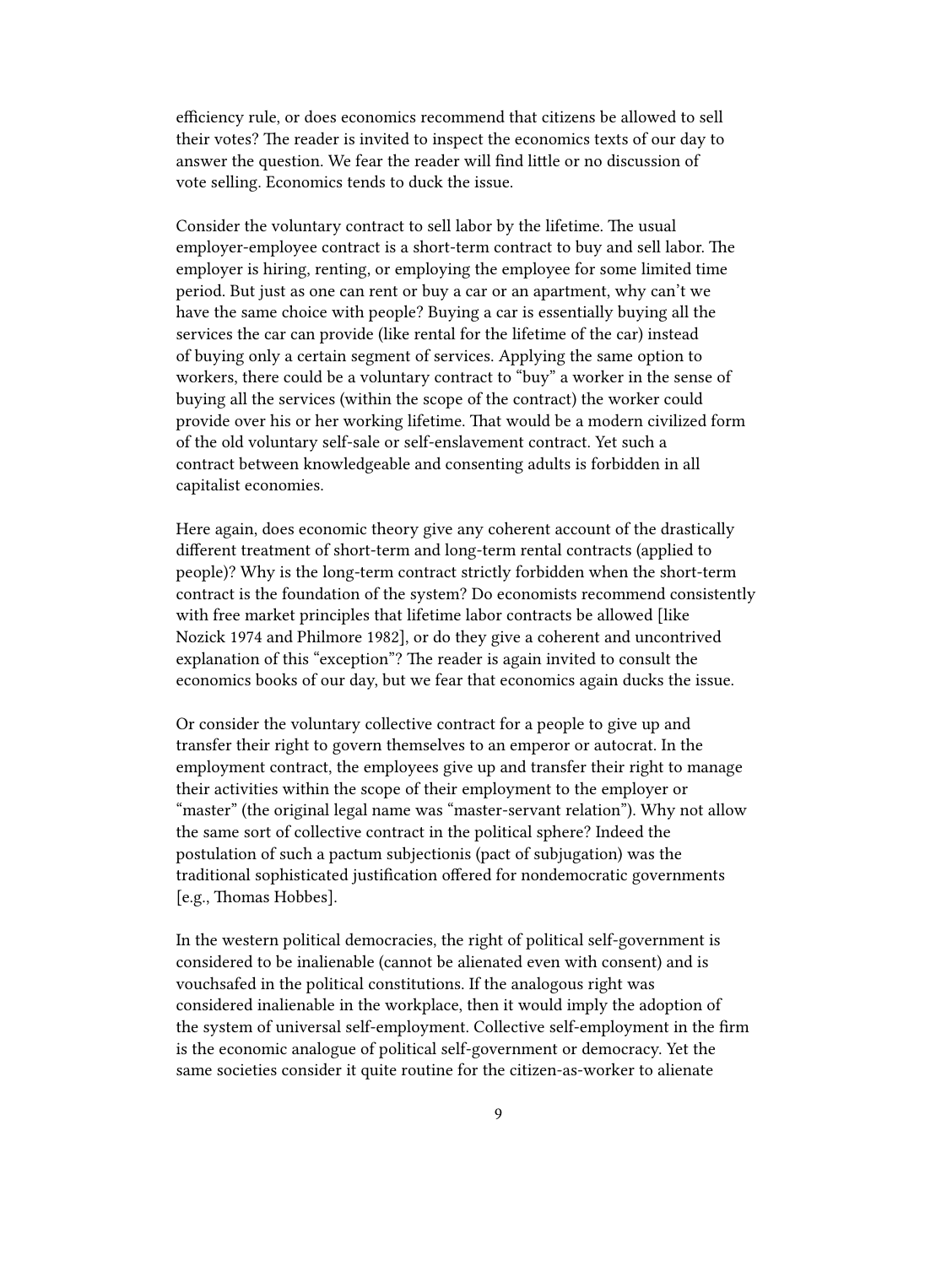efficiency rule, or does economics recommend that citizens be allowed to sell their votes? The reader is invited to inspect the economics texts of our day to answer the question. We fear the reader will find little or no discussion of vote selling. Economics tends to duck the issue.

Consider the voluntary contract to sell labor by the lifetime. The usual employer-employee contract is a short-term contract to buy and sell labor. The employer is hiring, renting, or employing the employee for some limited time period. But just as one can rent or buy a car or an apartment, why can't we have the same choice with people? Buying a car is essentially buying all the services the car can provide (like rental for the lifetime of the car) instead of buying only a certain segment of services. Applying the same option to workers, there could be a voluntary contract to "buy" a worker in the sense of buying all the services (within the scope of the contract) the worker could provide over his or her working lifetime. That would be a modern civilized form of the old voluntary self-sale or self-enslavement contract. Yet such a contract between knowledgeable and consenting adults is forbidden in all capitalist economies.

Here again, does economic theory give any coherent account of the drastically different treatment of short-term and long-term rental contracts (applied to people)? Why is the long-term contract strictly forbidden when the short-term contract is the foundation of the system? Do economists recommend consistently with free market principles that lifetime labor contracts be allowed [like Nozick 1974 and Philmore 1982], or do they give a coherent and uncontrived explanation of this "exception"? The reader is again invited to consult the economics books of our day, but we fear that economics again ducks the issue.

Or consider the voluntary collective contract for a people to give up and transfer their right to govern themselves to an emperor or autocrat. In the employment contract, the employees give up and transfer their right to manage their activities within the scope of their employment to the employer or "master" (the original legal name was "master-servant relation"). Why not allow the same sort of collective contract in the political sphere? Indeed the postulation of such a pactum subjectionis (pact of subjugation) was the traditional sophisticated justification offered for nondemocratic governments [e.g., Thomas Hobbes].

In the western political democracies, the right of political self-government is considered to be inalienable (cannot be alienated even with consent) and is vouchsafed in the political constitutions. If the analogous right was considered inalienable in the workplace, then it would imply the adoption of the system of universal self-employment. Collective self-employment in the firm is the economic analogue of political self-government or democracy. Yet the same societies consider it quite routine for the citizen-as-worker to alienate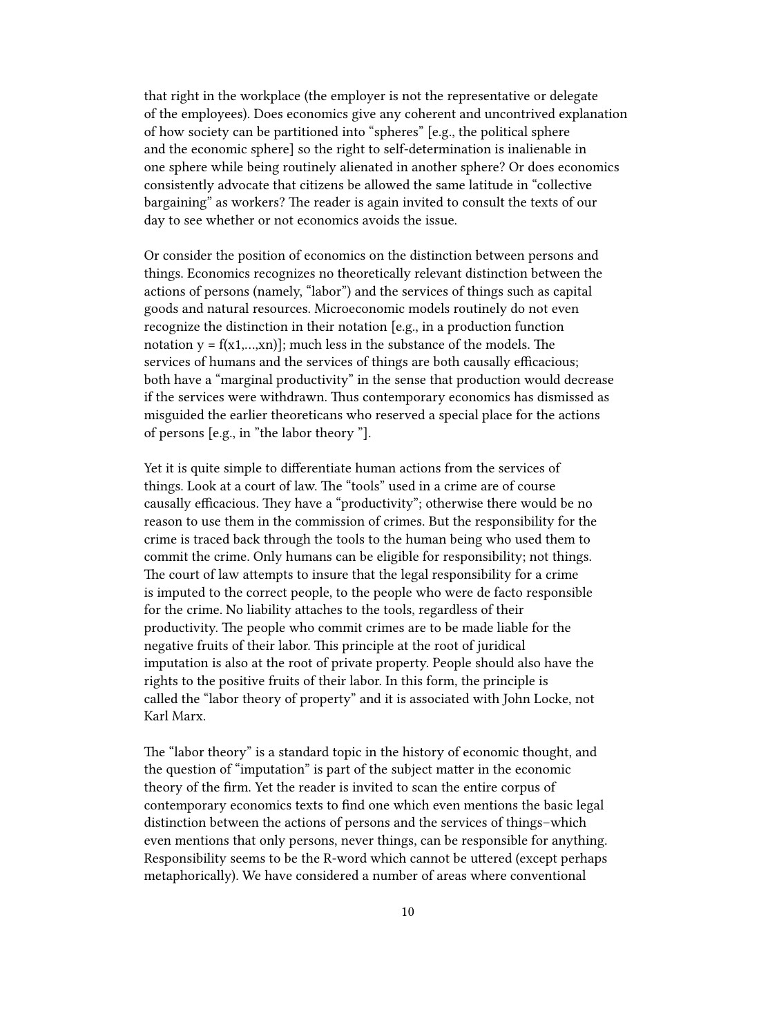that right in the workplace (the employer is not the representative or delegate of the employees). Does economics give any coherent and uncontrived explanation of how society can be partitioned into "spheres" [e.g., the political sphere and the economic sphere] so the right to self-determination is inalienable in one sphere while being routinely alienated in another sphere? Or does economics consistently advocate that citizens be allowed the same latitude in "collective bargaining" as workers? The reader is again invited to consult the texts of our day to see whether or not economics avoids the issue.

Or consider the position of economics on the distinction between persons and things. Economics recognizes no theoretically relevant distinction between the actions of persons (namely, "labor") and the services of things such as capital goods and natural resources. Microeconomic models routinely do not even recognize the distinction in their notation [e.g., in a production function notation $y = f(x_1,\ldots,x_n)$]; much less in the substance of the models. The services of humans and the services of things are both causally efficacious; both have a "marginal productivity" in the sense that production would decrease if the services were withdrawn. Thus contemporary economics has dismissed as misguided the earlier theoreticans who reserved a special place for the actions of persons [e.g., in "the labor theory "].

Yet it is quite simple to differentiate human actions from the services of things. Look at a court of law. The "tools" used in a crime are of course causally efficacious. They have a "productivity"; otherwise there would be no reason to use them in the commission of crimes. But the responsibility for the crime is traced back through the tools to the human being who used them to commit the crime. Only humans can be eligible for responsibility; not things. The court of law attempts to insure that the legal responsibility for a crime is imputed to the correct people, to the people who were de facto responsible for the crime. No liability attaches to the tools, regardless of their productivity. The people who commit crimes are to be made liable for the negative fruits of their labor. This principle at the root of juridical imputation is also at the root of private property. People should also have the rights to the positive fruits of their labor. In this form, the principle is called the "labor theory of property" and it is associated with John Locke, not Karl Marx.

The "labor theory" is a standard topic in the history of economic thought, and the question of "imputation" is part of the subject matter in the economic theory of the firm. Yet the reader is invited to scan the entire corpus of contemporary economics texts to find one which even mentions the basic legal distinction between the actions of persons and the services of things–which even mentions that only persons, never things, can be responsible for anything. Responsibility seems to be the R-word which cannot be uttered (except perhaps metaphorically). We have considered a number of areas where conventional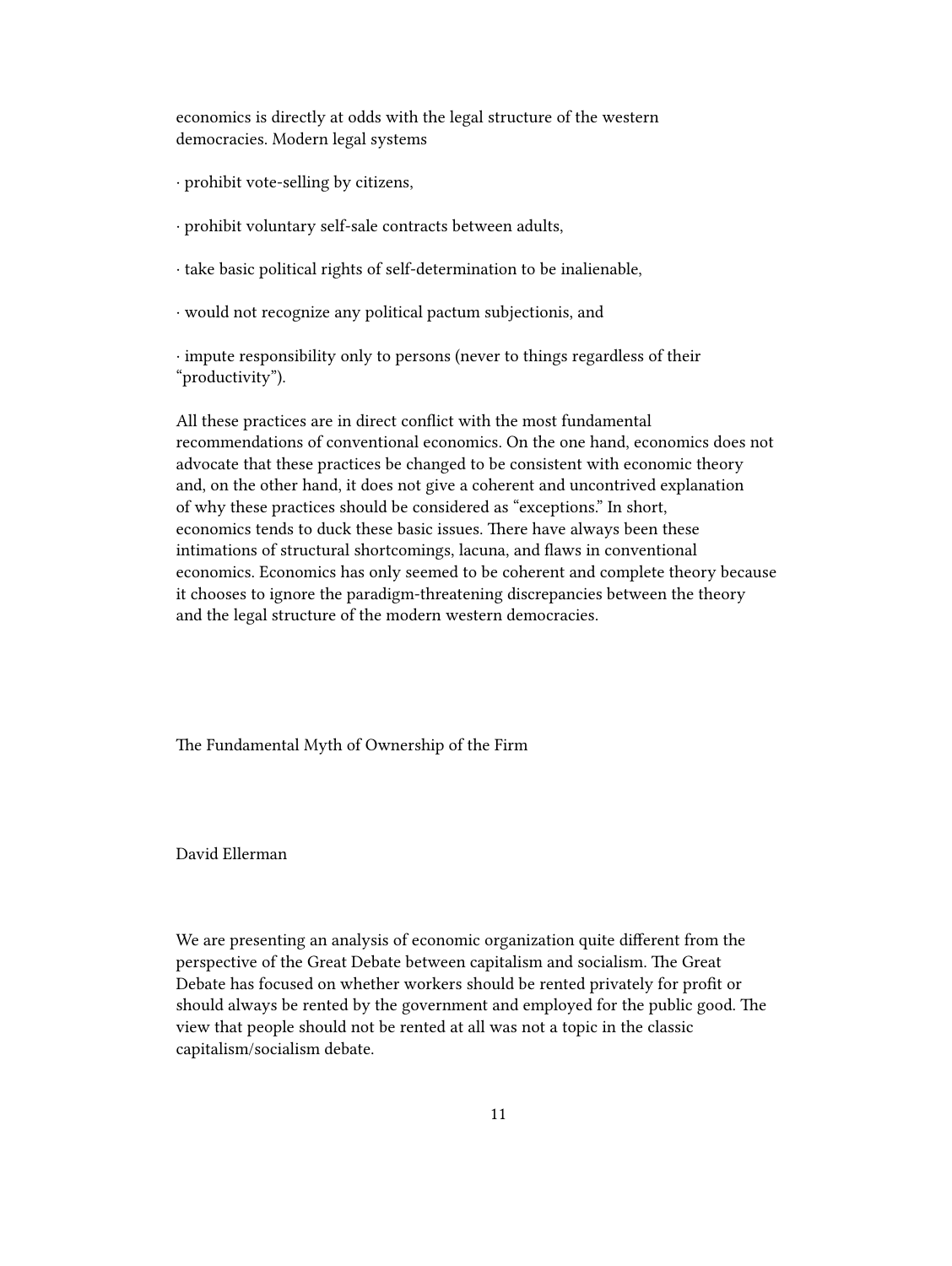economics is directly at odds with the legal structure of the western democracies. Modern legal systems

· prohibit vote-selling by citizens,

· prohibit voluntary self-sale contracts between adults,

· take basic political rights of self-determination to be inalienable,

· would not recognize any political pactum subjectionis, and

· impute responsibility only to persons (never to things regardless of their "productivity").

All these practices are in direct conflict with the most fundamental recommendations of conventional economics. On the one hand, economics does not advocate that these practices be changed to be consistent with economic theory and, on the other hand, it does not give a coherent and uncontrived explanation of why these practices should be considered as "exceptions." In short, economics tends to duck these basic issues. There have always been these intimations of structural shortcomings, lacuna, and flaws in conventional economics. Economics has only seemed to be coherent and complete theory because it chooses to ignore the paradigm-threatening discrepancies between the theory and the legal structure of the modern western democracies.

# The Fundamental Myth of Ownership of the Firm

David Ellerman

We are presenting an analysis of economic organization quite different from the perspective of the Great Debate between capitalism and socialism. The Great Debate has focused on whether workers should be rented privately for profit or should always be rented by the government and employed for the public good. The view that people should not be rented at all was not a topic in the classic capitalism/socialism debate.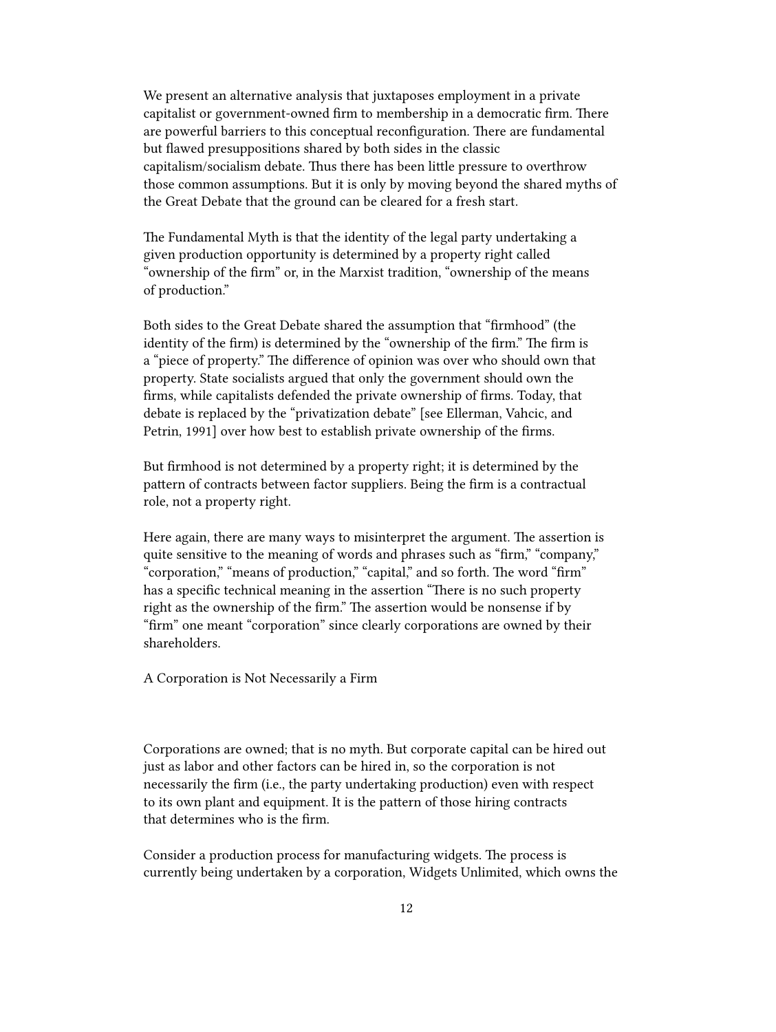We present an alternative analysis that juxtaposes employment in a private capitalist or government-owned firm to membership in a democratic firm. There are powerful barriers to this conceptual reconfiguration. There are fundamental but flawed presuppositions shared by both sides in the classic capitalism/socialism debate. Thus there has been little pressure to overthrow those common assumptions. But it is only by moving beyond the shared myths of the Great Debate that the ground can be cleared for a fresh start.

The Fundamental Myth is that the identity of the legal party undertaking a given production opportunity is determined by a property right called "ownership of the firm" or, in the Marxist tradition, "ownership of the means of production."

Both sides to the Great Debate shared the assumption that "firmhood" (the identity of the firm) is determined by the "ownership of the firm." The firm is a "piece of property." The difference of opinion was over who should own that property. State socialists argued that only the government should own the firms, while capitalists defended the private ownership of firms. Today, that debate is replaced by the "privatization debate" [see Ellerman, Vahcic, and Petrin, 1991] over how best to establish private ownership of the firms.

But firmhood is not determined by a property right; it is determined by the pattern of contracts between factor suppliers. Being the firm is a contractual role, not a property right.

Here again, there are many ways to misinterpret the argument. The assertion is quite sensitive to the meaning of words and phrases such as "firm," "company," "corporation," "means of production," "capital," and so forth. The word "firm" has a specific technical meaning in the assertion "There is no such property right as the ownership of the firm." The assertion would be nonsense if by "firm" one meant "corporation" since clearly corporations are owned by their shareholders.

## A Corporation is Not Necessarily a Firm

Corporations are owned; that is no myth. But corporate capital can be hired out just as labor and other factors can be hired in, so the corporation is not necessarily the firm (i.e., the party undertaking production) even with respect to its own plant and equipment. It is the pattern of those hiring contracts that determines who is the firm.

Consider a production process for manufacturing widgets. The process is currently being undertaken by a corporation, Widgets Unlimited, which owns the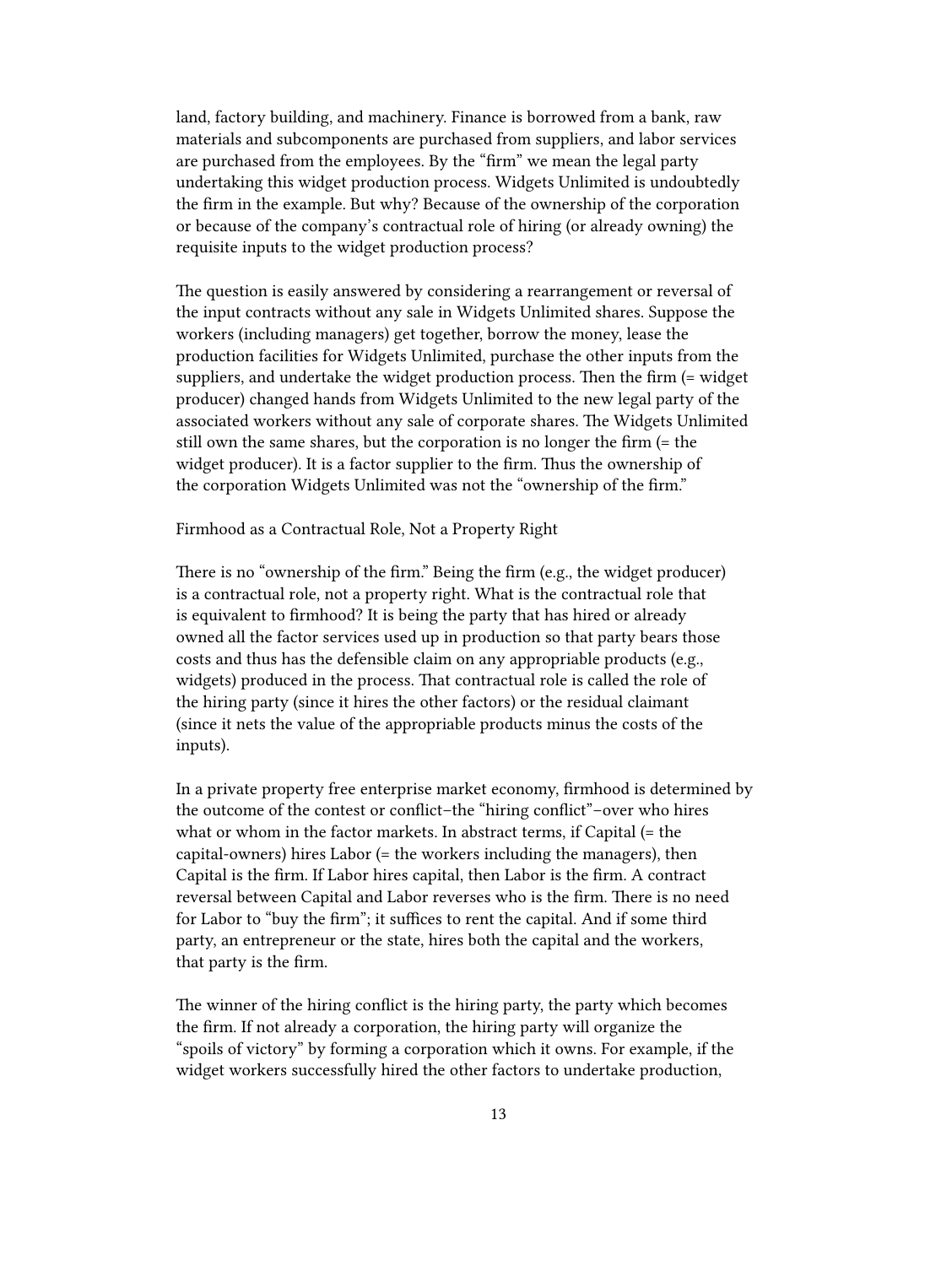land, factory building, and machinery. Finance is borrowed from a bank, raw materials and subcomponents are purchased from suppliers, and labor services are purchased from the employees. By the "firm" we mean the legal party undertaking this widget production process. Widgets Unlimited is undoubtedly the firm in the example. But why? Because of the ownership of the corporation or because of the company's contractual role of hiring (or already owning) the requisite inputs to the widget production process?

The question is easily answered by considering a rearrangement or reversal of the input contracts without any sale in Widgets Unlimited shares. Suppose the workers (including managers) get together, borrow the money, lease the production facilities for Widgets Unlimited, purchase the other inputs from the suppliers, and undertake the widget production process. Then the firm (= widget producer) changed hands from Widgets Unlimited to the new legal party of the associated workers without any sale of corporate shares. The Widgets Unlimited still own the same shares, but the corporation is no longer the firm (= the widget producer). It is a factor supplier to the firm. Thus the ownership of the corporation Widgets Unlimited was not the "ownership of the firm."

## Firmhood as a Contractual Role, Not a Property Right

There is no "ownership of the firm." Being the firm (e.g., the widget producer) is a contractual role, not a property right. What is the contractual role that is equivalent to firmhood? It is being the party that has hired or already owned all the factor services used up in production so that party bears those costs and thus has the defensible claim on any appropriable products (e.g., widgets) produced in the process. That contractual role is called the role of the hiring party (since it hires the other factors) or the residual claimant (since it nets the value of the appropriable products minus the costs of the inputs).

In a private property free enterprise market economy, firmhood is determined by the outcome of the contest or conflict–the "hiring conflict"–over who hires what or whom in the factor markets. In abstract terms, if Capital (= the capital-owners) hires Labor (= the workers including the managers), then Capital is the firm. If Labor hires capital, then Labor is the firm. A contract reversal between Capital and Labor reverses who is the firm. There is no need for Labor to "buy the firm"; it suffices to rent the capital. And if some third party, an entrepreneur or the state, hires both the capital and the workers, that party is the firm.

The winner of the hiring conflict is the hiring party, the party which becomes the firm. If not already a corporation, the hiring party will organize the "spoils of victory" by forming a corporation which it owns. For example, if the widget workers successfully hired the other factors to undertake production,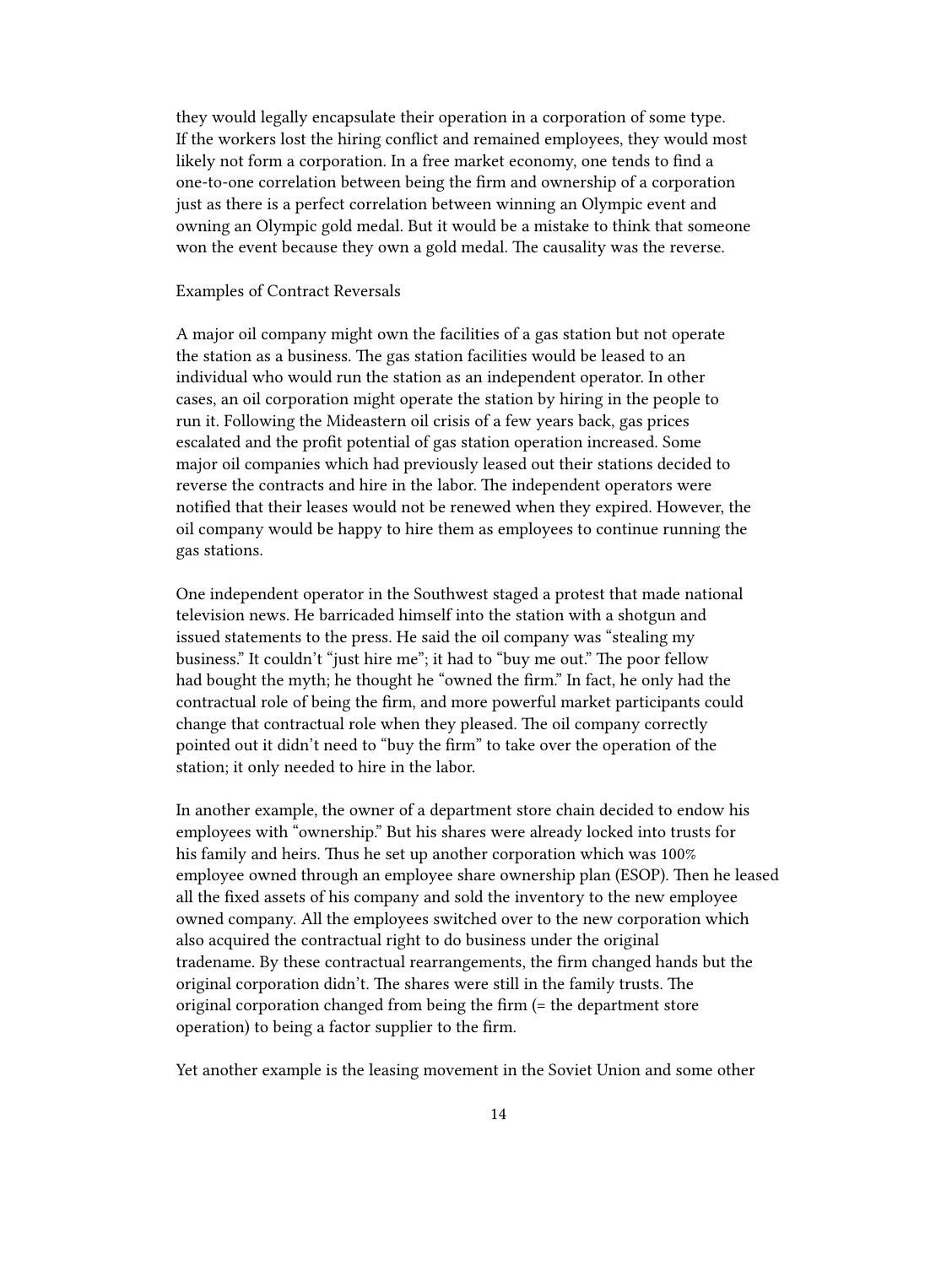they would legally encapsulate their operation in a corporation of some type. If the workers lost the hiring conflict and remained employees, they would most likely not form a corporation. In a free market economy, one tends to find a one-to-one correlation between being the firm and ownership of a corporation just as there is a perfect correlation between winning an Olympic event and owning an Olympic gold medal. But it would be a mistake to think that someone won the event because they own a gold medal. The causality was the reverse.

### Examples of Contract Reversals

A major oil company might own the facilities of a gas station but not operate the station as a business. The gas station facilities would be leased to an individual who would run the station as an independent operator. In other cases, an oil corporation might operate the station by hiring in the people to run it. Following the Mideastern oil crisis of a few years back, gas prices escalated and the profit potential of gas station operation increased. Some major oil companies which had previously leased out their stations decided to reverse the contracts and hire in the labor. The independent operators were notified that their leases would not be renewed when they expired. However, the oil company would be happy to hire them as employees to continue running the gas stations.

One independent operator in the Southwest staged a protest that made national television news. He barricaded himself into the station with a shotgun and issued statements to the press. He said the oil company was "stealing my business." It couldn't "just hire me"; it had to "buy me out." The poor fellow had bought the myth; he thought he "owned the firm." In fact, he only had the contractual role of being the firm, and more powerful market participants could change that contractual role when they pleased. The oil company correctly pointed out it didn't need to "buy the firm" to take over the operation of the station; it only needed to hire in the labor.

In another example, the owner of a department store chain decided to endow his employees with "ownership." But his shares were already locked into trusts for his family and heirs. Thus he set up another corporation which was 100% employee owned through an employee share ownership plan (ESOP). Then he leased all the fixed assets of his company and sold the inventory to the new employee owned company. All the employees switched over to the new corporation which also acquired the contractual right to do business under the original tradename. By these contractual rearrangements, the firm changed hands but the original corporation didn't. The shares were still in the family trusts. The original corporation changed from being the firm (= the department store operation) to being a factor supplier to the firm.

Yet another example is the leasing movement in the Soviet Union and some other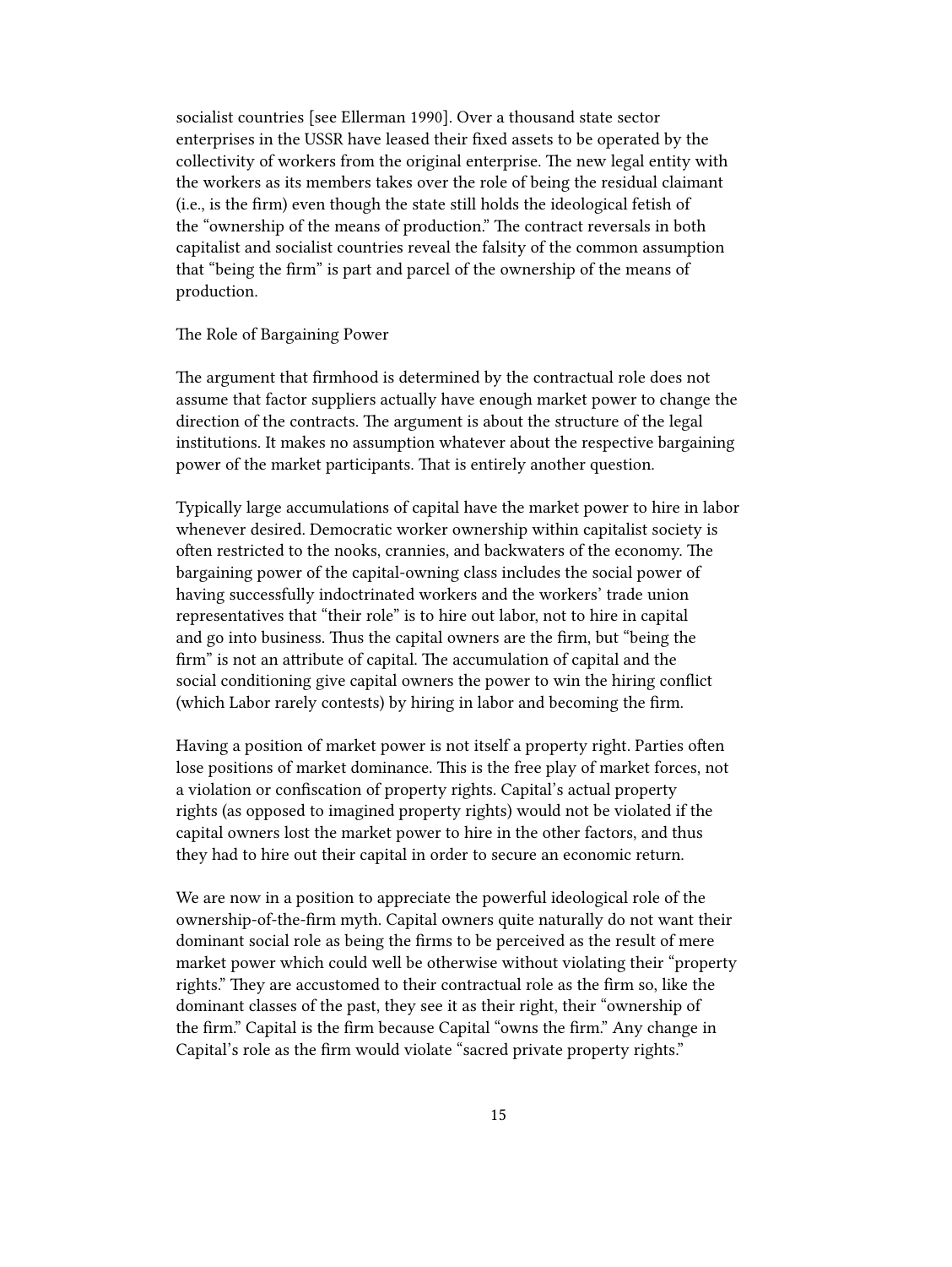socialist countries [see Ellerman 1990]. Over a thousand state sector enterprises in the USSR have leased their fixed assets to be operated by the collectivity of workers from the original enterprise. The new legal entity with the workers as its members takes over the role of being the residual claimant (i.e., is the firm) even though the state still holds the ideological fetish of the "ownership of the means of production." The contract reversals in both capitalist and socialist countries reveal the falsity of the common assumption that "being the firm" is part and parcel of the ownership of the means of production.

## The Role of Bargaining Power

The argument that firmhood is determined by the contractual role does not assume that factor suppliers actually have enough market power to change the direction of the contracts. The argument is about the structure of the legal institutions. It makes no assumption whatever about the respective bargaining power of the market participants. That is entirely another question.

Typically large accumulations of capital have the market power to hire in labor whenever desired. Democratic worker ownership within capitalist society is often restricted to the nooks, crannies, and backwaters of the economy. The bargaining power of the capital-owning class includes the social power of having successfully indoctrinated workers and the workers' trade union representatives that "their role" is to hire out labor, not to hire in capital and go into business. Thus the capital owners are the firm, but "being the firm" is not an attribute of capital. The accumulation of capital and the social conditioning give capital owners the power to win the hiring conflict (which Labor rarely contests) by hiring in labor and becoming the firm.

Having a position of market power is not itself a property right. Parties often lose positions of market dominance. This is the free play of market forces, not a violation or confiscation of property rights. Capital's actual property rights (as opposed to imagined property rights) would not be violated if the capital owners lost the market power to hire in the other factors, and thus they had to hire out their capital in order to secure an economic return.

We are now in a position to appreciate the powerful ideological role of the ownership-of-the-firm myth. Capital owners quite naturally do not want their dominant social role as being the firms to be perceived as the result of mere market power which could well be otherwise without violating their "property rights." They are accustomed to their contractual role as the firm so, like the dominant classes of the past, they see it as their right, their "ownership of the firm." Capital is the firm because Capital "owns the firm." Any change in Capital's role as the firm would violate "sacred private property rights."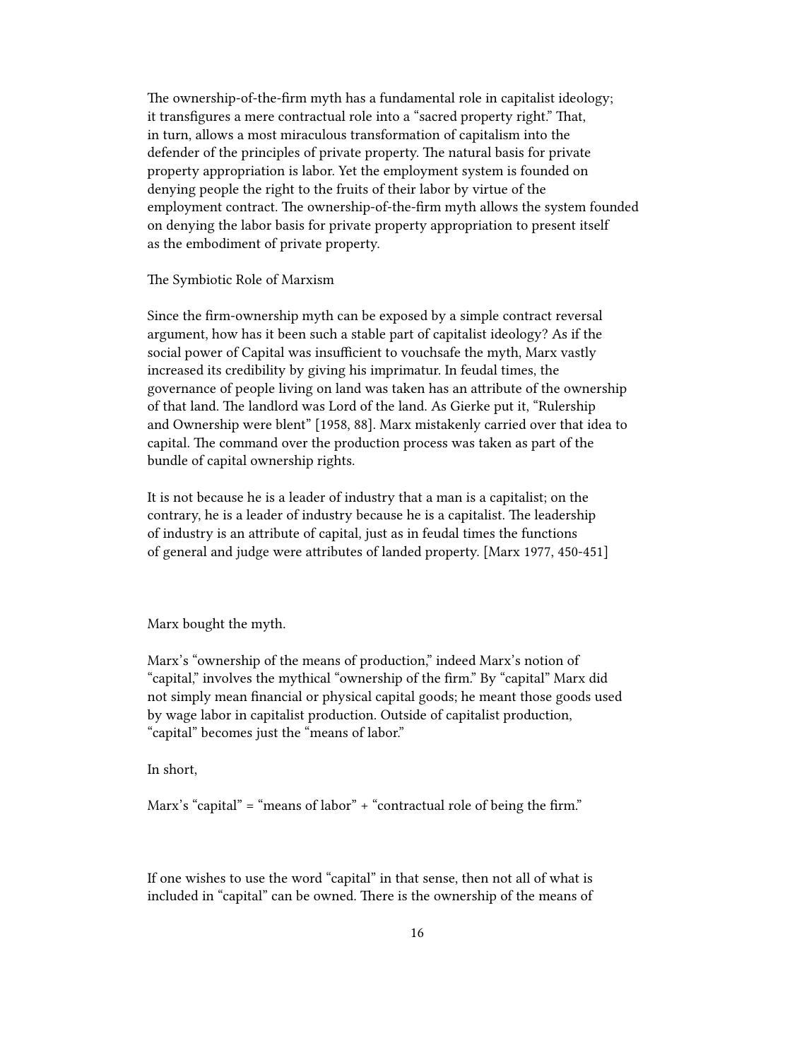The ownership-of-the-firm myth has a fundamental role in capitalist ideology; it transfigures a mere contractual role into a "sacred property right." That, in turn, allows a most miraculous transformation of capitalism into the defender of the principles of private property. The natural basis for private property appropriation is labor. Yet the employment system is founded on denying people the right to the fruits of their labor by virtue of the employment contract. The ownership-of-the-firm myth allows the system founded on denying the labor basis for private property appropriation to present itself as the embodiment of private property.

## The Symbiotic Role of Marxism

Since the firm-ownership myth can be exposed by a simple contract reversal argument, how has it been such a stable part of capitalist ideology? As if the social power of Capital was insufficient to vouchsafe the myth, Marx vastly increased its credibility by giving his imprimatur. In feudal times, the governance of people living on land was taken has an attribute of the ownership of that land. The landlord was Lord of the land. As Gierke put it, "Rulership and Ownership were blent" [1958, 88]. Marx mistakenly carried over that idea to capital. The command over the production process was taken as part of the bundle of capital ownership rights.

> It is not because he is a leader of industry that a man is a capitalist; on the contrary, he is a leader of industry because he is a capitalist. The leadership of industry is an attribute of capital, just as in feudal times the functions of general and judge were attributes of landed property. [Marx 1977, 450-451]

Marx bought the myth.

Marx's "ownership of the means of production," indeed Marx's notion of "capital," involves the mythical "ownership of the firm." By "capital" Marx did not simply mean financial or physical capital goods; he meant those goods used by wage labor in capitalist production. Outside of capitalist production, "capital" becomes just the "means of labor."

In short,

Marx's "capital" = "means of labor" + "contractual role of being the firm."

If one wishes to use the word "capital" in that sense, then not all of what is included in "capital" can be owned. There is the ownership of the means of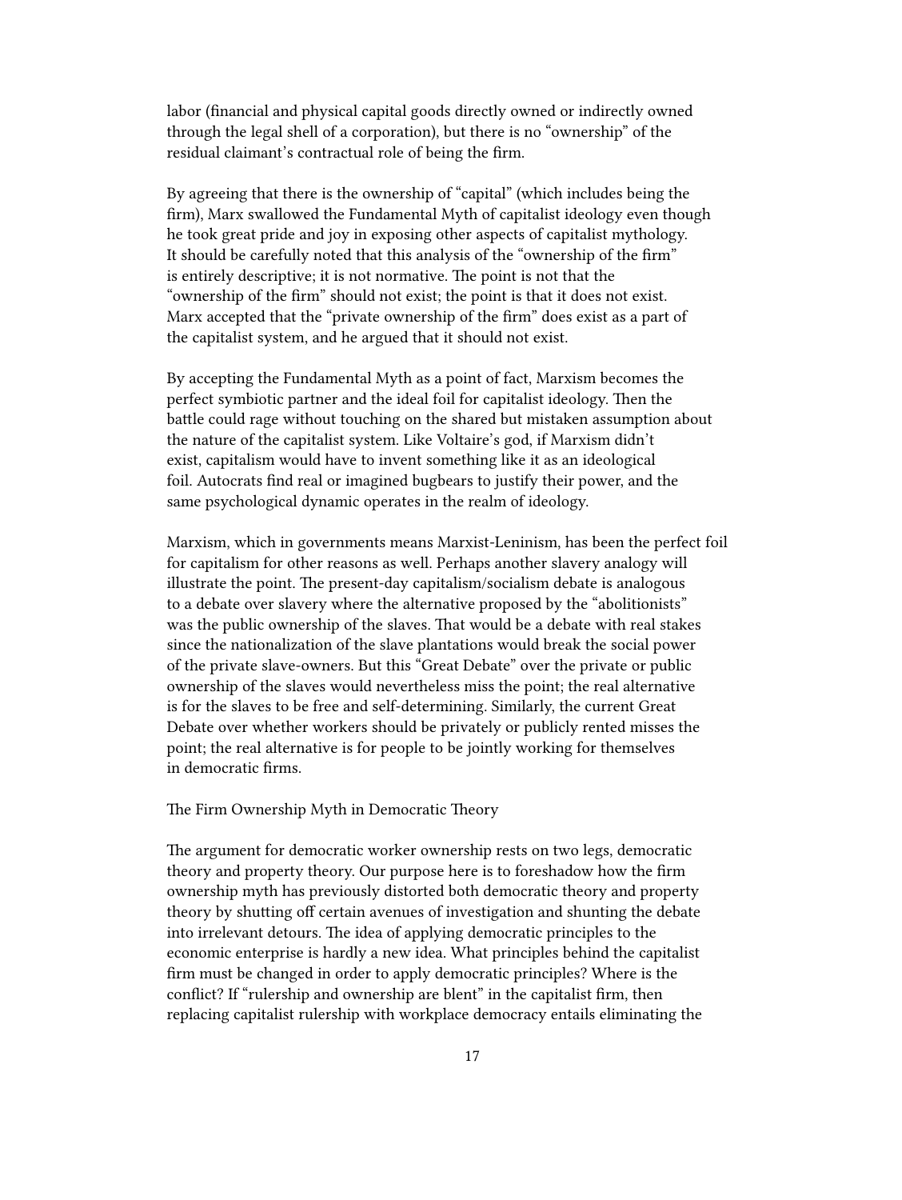labor (financial and physical capital goods directly owned or indirectly owned through the legal shell of a corporation), but there is no "ownership" of the residual claimant's contractual role of being the firm.

By agreeing that there is the ownership of "capital" (which includes being the firm), Marx swallowed the Fundamental Myth of capitalist ideology even though he took great pride and joy in exposing other aspects of capitalist mythology. It should be carefully noted that this analysis of the "ownership of the firm" is entirely descriptive; it is not normative. The point is not that the "ownership of the firm" should not exist; the point is that it does not exist. Marx accepted that the "private ownership of the firm" does exist as a part of the capitalist system, and he argued that it should not exist.

By accepting the Fundamental Myth as a point of fact, Marxism becomes the perfect symbiotic partner and the ideal foil for capitalist ideology. Then the battle could rage without touching on the shared but mistaken assumption about the nature of the capitalist system. Like Voltaire's god, if Marxism didn't exist, capitalism would have to invent something like it as an ideological foil. Autocrats find real or imagined bugbears to justify their power, and the same psychological dynamic operates in the realm of ideology.

Marxism, which in governments means Marxist-Leninism, has been the perfect foil for capitalism for other reasons as well. Perhaps another slavery analogy will illustrate the point. The present-day capitalism/socialism debate is analogous to a debate over slavery where the alternative proposed by the "abolitionists" was the public ownership of the slaves. That would be a debate with real stakes since the nationalization of the slave plantations would break the social power of the private slave-owners. But this "Great Debate" over the private or public ownership of the slaves would nevertheless miss the point; the real alternative is for the slaves to be free and self-determining. Similarly, the current Great Debate over whether workers should be privately or publicly rented misses the point; the real alternative is for people to be jointly working for themselves in democratic firms.

## The Firm Ownership Myth in Democratic Theory

The argument for democratic worker ownership rests on two legs, democratic theory and property theory. Our purpose here is to foreshadow how the firm ownership myth has previously distorted both democratic theory and property theory by shutting off certain avenues of investigation and shunting the debate into irrelevant detours. The idea of applying democratic principles to the economic enterprise is hardly a new idea. What principles behind the capitalist firm must be changed in order to apply democratic principles? Where is the conflict? If "rulership and ownership are blent" in the capitalist firm, then replacing capitalist rulership with workplace democracy entails eliminating the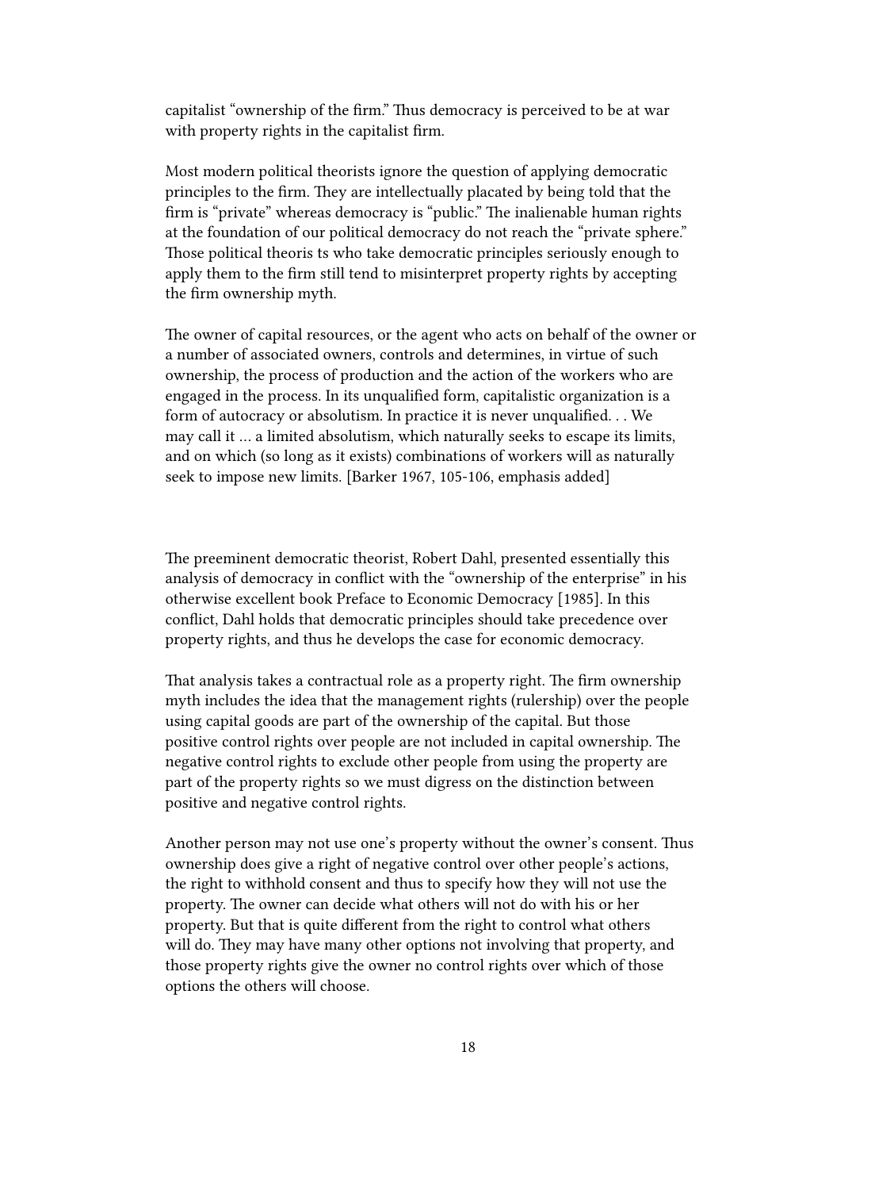capitalist "ownership of the firm." Thus democracy is perceived to be at war with property rights in the capitalist firm.

Most modern political theorists ignore the question of applying democratic principles to the firm. They are intellectually placated by being told that the firm is "private" whereas democracy is "public." The inalienable human rights at the foundation of our political democracy do not reach the "private sphere." Those political theoris ts who take democratic principles seriously enough to apply them to the firm still tend to misinterpret property rights by accepting the firm ownership myth.

> The owner of capital resources, or the agent who acts on behalf of the owner or a number of associated owners, controls and determines, in virtue of such ownership, the process of production and the action of the workers who are engaged in the process. In its unqualified form, capitalistic organization is a form of autocracy or absolutism. In practice it is never unqualified. . . We may call it … a limited absolutism, which naturally seeks to escape its limits, and on which (so long as it exists) combinations of workers will as naturally seek to impose new limits. [Barker 1967, 105-106, emphasis added]

The preeminent democratic theorist, Robert Dahl, presented essentially this analysis of democracy in conflict with the "ownership of the enterprise" in his otherwise excellent book Preface to Economic Democracy [1985]. In this conflict, Dahl holds that democratic principles should take precedence over property rights, and thus he develops the case for economic democracy.

That analysis takes a contractual role as a property right. The firm ownership myth includes the idea that the management rights (rulership) over the people using capital goods are part of the ownership of the capital. But those positive control rights over people are not included in capital ownership. The negative control rights to exclude other people from using the property are part of the property rights so we must digress on the distinction between positive and negative control rights.

Another person may not use one's property without the owner's consent. Thus ownership does give a right of negative control over other people's actions, the right to withhold consent and thus to specify how they will not use the property. The owner can decide what others will not do with his or her property. But that is quite different from the right to control what others will do. They may have many other options not involving that property, and those property rights give the owner no control rights over which of those options the others will choose.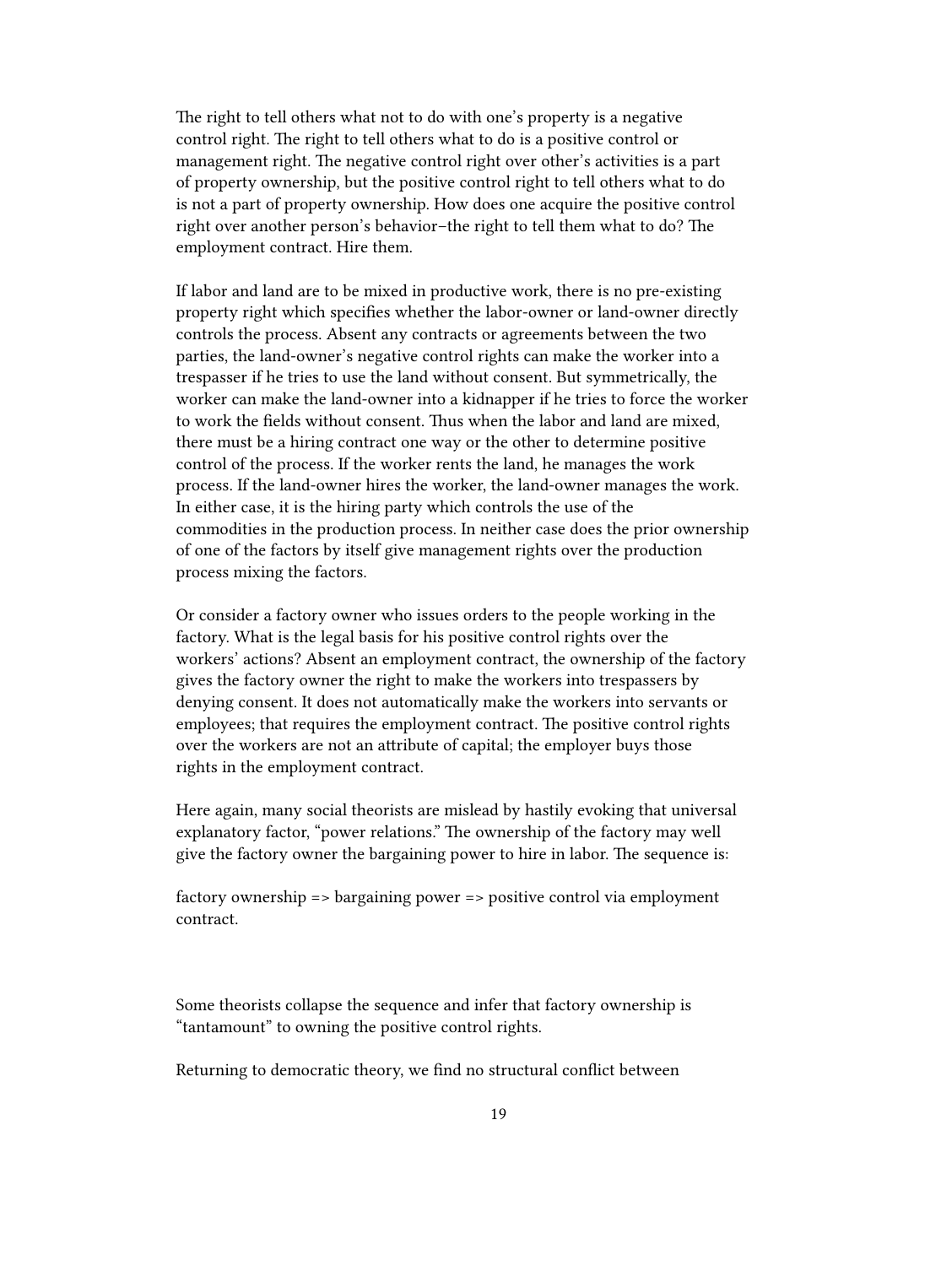The right to tell others what not to do with one's property is a negative control right. The right to tell others what to do is a positive control or management right. The negative control right over other's activities is a part of property ownership, but the positive control right to tell others what to do is not a part of property ownership. How does one acquire the positive control right over another person's behavior–the right to tell them what to do? The employment contract. Hire them.

If labor and land are to be mixed in productive work, there is no pre-existing property right which specifies whether the labor-owner or land-owner directly controls the process. Absent any contracts or agreements between the two parties, the land-owner's negative control rights can make the worker into a trespasser if he tries to use the land without consent. But symmetrically, the worker can make the land-owner into a kidnapper if he tries to force the worker to work the fields without consent. Thus when the labor and land are mixed, there must be a hiring contract one way or the other to determine positive control of the process. If the worker rents the land, he manages the work process. If the land-owner hires the worker, the land-owner manages the work. In either case, it is the hiring party which controls the use of the commodities in the production process. In neither case does the prior ownership of one of the factors by itself give management rights over the production process mixing the factors.

Or consider a factory owner who issues orders to the people working in the factory. What is the legal basis for his positive control rights over the workers' actions? Absent an employment contract, the ownership of the factory gives the factory owner the right to make the workers into trespassers by denying consent. It does not automatically make the workers into servants or employees; that requires the employment contract. The positive control rights over the workers are not an attribute of capital; the employer buys those rights in the employment contract.

Here again, many social theorists are mislead by hastily evoking that universal explanatory factor, "power relations." The ownership of the factory may well give the factory owner the bargaining power to hire in labor. The sequence is:

factory ownership => bargaining power => positive control via employment contract.

Some theorists collapse the sequence and infer that factory ownership is "tantamount" to owning the positive control rights.

Returning to democratic theory, we find no structural conflict between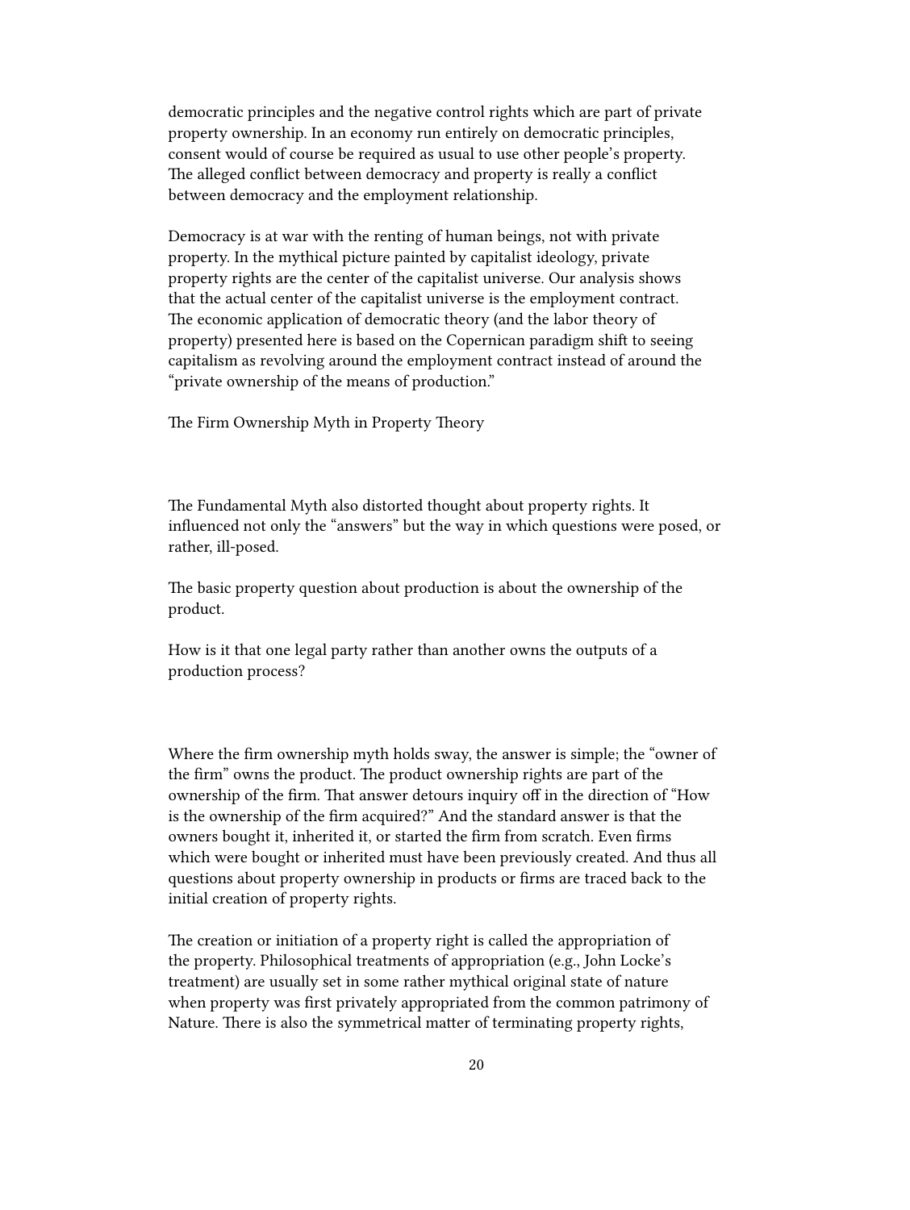democratic principles and the negative control rights which are part of private property ownership. In an economy run entirely on democratic principles, consent would of course be required as usual to use other people's property. The alleged conflict between democracy and property is really a conflict between democracy and the employment relationship.

Democracy is at war with the renting of human beings, not with private property. In the mythical picture painted by capitalist ideology, private property rights are the center of the capitalist universe. Our analysis shows that the actual center of the capitalist universe is the employment contract. The economic application of democratic theory (and the labor theory of property) presented here is based on the Copernican paradigm shift to seeing capitalism as revolving around the employment contract instead of around the "private ownership of the means of production."

## The Firm Ownership Myth in Property Theory

The Fundamental Myth also distorted thought about property rights. It influenced not only the "answers" but the way in which questions were posed, or rather, ill-posed.

The basic property question about production is about the ownership of the product.

How is it that one legal party rather than another owns the outputs of a production process?

Where the firm ownership myth holds sway, the answer is simple; the "owner of the firm" owns the product. The product ownership rights are part of the ownership of the firm. That answer detours inquiry off in the direction of "How is the ownership of the firm acquired?" And the standard answer is that the owners bought it, inherited it, or started the firm from scratch. Even firms which were bought or inherited must have been previously created. And thus all questions about property ownership in products or firms are traced back to the initial creation of property rights.

The creation or initiation of a property right is called the appropriation of the property. Philosophical treatments of appropriation (e.g., John Locke's treatment) are usually set in some rather mythical original state of nature when property was first privately appropriated from the common patrimony of Nature. There is also the symmetrical matter of terminating property rights,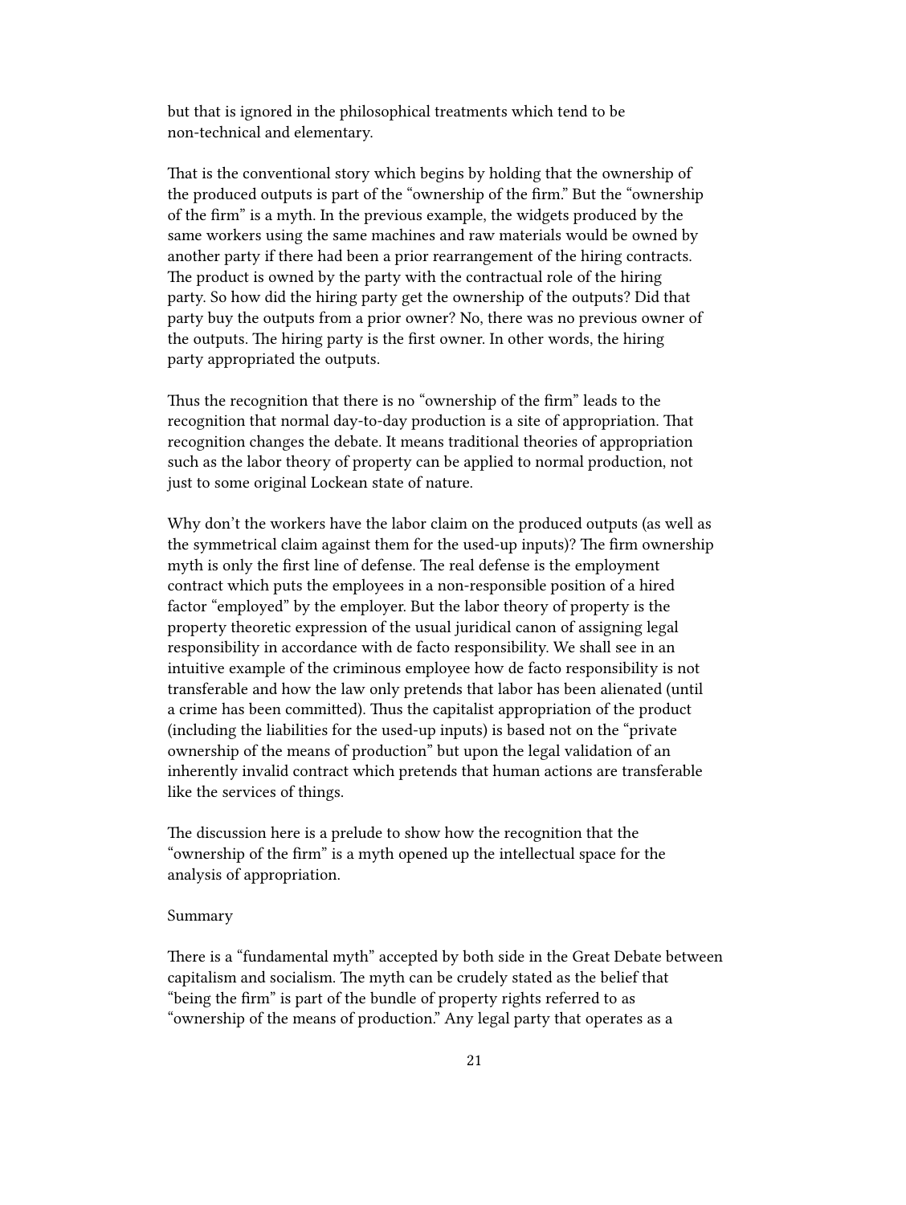but that is ignored in the philosophical treatments which tend to be non-technical and elementary.

That is the conventional story which begins by holding that the ownership of the produced outputs is part of the "ownership of the firm." But the "ownership of the firm" is a myth. In the previous example, the widgets produced by the same workers using the same machines and raw materials would be owned by another party if there had been a prior rearrangement of the hiring contracts. The product is owned by the party with the contractual role of the hiring party. So how did the hiring party get the ownership of the outputs? Did that party buy the outputs from a prior owner? No, there was no previous owner of the outputs. The hiring party is the first owner. In other words, the hiring party appropriated the outputs.

Thus the recognition that there is no "ownership of the firm" leads to the recognition that normal day-to-day production is a site of appropriation. That recognition changes the debate. It means traditional theories of appropriation such as the labor theory of property can be applied to normal production, not just to some original Lockean state of nature.

Why don't the workers have the labor claim on the produced outputs (as well as the symmetrical claim against them for the used-up inputs)? The firm ownership myth is only the first line of defense. The real defense is the employment contract which puts the employees in a non-responsible position of a hired factor "employed" by the employer. But the labor theory of property is the property theoretic expression of the usual juridical canon of assigning legal responsibility in accordance with de facto responsibility. We shall see in an intuitive example of the criminous employee how de facto responsibility is not transferable and how the law only pretends that labor has been alienated (until a crime has been committed). Thus the capitalist appropriation of the product (including the liabilities for the used-up inputs) is based not on the "private ownership of the means of production" but upon the legal validation of an inherently invalid contract which pretends that human actions are transferable like the services of things.

The discussion here is a prelude to show how the recognition that the "ownership of the firm" is a myth opened up the intellectual space for the analysis of appropriation.

## Summary

There is a "fundamental myth" accepted by both side in the Great Debate between capitalism and socialism. The myth can be crudely stated as the belief that "being the firm" is part of the bundle of property rights referred to as "ownership of the means of production." Any legal party that operates as a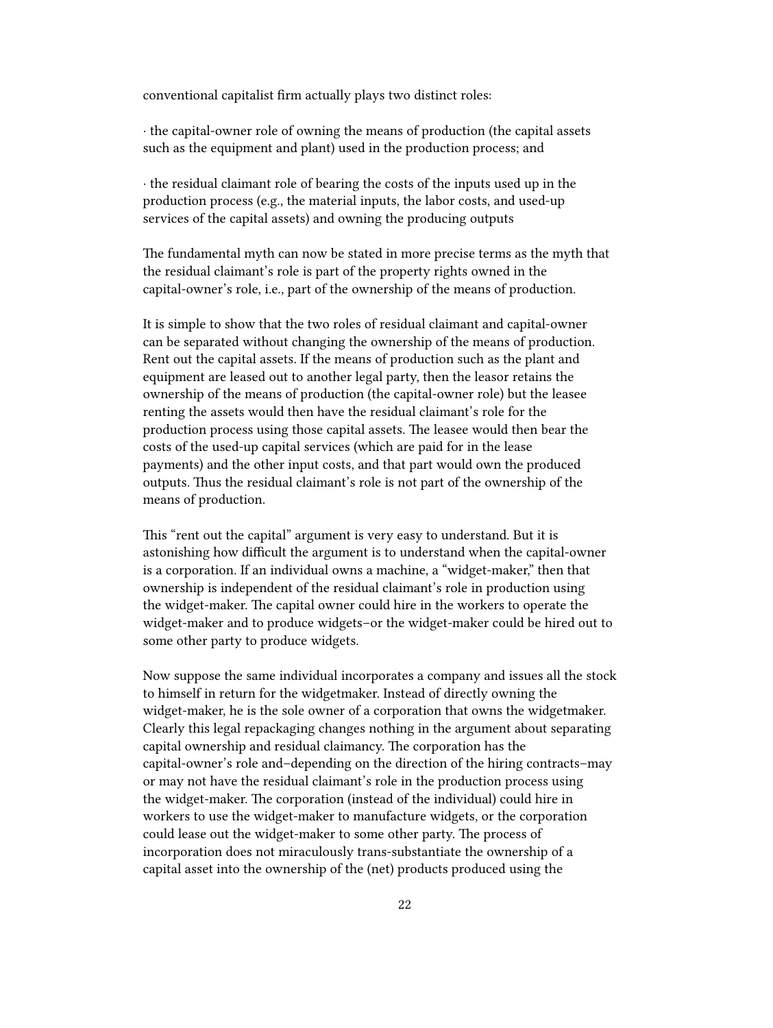conventional capitalist firm actually plays two distinct roles:

· the capital-owner role of owning the means of production (the capital assets such as the equipment and plant) used in the production process; and

· the residual claimant role of bearing the costs of the inputs used up in the production process (e.g., the material inputs, the labor costs, and used-up services of the capital assets) and owning the producing outputs

The fundamental myth can now be stated in more precise terms as the myth that the residual claimant's role is part of the property rights owned in the capital-owner's role, i.e., part of the ownership of the means of production.

It is simple to show that the two roles of residual claimant and capital-owner can be separated without changing the ownership of the means of production. Rent out the capital assets. If the means of production such as the plant and equipment are leased out to another legal party, then the leasor retains the ownership of the means of production (the capital-owner role) but the leasee renting the assets would then have the residual claimant's role for the production process using those capital assets. The leasee would then bear the costs of the used-up capital services (which are paid for in the lease payments) and the other input costs, and that part would own the produced outputs. Thus the residual claimant's role is not part of the ownership of the means of production.

This "rent out the capital" argument is very easy to understand. But it is astonishing how difficult the argument is to understand when the capital-owner is a corporation. If an individual owns a machine, a "widget-maker," then that ownership is independent of the residual claimant's role in production using the widget-maker. The capital owner could hire in the workers to operate the widget-maker and to produce widgets–or the widget-maker could be hired out to some other party to produce widgets.

Now suppose the same individual incorporates a company and issues all the stock to himself in return for the widgetmaker. Instead of directly owning the widget-maker, he is the sole owner of a corporation that owns the widgetmaker. Clearly this legal repackaging changes nothing in the argument about separating capital ownership and residual claimancy. The corporation has the capital-owner's role and–depending on the direction of the hiring contracts–may or may not have the residual claimant's role in the production process using the widget-maker. The corporation (instead of the individual) could hire in workers to use the widget-maker to manufacture widgets, or the corporation could lease out the widget-maker to some other party. The process of incorporation does not miraculously trans-substantiate the ownership of a capital asset into the ownership of the (net) products produced using the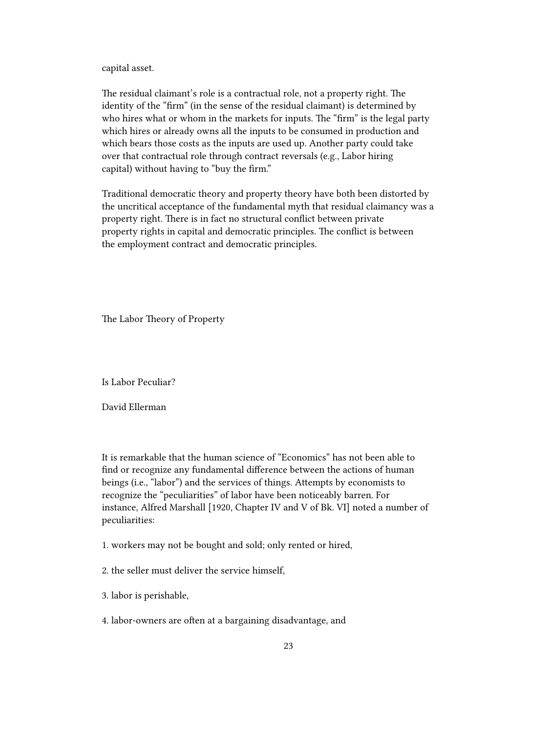capital asset.

The residual claimant's role is a contractual role, not a property right. The identity of the "firm" (in the sense of the residual claimant) is determined by who hires what or whom in the markets for inputs. The "firm" is the legal party which hires or already owns all the inputs to be consumed in production and which bears those costs as the inputs are used up. Another party could take over that contractual role through contract reversals (e.g., Labor hiring capital) without having to "buy the firm."

Traditional democratic theory and property theory have both been distorted by the uncritical acceptance of the fundamental myth that residual claimancy was a property right. There is in fact no structural conflict between private property rights in capital and democratic principles. The conflict is between the employment contract and democratic principles.

# The Labor Theory of Property

## Is Labor Peculiar?

David Ellerman

It is remarkable that the human science of "Economics" has not been able to find or recognize any fundamental difference between the actions of human beings (i.e., "labor") and the services of things. Attempts by economists to recognize the "peculiarities" of labor have been noticeably barren. For instance, Alfred Marshall [1920, Chapter IV and V of Bk. VI] noted a number of peculiarities:

1. workers may not be bought and sold; only rented or hired,

2. the seller must deliver the service himself,

3. labor is perishable,

4. labor-owners are often at a bargaining disadvantage, and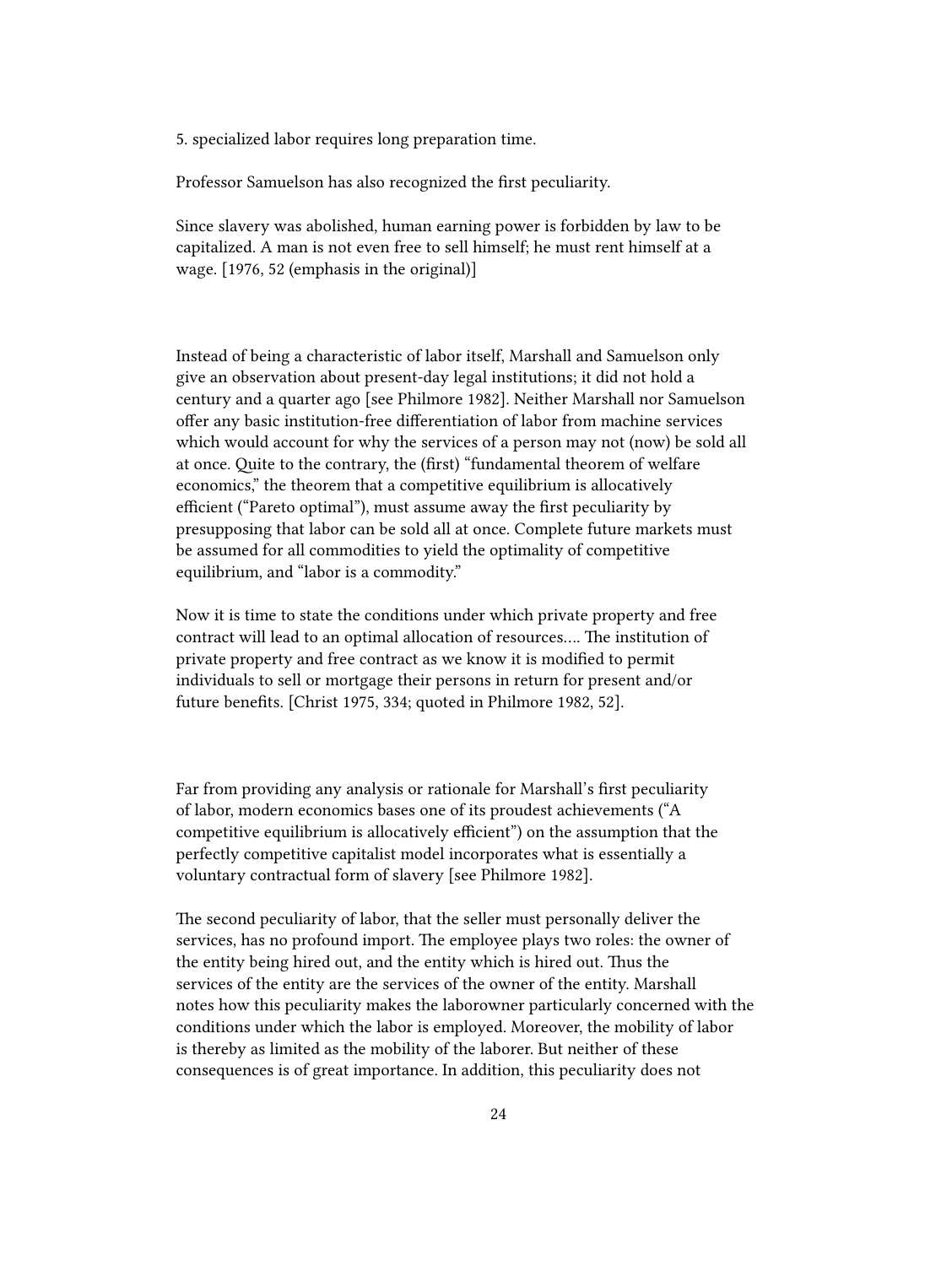5. specialized labor requires long preparation time.

Professor Samuelson has also recognized the first peculiarity.

> Since slavery was abolished, human earning power is forbidden by law to be capitalized. A man is not even free to sell himself; he must rent himself at a wage. [1976, 52 (emphasis in the original)]

Instead of being a characteristic of labor itself, Marshall and Samuelson only give an observation about present-day legal institutions; it did not hold a century and a quarter ago [see Philmore 1982]. Neither Marshall nor Samuelson offer any basic institution-free differentiation of labor from machine services which would account for why the services of a person may not (now) be sold all at once. Quite to the contrary, the (first) "fundamental theorem of welfare economics," the theorem that a competitive equilibrium is allocatively efficient ("Pareto optimal"), must assume away the first peculiarity by presupposing that labor can be sold all at once. Complete future markets must be assumed for all commodities to yield the optimality of competitive equilibrium, and "labor is a commodity."

> Now it is time to state the conditions under which private property and free contract will lead to an optimal allocation of resources.... The institution of private property and free contract as we know it is modified to permit individuals to sell or mortgage their persons in return for present and/or future benefits. [Christ 1975, 334; quoted in Philmore 1982, 52].

Far from providing any analysis or rationale for Marshall's first peculiarity of labor, modern economics bases one of its proudest achievements ("A competitive equilibrium is allocatively efficient") on the assumption that the perfectly competitive capitalist model incorporates what is essentially a voluntary contractual form of slavery [see Philmore 1982].

The second peculiarity of labor, that the seller must personally deliver the services, has no profound import. The employee plays two roles: the owner of the entity being hired out, and the entity which is hired out. Thus the services of the entity are the services of the owner of the entity. Marshall notes how this peculiarity makes the laborowner particularly concerned with the conditions under which the labor is employed. Moreover, the mobility of labor is thereby as limited as the mobility of the laborer. But neither of these consequences is of great importance. In addition, this peculiarity does not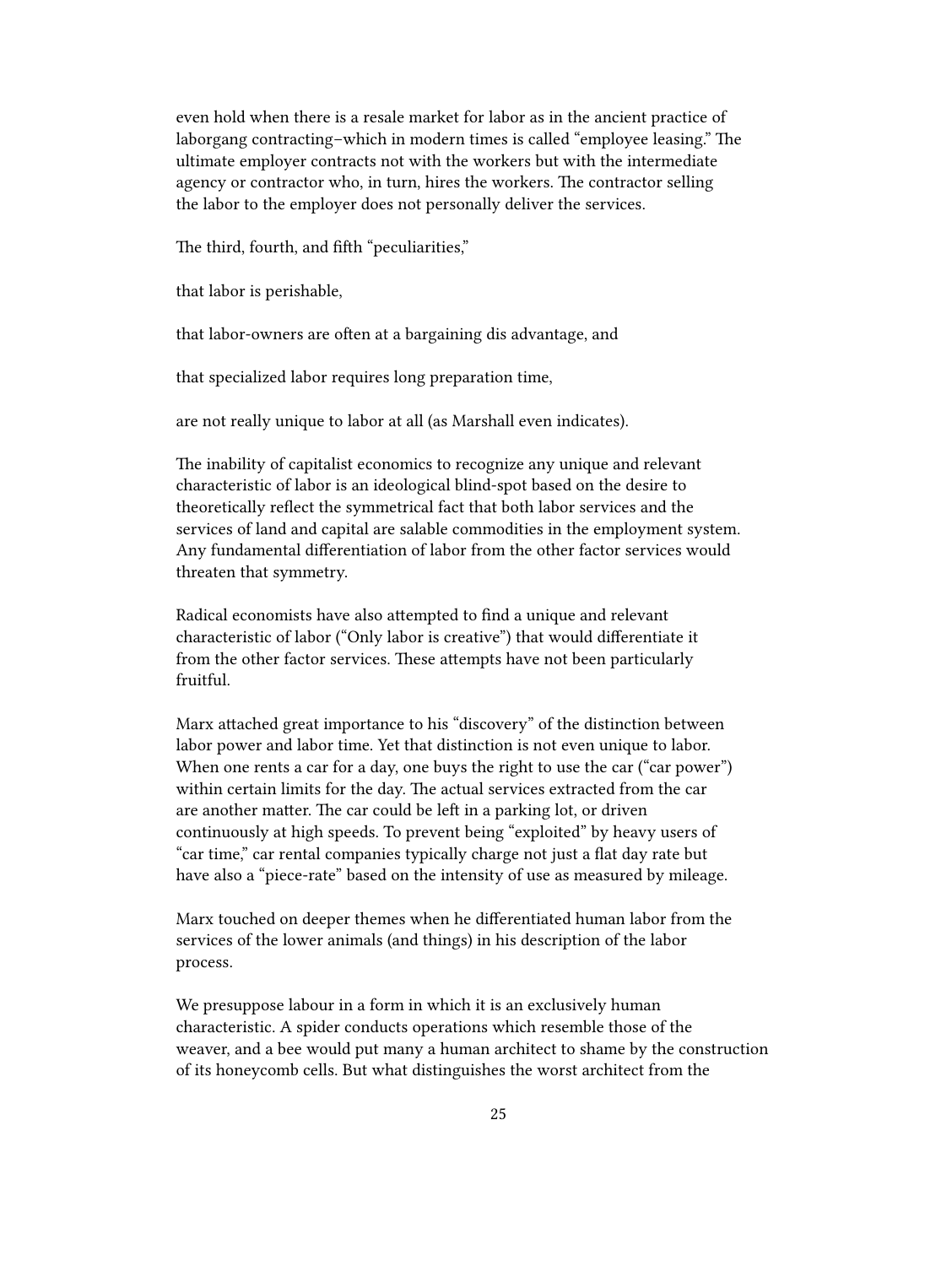even hold when there is a resale market for labor as in the ancient practice of laborgang contracting–which in modern times is called "employee leasing." The ultimate employer contracts not with the workers but with the intermediate agency or contractor who, in turn, hires the workers. The contractor selling the labor to the employer does not personally deliver the services.

The third, fourth, and fifth "peculiarities,"

that labor is perishable,

that labor-owners are often at a bargaining dis advantage, and

that specialized labor requires long preparation time,

are not really unique to labor at all (as Marshall even indicates).

The inability of capitalist economics to recognize any unique and relevant characteristic of labor is an ideological blind-spot based on the desire to theoretically reflect the symmetrical fact that both labor services and the services of land and capital are salable commodities in the employment system. Any fundamental differentiation of labor from the other factor services would threaten that symmetry.

Radical economists have also attempted to find a unique and relevant characteristic of labor ("Only labor is creative") that would differentiate it from the other factor services. These attempts have not been particularly fruitful.

Marx attached great importance to his "discovery" of the distinction between labor power and labor time. Yet that distinction is not even unique to labor. When one rents a car for a day, one buys the right to use the car ("car power") within certain limits for the day. The actual services extracted from the car are another matter. The car could be left in a parking lot, or driven continuously at high speeds. To prevent being "exploited" by heavy users of "car time," car rental companies typically charge not just a flat day rate but have also a "piece-rate" based on the intensity of use as measured by mileage.

Marx touched on deeper themes when he differentiated human labor from the services of the lower animals (and things) in his description of the labor process.

We presuppose labour in a form in which it is an exclusively human characteristic. A spider conducts operations which resemble those of the weaver, and a bee would put many a human architect to shame by the construction of its honeycomb cells. But what distinguishes the worst architect from the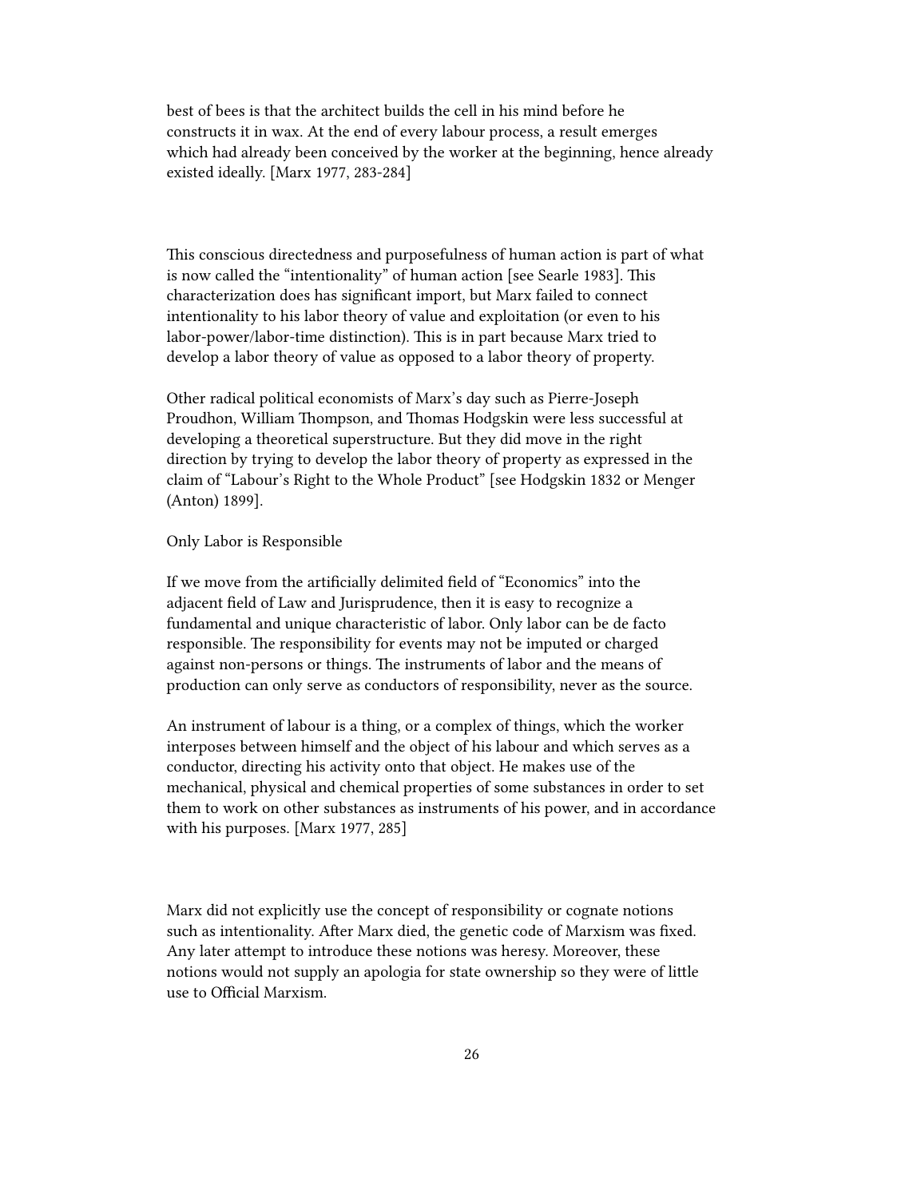> best of bees is that the architect builds the cell in his mind before he constructs it in wax. At the end of every labour process, a result emerges which had already been conceived by the worker at the beginning, hence already existed ideally. [Marx 1977, 283-284]

This conscious directedness and purposefulness of human action is part of what is now called the "intentionality" of human action [see Searle 1983]. This characterization does has significant import, but Marx failed to connect intentionality to his labor theory of value and exploitation (or even to his labor-power/labor-time distinction). This is in part because Marx tried to develop a labor theory of value as opposed to a labor theory of property.

Other radical political economists of Marx's day such as Pierre-Joseph Proudhon, William Thompson, and Thomas Hodgskin were less successful at developing a theoretical superstructure. But they did move in the right direction by trying to develop the labor theory of property as expressed in the claim of "Labour's Right to the Whole Product" [see Hodgskin 1832 or Menger (Anton) 1899].

## Only Labor is Responsible

If we move from the artificially delimited field of "Economics" into the adjacent field of Law and Jurisprudence, then it is easy to recognize a fundamental and unique characteristic of labor. Only labor can be de facto responsible. The responsibility for events may not be imputed or charged against non-persons or things. The instruments of labor and the means of production can only serve as conductors of responsibility, never as the source.

> An instrument of labour is a thing, or a complex of things, which the worker interposes between himself and the object of his labour and which serves as a conductor, directing his activity onto that object. He makes use of the mechanical, physical and chemical properties of some substances in order to set them to work on other substances as instruments of his power, and in accordance with his purposes. [Marx 1977, 285]

Marx did not explicitly use the concept of responsibility or cognate notions such as intentionality. After Marx died, the genetic code of Marxism was fixed. Any later attempt to introduce these notions was heresy. Moreover, these notions would not supply an apologia for state ownership so they were of little use to Official Marxism.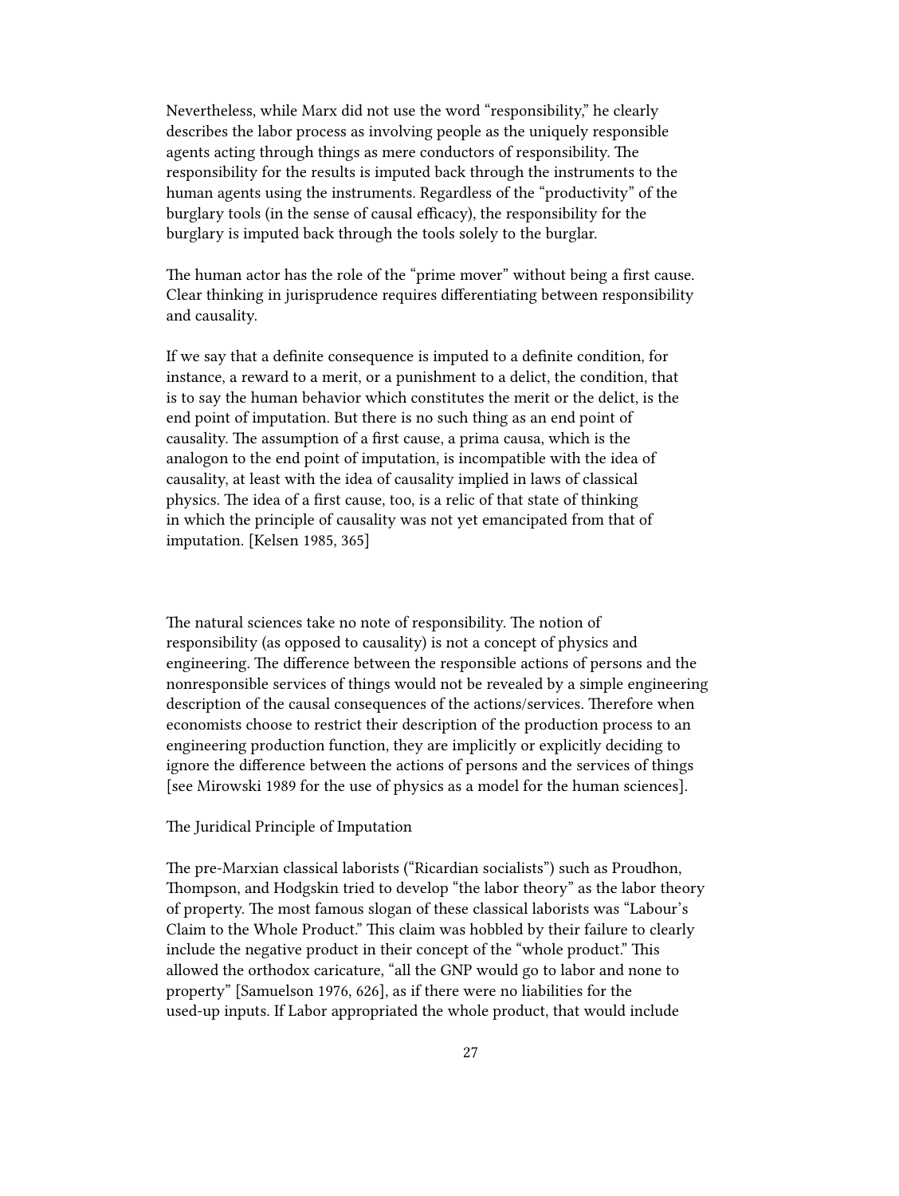Nevertheless, while Marx did not use the word "responsibility," he clearly describes the labor process as involving people as the uniquely responsible agents acting through things as mere conductors of responsibility. The responsibility for the results is imputed back through the instruments to the human agents using the instruments. Regardless of the "productivity" of the burglary tools (in the sense of causal efficacy), the responsibility for the burglary is imputed back through the tools solely to the burglar.

The human actor has the role of the "prime mover" without being a first cause. Clear thinking in jurisprudence requires differentiating between responsibility and causality.

> If we say that a definite consequence is imputed to a definite condition, for instance, a reward to a merit, or a punishment to a delict, the condition, that is to say the human behavior which constitutes the merit or the delict, is the end point of imputation. But there is no such thing as an end point of causality. The assumption of a first cause, a prima causa, which is the analogon to the end point of imputation, is incompatible with the idea of causality, at least with the idea of causality implied in laws of classical physics. The idea of a first cause, too, is a relic of that state of thinking in which the principle of causality was not yet emancipated from that of imputation. [Kelsen 1985, 365]

The natural sciences take no note of responsibility. The notion of responsibility (as opposed to causality) is not a concept of physics and engineering. The difference between the responsible actions of persons and the nonresponsible services of things would not be revealed by a simple engineering description of the causal consequences of the actions/services. Therefore when economists choose to restrict their description of the production process to an engineering production function, they are implicitly or explicitly deciding to ignore the difference between the actions of persons and the services of things [see Mirowski 1989 for the use of physics as a model for the human sciences].

## The Juridical Principle of Imputation

The pre-Marxian classical laborists ("Ricardian socialists") such as Proudhon, Thompson, and Hodgskin tried to develop "the labor theory" as the labor theory of property. The most famous slogan of these classical laborists was "Labour's Claim to the Whole Product." This claim was hobbled by their failure to clearly include the negative product in their concept of the "whole product." This allowed the orthodox caricature, "all the GNP would go to labor and none to property" [Samuelson 1976, 626], as if there were no liabilities for the used-up inputs. If Labor appropriated the whole product, that would include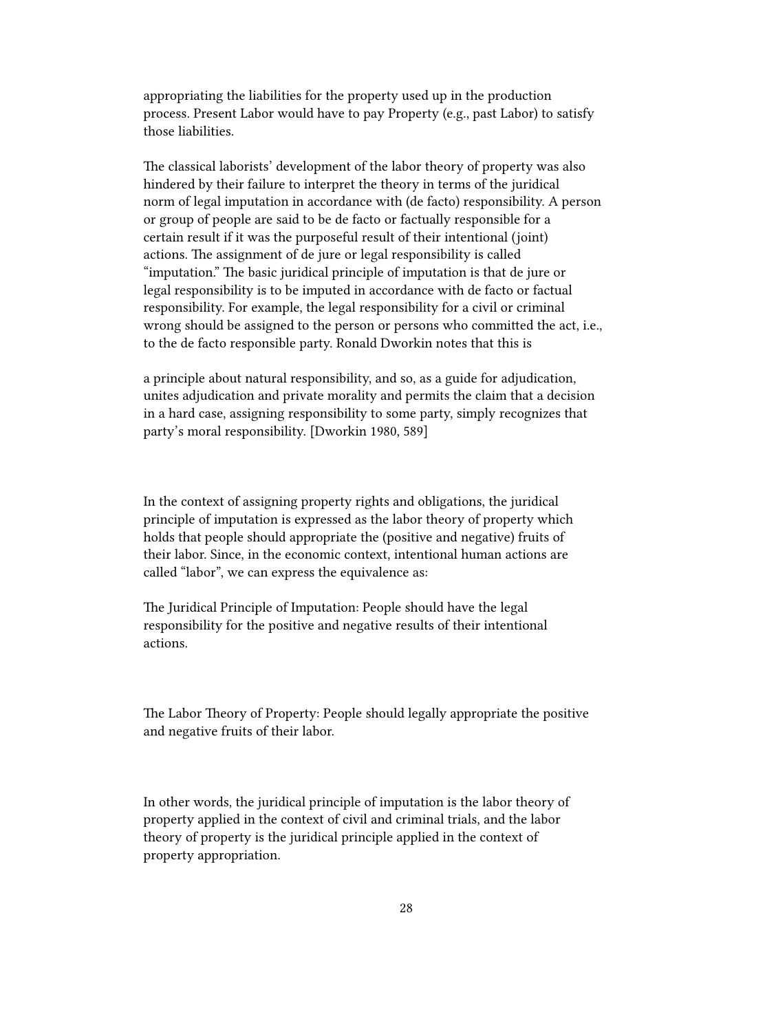appropriating the liabilities for the property used up in the production process. Present Labor would have to pay Property (e.g., past Labor) to satisfy those liabilities.

The classical laborists' development of the labor theory of property was also hindered by their failure to interpret the theory in terms of the juridical norm of legal imputation in accordance with (de facto) responsibility. A person or group of people are said to be de facto or factually responsible for a certain result if it was the purposeful result of their intentional (joint) actions. The assignment of de jure or legal responsibility is called "imputation." The basic juridical principle of imputation is that de jure or legal responsibility is to be imputed in accordance with de facto or factual responsibility. For example, the legal responsibility for a civil or criminal wrong should be assigned to the person or persons who committed the act, i.e., to the de facto responsible party. Ronald Dworkin notes that this is

> a principle about natural responsibility, and so, as a guide for adjudication, unites adjudication and private morality and permits the claim that a decision in a hard case, assigning responsibility to some party, simply recognizes that party's moral responsibility. [Dworkin 1980, 589]

In the context of assigning property rights and obligations, the juridical principle of imputation is expressed as the labor theory of property which holds that people should appropriate the (positive and negative) fruits of their labor. Since, in the economic context, intentional human actions are called "labor", we can express the equivalence as:

The Juridical Principle of Imputation: People should have the legal responsibility for the positive and negative results of their intentional actions.

The Labor Theory of Property: People should legally appropriate the positive and negative fruits of their labor.

In other words, the juridical principle of imputation is the labor theory of property applied in the context of civil and criminal trials, and the labor theory of property is the juridical principle applied in the context of property appropriation.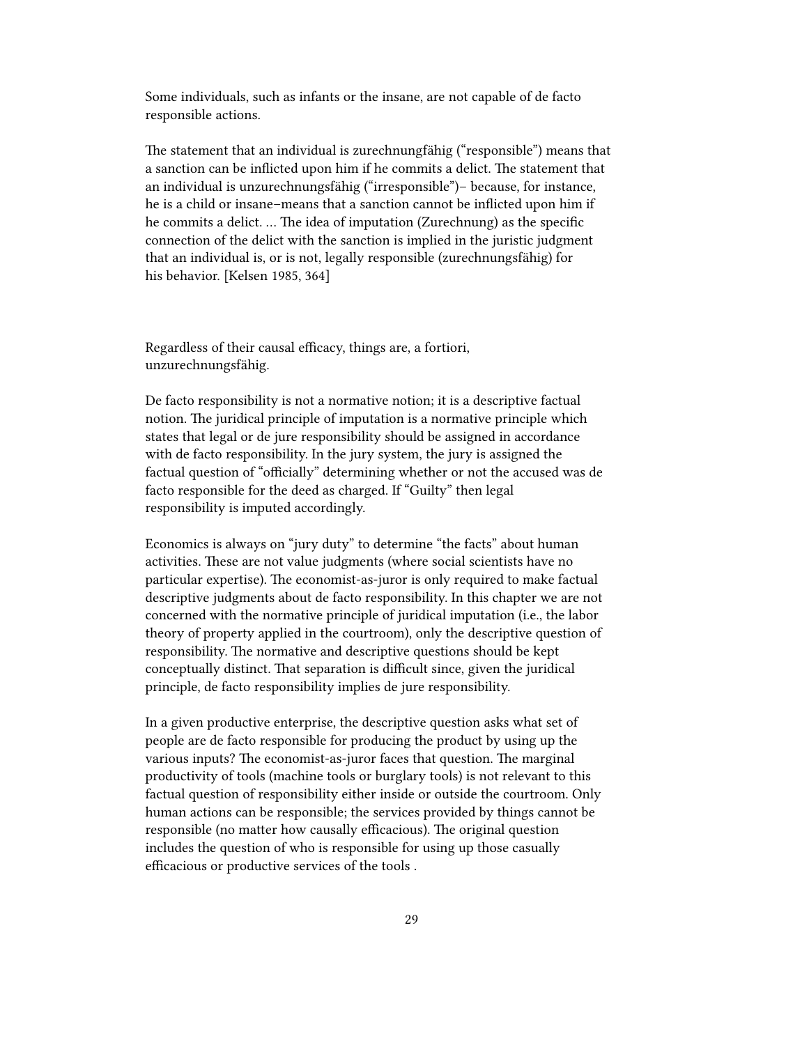Some individuals, such as infants or the insane, are not capable of de facto responsible actions.

> The statement that an individual is zurechnungfähig ("responsible") means that a sanction can be inflicted upon him if he commits a delict. The statement that an individual is unzurechnungsfähig ("irresponsible")– because, for instance, he is a child or insane–means that a sanction cannot be inflicted upon him if he commits a delict. ... The idea of imputation (Zurechnung) as the specific connection of the delict with the sanction is implied in the juristic judgment that an individual is, or is not, legally responsible (zurechnungsfähig) for his behavior. [Kelsen 1985, 364]

Regardless of their causal efficacy, things are, a fortiori, unzurechnungsfähig.

De facto responsibility is not a normative notion; it is a descriptive factual notion. The juridical principle of imputation is a normative principle which states that legal or de jure responsibility should be assigned in accordance with de facto responsibility. In the jury system, the jury is assigned the factual question of "officially" determining whether or not the accused was de facto responsible for the deed as charged. If "Guilty" then legal responsibility is imputed accordingly.

Economics is always on "jury duty" to determine "the facts" about human activities. These are not value judgments (where social scientists have no particular expertise). The economist-as-juror is only required to make factual descriptive judgments about de facto responsibility. In this chapter we are not concerned with the normative principle of juridical imputation (i.e., the labor theory of property applied in the courtroom), only the descriptive question of responsibility. The normative and descriptive questions should be kept conceptually distinct. That separation is difficult since, given the juridical principle, de facto responsibility implies de jure responsibility.

In a given productive enterprise, the descriptive question asks what set of people are de facto responsible for producing the product by using up the various inputs? The economist-as-juror faces that question. The marginal productivity of tools (machine tools or burglary tools) is not relevant to this factual question of responsibility either inside or outside the courtroom. Only human actions can be responsible; the services provided by things cannot be responsible (no matter how causally efficacious). The original question includes the question of who is responsible for using up those casually efficacious or productive services of the tools .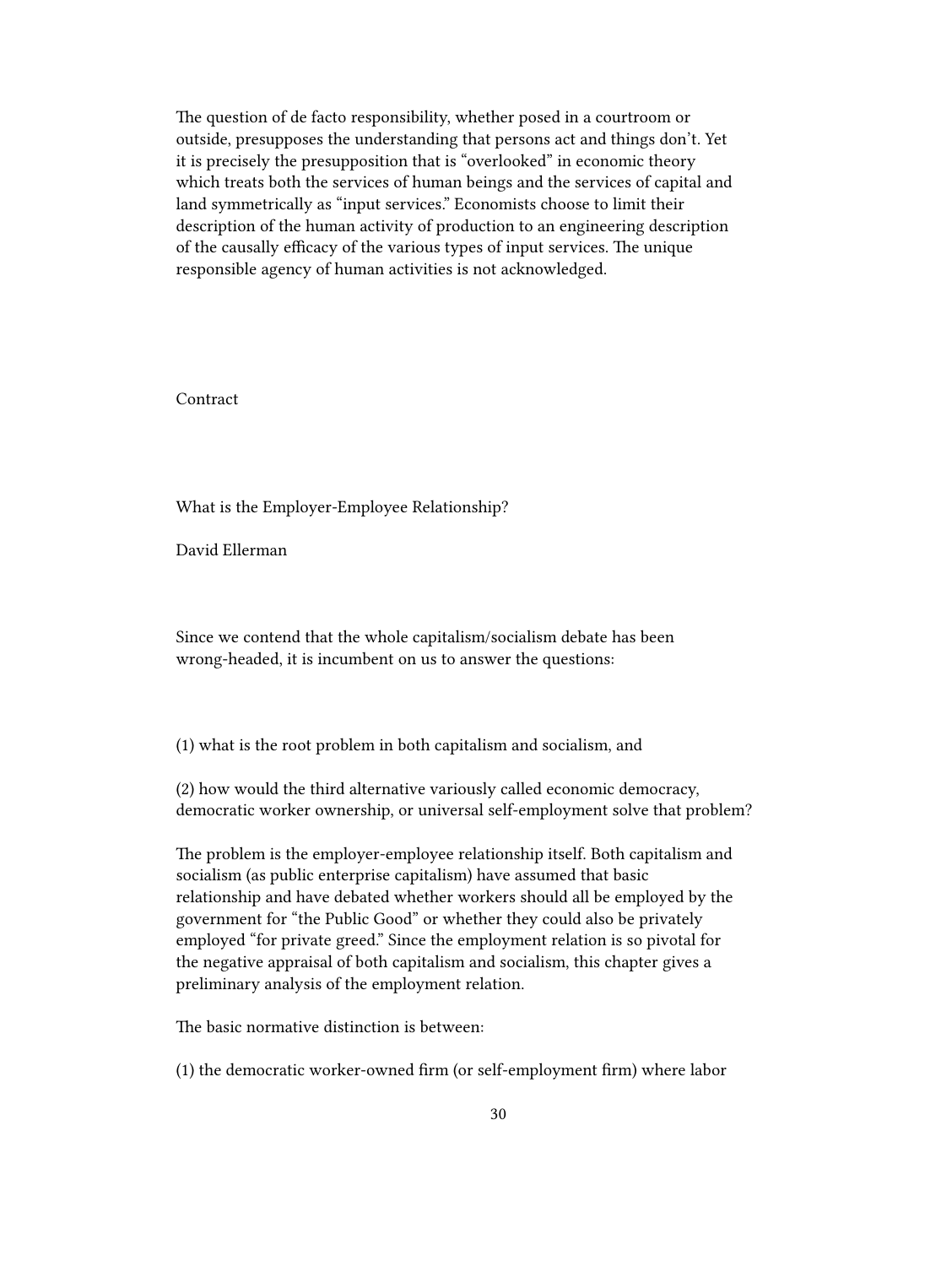The question of de facto responsibility, whether posed in a courtroom or outside, presupposes the understanding that persons act and things don't. Yet it is precisely the presupposition that is "overlooked" in economic theory which treats both the services of human beings and the services of capital and land symmetrically as "input services." Economists choose to limit their description of the human activity of production to an engineering description of the causally efficacy of the various types of input services. The unique responsible agency of human activities is not acknowledged.

# Contract

## What is the Employer-Employee Relationship?

David Ellerman

Since we contend that the whole capitalism/socialism debate has been wrong-headed, it is incumbent on us to answer the questions:

(1) what is the root problem in both capitalism and socialism, and

(2) how would the third alternative variously called economic democracy, democratic worker ownership, or universal self-employment solve that problem?

The problem is the employer-employee relationship itself. Both capitalism and socialism (as public enterprise capitalism) have assumed that basic relationship and have debated whether workers should all be employed by the government for "the Public Good" or whether they could also be privately employed "for private greed." Since the employment relation is so pivotal for the negative appraisal of both capitalism and socialism, this chapter gives a preliminary analysis of the employment relation.

The basic normative distinction is between:

(1) the democratic worker-owned firm (or self-employment firm) where labor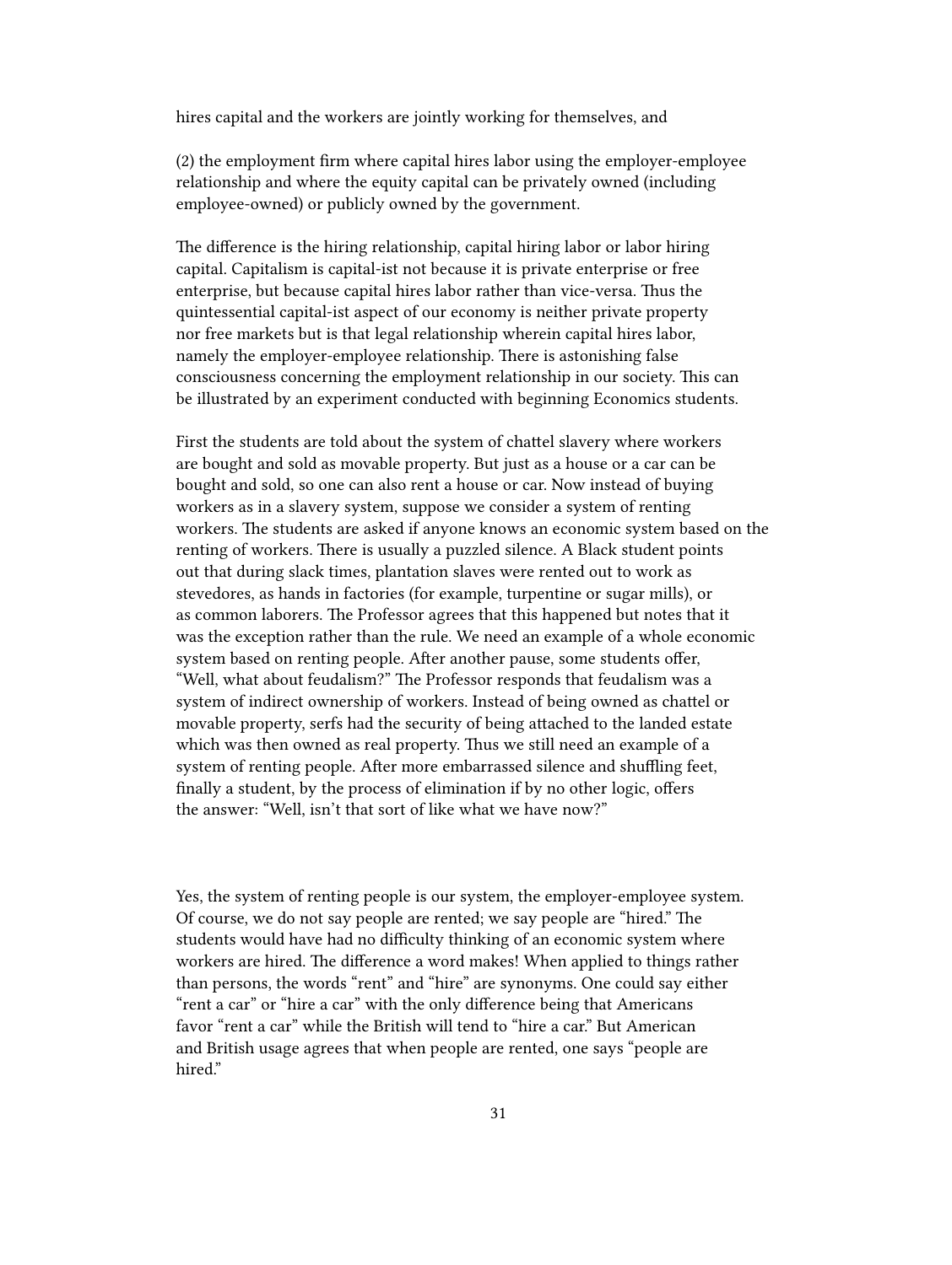hires capital and the workers are jointly working for themselves, and

(2) the employment firm where capital hires labor using the employer-employee relationship and where the equity capital can be privately owned (including employee-owned) or publicly owned by the government.

The difference is the hiring relationship, capital hiring labor or labor hiring capital. Capitalism is capital-ist not because it is private enterprise or free enterprise, but because capital hires labor rather than vice-versa. Thus the quintessential capital-ist aspect of our economy is neither private property nor free markets but is that legal relationship wherein capital hires labor, namely the employer-employee relationship. There is astonishing false consciousness concerning the employment relationship in our society. This can be illustrated by an experiment conducted with beginning Economics students.

First the students are told about the system of chattel slavery where workers are bought and sold as movable property. But just as a house or a car can be bought and sold, so one can also rent a house or car. Now instead of buying workers as in a slavery system, suppose we consider a system of renting workers. The students are asked if anyone knows an economic system based on the renting of workers. There is usually a puzzled silence. A Black student points out that during slack times, plantation slaves were rented out to work as stevedores, as hands in factories (for example, turpentine or sugar mills), or as common laborers. The Professor agrees that this happened but notes that it was the exception rather than the rule. We need an example of a whole economic system based on renting people. After another pause, some students offer, "Well, what about feudalism?" The Professor responds that feudalism was a system of indirect ownership of workers. Instead of being owned as chattel or movable property, serfs had the security of being attached to the landed estate which was then owned as real property. Thus we still need an example of a system of renting people. After more embarrassed silence and shuffling feet, finally a student, by the process of elimination if by no other logic, offers the answer: "Well, isn't that sort of like what we have now?"

Yes, the system of renting people is our system, the employer-employee system. Of course, we do not say people are rented; we say people are "hired." The students would have had no difficulty thinking of an economic system where workers are hired. The difference a word makes! When applied to things rather than persons, the words "rent" and "hire" are synonyms. One could say either "rent a car" or "hire a car" with the only difference being that Americans favor "rent a car" while the British will tend to "hire a car." But American and British usage agrees that when people are rented, one says "people are hired."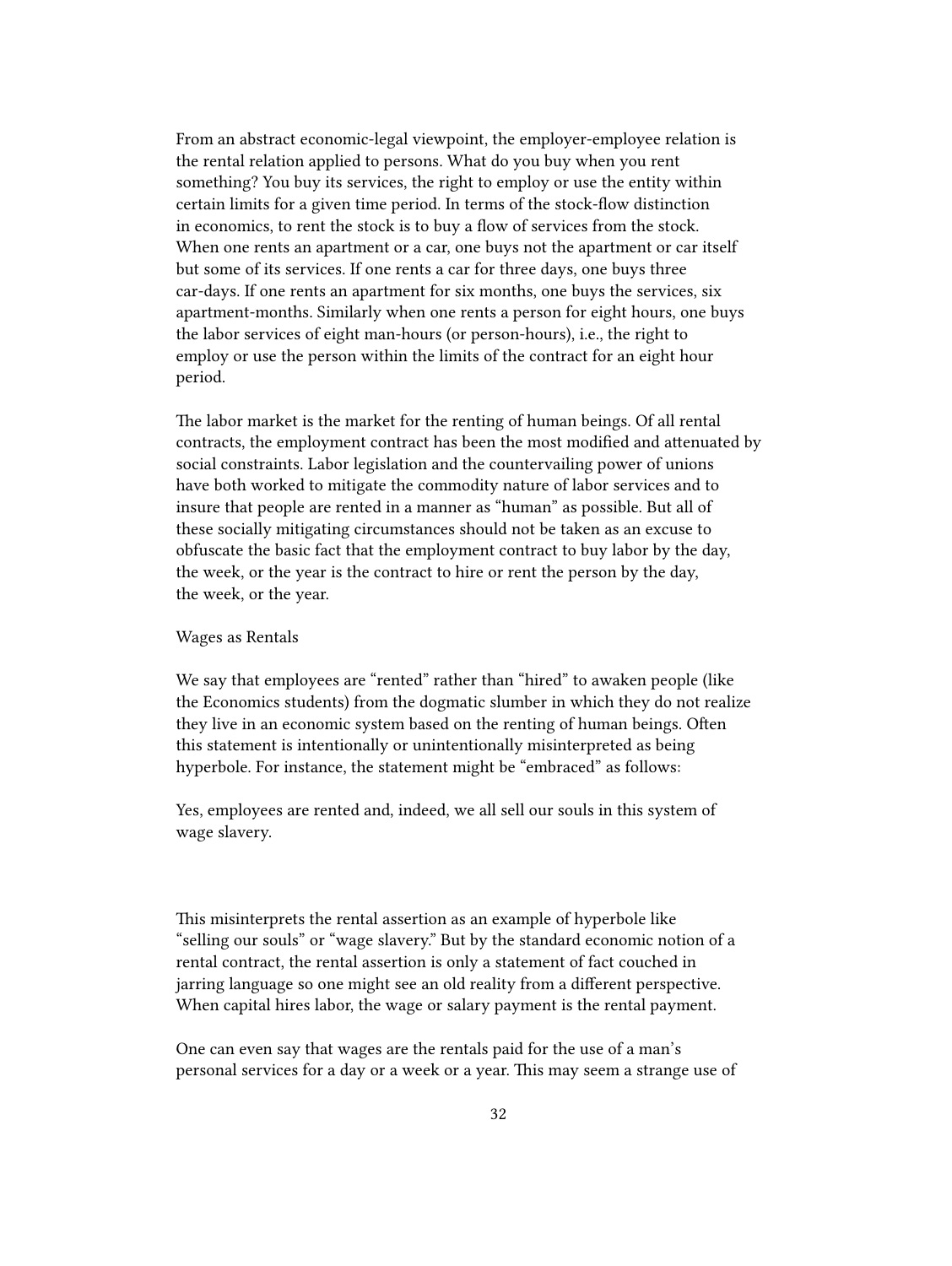From an abstract economic-legal viewpoint, the employer-employee relation is the rental relation applied to persons. What do you buy when you rent something? You buy its services, the right to employ or use the entity within certain limits for a given time period. In terms of the stock-flow distinction in economics, to rent the stock is to buy a flow of services from the stock. When one rents an apartment or a car, one buys not the apartment or car itself but some of its services. If one rents a car for three days, one buys three car-days. If one rents an apartment for six months, one buys the services, six apartment-months. Similarly when one rents a person for eight hours, one buys the labor services of eight man-hours (or person-hours), i.e., the right to employ or use the person within the limits of the contract for an eight hour period.

The labor market is the market for the renting of human beings. Of all rental contracts, the employment contract has been the most modified and attenuated by social constraints. Labor legislation and the countervailing power of unions have both worked to mitigate the commodity nature of labor services and to insure that people are rented in a manner as "human" as possible. But all of these socially mitigating circumstances should not be taken as an excuse to obfuscate the basic fact that the employment contract to buy labor by the day, the week, or the year is the contract to hire or rent the person by the day, the week, or the year.

## Wages as Rentals

We say that employees are "rented" rather than "hired" to awaken people (like the Economics students) from the dogmatic slumber in which they do not realize they live in an economic system based on the renting of human beings. Often this statement is intentionally or unintentionally misinterpreted as being hyperbole. For instance, the statement might be "embraced" as follows:

Yes, employees are rented and, indeed, we all sell our souls in this system of wage slavery.

This misinterprets the rental assertion as an example of hyperbole like "selling our souls" or "wage slavery." But by the standard economic notion of a rental contract, the rental assertion is only a statement of fact couched in jarring language so one might see an old reality from a different perspective. When capital hires labor, the wage or salary payment is the rental payment.

One can even say that wages are the rentals paid for the use of a man's personal services for a day or a week or a year. This may seem a strange use of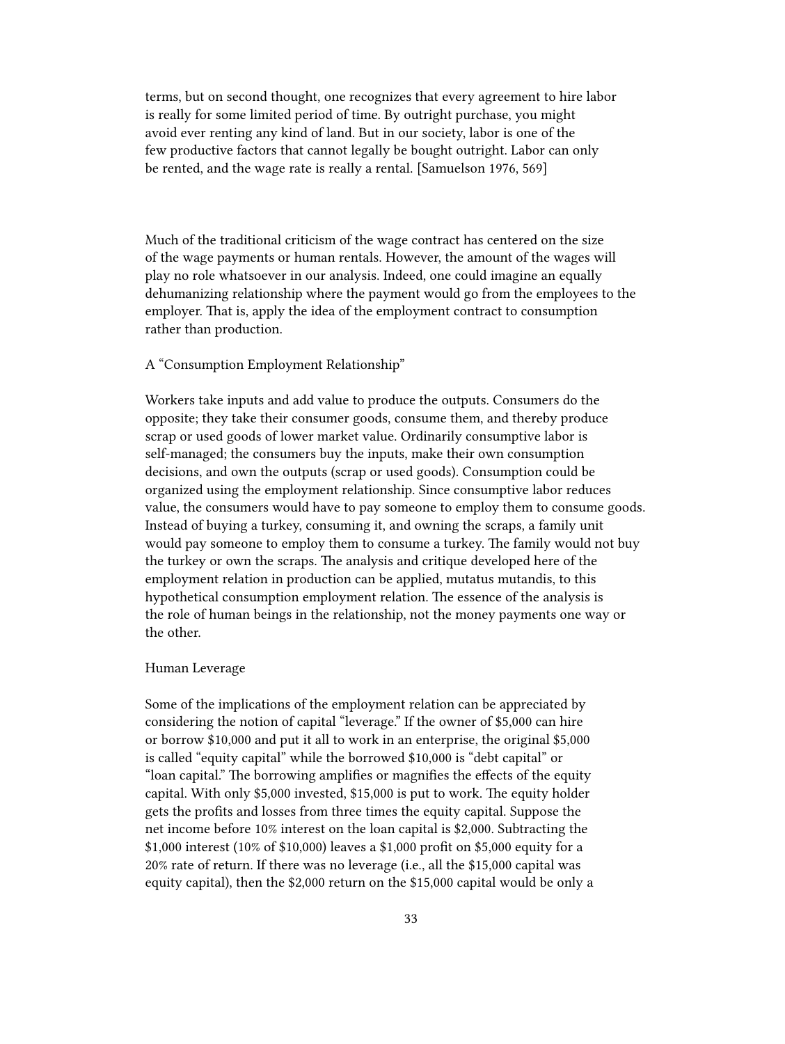terms, but on second thought, one recognizes that every agreement to hire labor is really for some limited period of time. By outright purchase, you might avoid ever renting any kind of land. But in our society, labor is one of the few productive factors that cannot legally be bought outright. Labor can only be rented, and the wage rate is really a rental. [Samuelson 1976, 569]

Much of the traditional criticism of the wage contract has centered on the size of the wage payments or human rentals. However, the amount of the wages will play no role whatsoever in our analysis. Indeed, one could imagine an equally dehumanizing relationship where the payment would go from the employees to the employer. That is, apply the idea of the employment contract to consumption rather than production.

### A "Consumption Employment Relationship"

Workers take inputs and add value to produce the outputs. Consumers do the opposite; they take their consumer goods, consume them, and thereby produce scrap or used goods of lower market value. Ordinarily consumptive labor is self-managed; the consumers buy the inputs, make their own consumption decisions, and own the outputs (scrap or used goods). Consumption could be organized using the employment relationship. Since consumptive labor reduces value, the consumers would have to pay someone to employ them to consume goods. Instead of buying a turkey, consuming it, and owning the scraps, a family unit would pay someone to employ them to consume a turkey. The family would not buy the turkey or own the scraps. The analysis and critique developed here of the employment relation in production can be applied, mutatus mutandis, to this hypothetical consumption employment relation. The essence of the analysis is the role of human beings in the relationship, not the money payments one way or the other.

### Human Leverage

Some of the implications of the employment relation can be appreciated by considering the notion of capital "leverage." If the owner of $5,000 can hire or borrow $10,000 and put it all to work in an enterprise, the original $5,000 is called "equity capital" while the borrowed $10,000 is "debt capital" or "loan capital." The borrowing amplifies or magnifies the effects of the equity capital. With only $5,000 invested, $15,000 is put to work. The equity holder gets the profits and losses from three times the equity capital. Suppose the net income before 10% interest on the loan capital is $2,000. Subtracting the $1,000 interest (10% of $10,000) leaves a $1,000 profit on $5,000 equity for a 20% rate of return. If there was no leverage (i.e., all the $15,000 capital was equity capital), then the $2,000 return on the $15,000 capital would be only a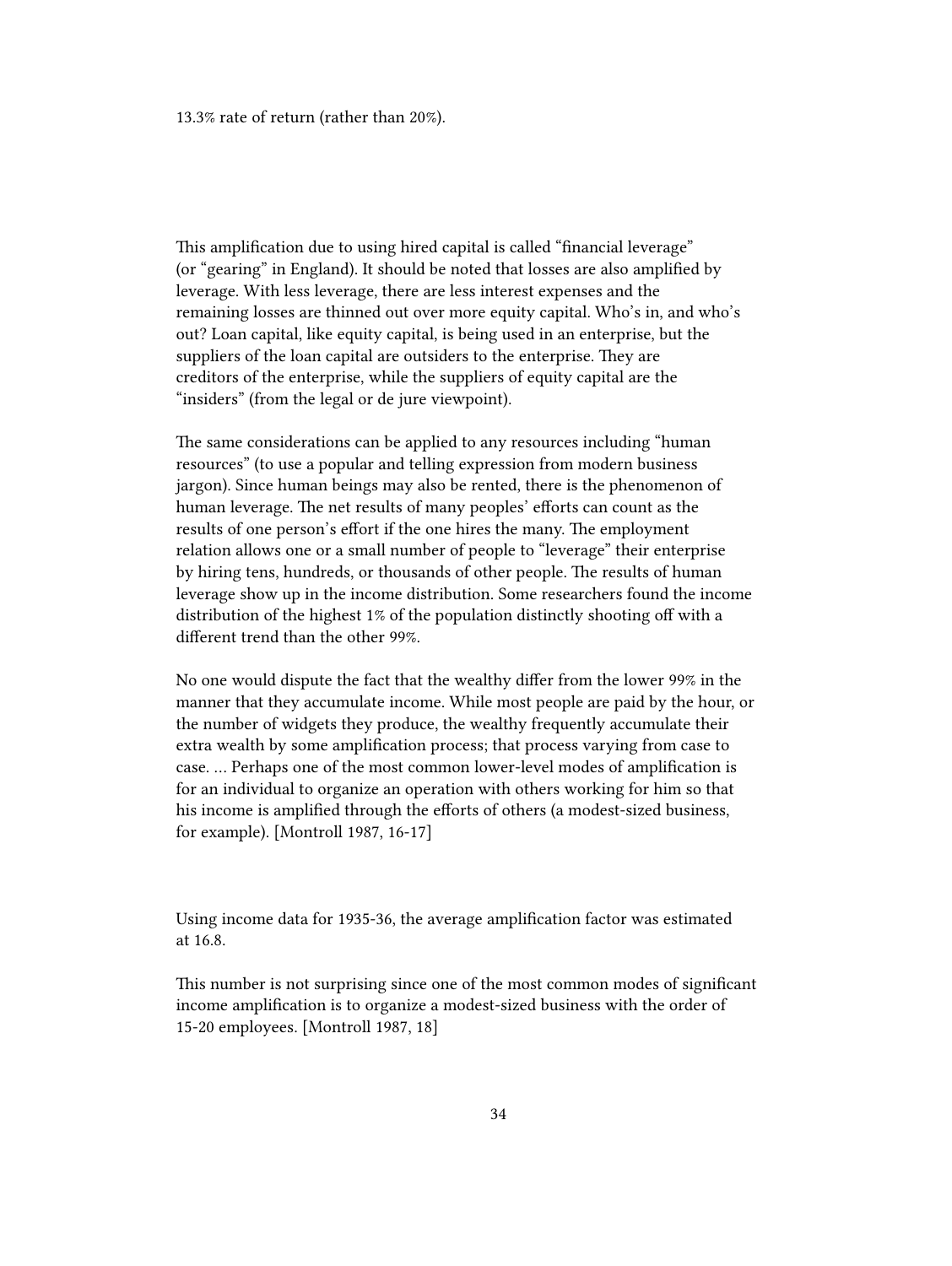13.3% rate of return (rather than 20%).

This amplification due to using hired capital is called "financial leverage" (or "gearing" in England). It should be noted that losses are also amplified by leverage. With less leverage, there are less interest expenses and the remaining losses are thinned out over more equity capital. Who's in, and who's out? Loan capital, like equity capital, is being used in an enterprise, but the suppliers of the loan capital are outsiders to the enterprise. They are creditors of the enterprise, while the suppliers of equity capital are the "insiders" (from the legal or de jure viewpoint).

The same considerations can be applied to any resources including "human resources" (to use a popular and telling expression from modern business jargon). Since human beings may also be rented, there is the phenomenon of human leverage. The net results of many peoples' efforts can count as the results of one person's effort if the one hires the many. The employment relation allows one or a small number of people to "leverage" their enterprise by hiring tens, hundreds, or thousands of other people. The results of human leverage show up in the income distribution. Some researchers found the income distribution of the highest 1% of the population distinctly shooting off with a different trend than the other 99%.

> No one would dispute the fact that the wealthy differ from the lower 99% in the manner that they accumulate income. While most people are paid by the hour, or the number of widgets they produce, the wealthy frequently accumulate their extra wealth by some amplification process; that process varying from case to case. ... Perhaps one of the most common lower-level modes of amplification is for an individual to organize an operation with others working for him so that his income is amplified through the efforts of others (a modest-sized business, for example). [Montroll 1987, 16-17]

Using income data for 1935-36, the average amplification factor was estimated at 16.8.

> This number is not surprising since one of the most common modes of significant income amplification is to organize a modest-sized business with the order of 15-20 employees. [Montroll 1987, 18]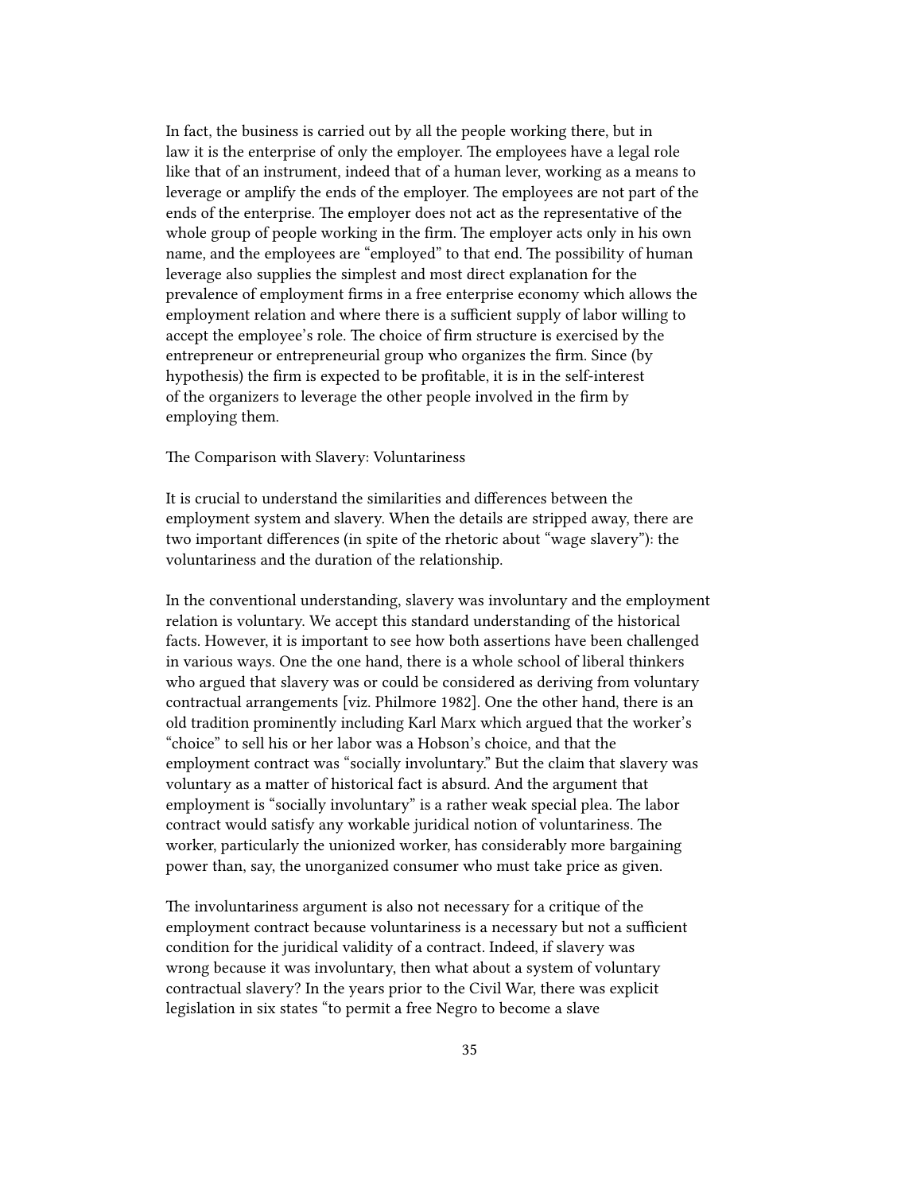In fact, the business is carried out by all the people working there, but in law it is the enterprise of only the employer. The employees have a legal role like that of an instrument, indeed that of a human lever, working as a means to leverage or amplify the ends of the employer. The employees are not part of the ends of the enterprise. The employer does not act as the representative of the whole group of people working in the firm. The employer acts only in his own name, and the employees are "employed" to that end. The possibility of human leverage also supplies the simplest and most direct explanation for the prevalence of employment firms in a free enterprise economy which allows the employment relation and where there is a sufficient supply of labor willing to accept the employee's role. The choice of firm structure is exercised by the entrepreneur or entrepreneurial group who organizes the firm. Since (by hypothesis) the firm is expected to be profitable, it is in the self-interest of the organizers to leverage the other people involved in the firm by employing them.

## The Comparison with Slavery: Voluntariness

It is crucial to understand the similarities and differences between the employment system and slavery. When the details are stripped away, there are two important differences (in spite of the rhetoric about "wage slavery"): the voluntariness and the duration of the relationship.

In the conventional understanding, slavery was involuntary and the employment relation is voluntary. We accept this standard understanding of the historical facts. However, it is important to see how both assertions have been challenged in various ways. One the one hand, there is a whole school of liberal thinkers who argued that slavery was or could be considered as deriving from voluntary contractual arrangements [viz. Philmore 1982]. One the other hand, there is an old tradition prominently including Karl Marx which argued that the worker's "choice" to sell his or her labor was a Hobson's choice, and that the employment contract was "socially involuntary." But the claim that slavery was voluntary as a matter of historical fact is absurd. And the argument that employment is "socially involuntary" is a rather weak special plea. The labor contract would satisfy any workable juridical notion of voluntariness. The worker, particularly the unionized worker, has considerably more bargaining power than, say, the unorganized consumer who must take price as given.

The involuntariness argument is also not necessary for a critique of the employment contract because voluntariness is a necessary but not a sufficient condition for the juridical validity of a contract. Indeed, if slavery was wrong because it was involuntary, then what about a system of voluntary contractual slavery? In the years prior to the Civil War, there was explicit legislation in six states "to permit a free Negro to become a slave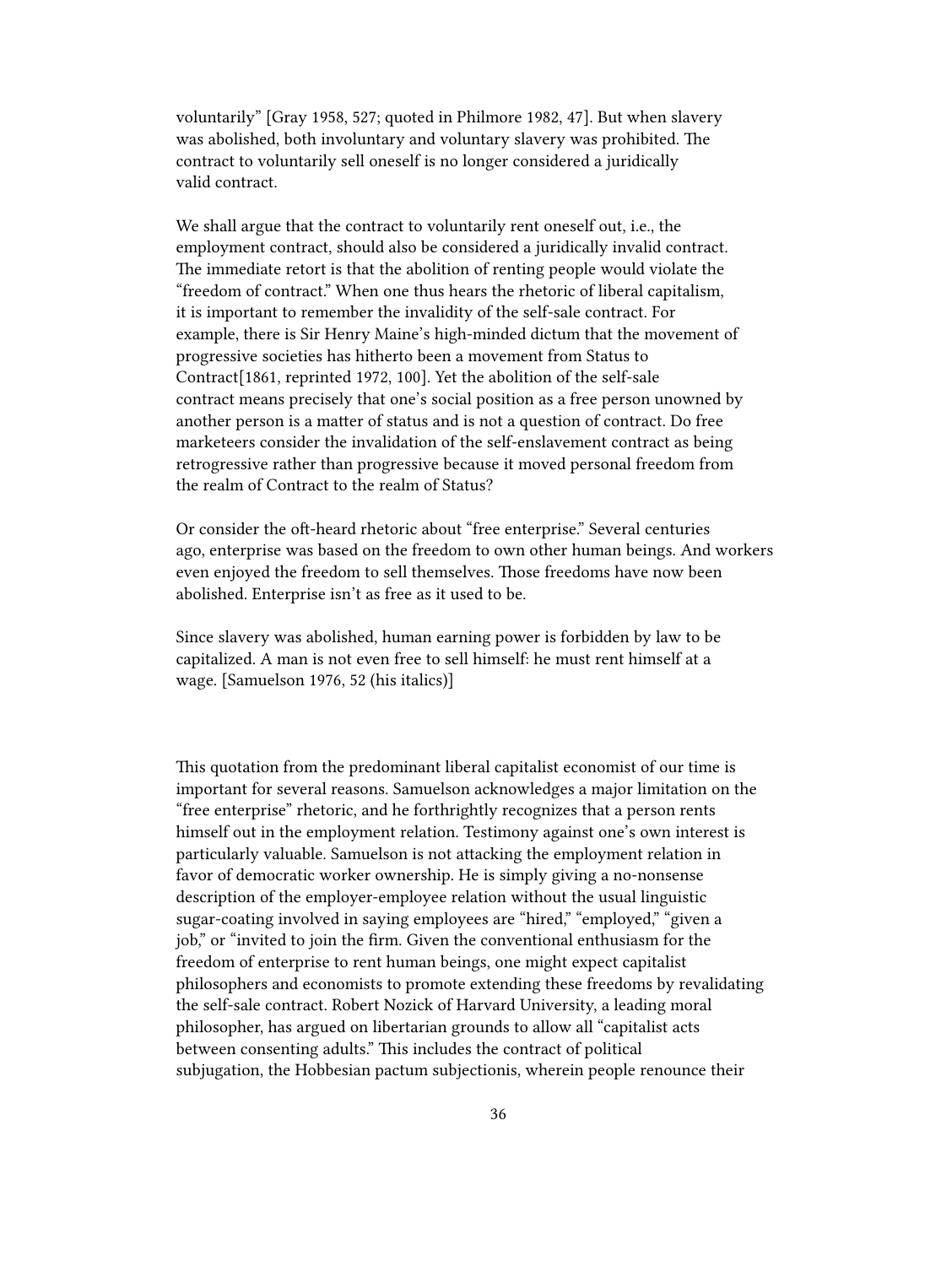voluntarily" [Gray 1958, 527; quoted in Philmore 1982, 47]. But when slavery was abolished, both involuntary and voluntary slavery was prohibited. The contract to voluntarily sell oneself is no longer considered a juridically valid contract.

We shall argue that the contract to voluntarily rent oneself out, i.e., the employment contract, should also be considered a juridically invalid contract. The immediate retort is that the abolition of renting people would violate the "freedom of contract." When one thus hears the rhetoric of liberal capitalism, it is important to remember the invalidity of the self-sale contract. For example, there is Sir Henry Maine's high-minded dictum that the movement of progressive societies has hitherto been a movement from Status to Contract[1861, reprinted 1972, 100]. Yet the abolition of the self-sale contract means precisely that one's social position as a free person unowned by another person is a matter of status and is not a question of contract. Do free marketeers consider the invalidation of the self-enslavement contract as being retrogressive rather than progressive because it moved personal freedom from the realm of Contract to the realm of Status?

Or consider the oft-heard rhetoric about "free enterprise." Several centuries ago, enterprise was based on the freedom to own other human beings. And workers even enjoyed the freedom to sell themselves. Those freedoms have now been abolished. Enterprise isn't as free as it used to be.

Since slavery was abolished, human earning power is forbidden by law to be capitalized. A man is not even free to sell himself: he must rent himself at a wage. [Samuelson 1976, 52 (his italics)]

This quotation from the predominant liberal capitalist economist of our time is important for several reasons. Samuelson acknowledges a major limitation on the "free enterprise" rhetoric, and he forthrightly recognizes that a person rents himself out in the employment relation. Testimony against one's own interest is particularly valuable. Samuelson is not attacking the employment relation in favor of democratic worker ownership. He is simply giving a no-nonsense description of the employer-employee relation without the usual linguistic sugar-coating involved in saying employees are "hired," "employed," "given a job," or "invited to join the firm. Given the conventional enthusiasm for the freedom of enterprise to rent human beings, one might expect capitalist philosophers and economists to promote extending these freedoms by revalidating the self-sale contract. Robert Nozick of Harvard University, a leading moral philosopher, has argued on libertarian grounds to allow all "capitalist acts between consenting adults." This includes the contract of political subjugation, the Hobbesian pactum subjectionis, wherein people renounce their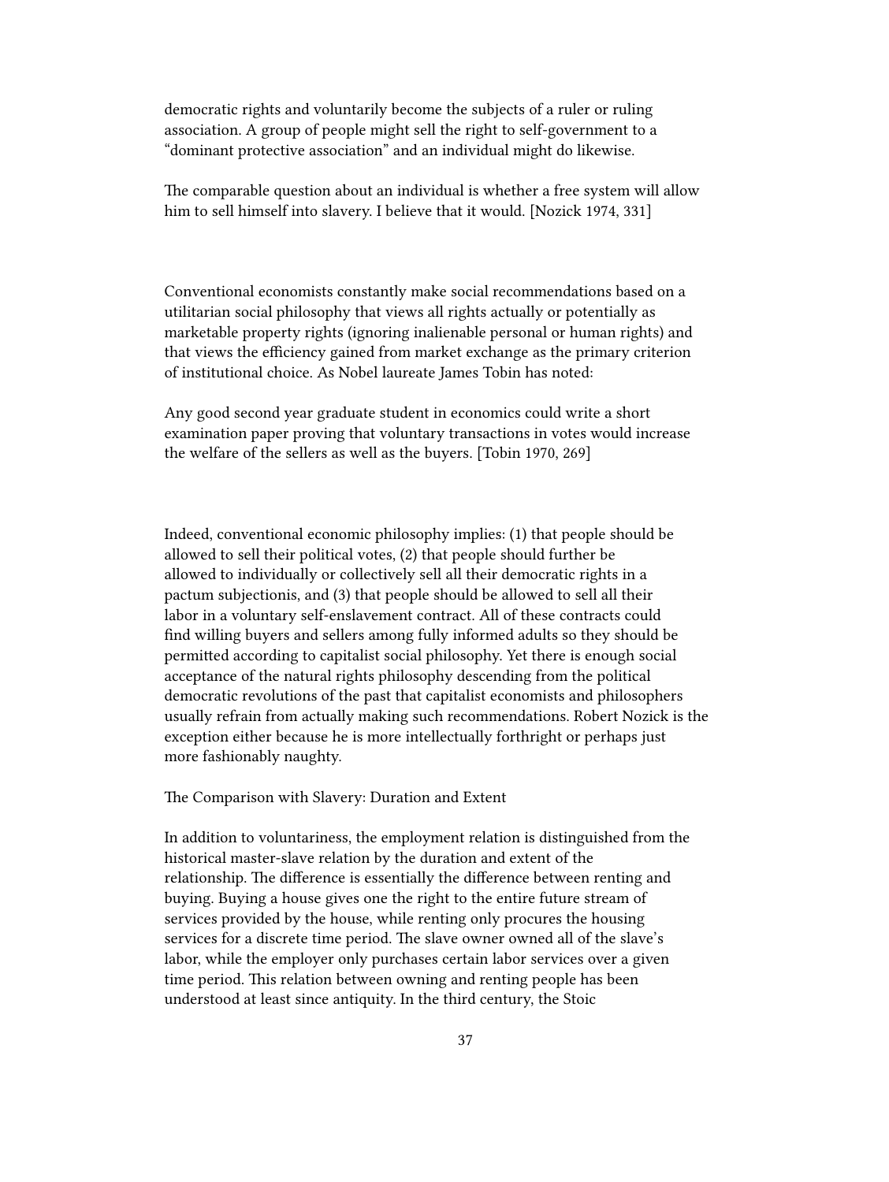democratic rights and voluntarily become the subjects of a ruler or ruling association. A group of people might sell the right to self-government to a "dominant protective association" and an individual might do likewise.

The comparable question about an individual is whether a free system will allow him to sell himself into slavery. I believe that it would. [Nozick 1974, 331]

Conventional economists constantly make social recommendations based on a utilitarian social philosophy that views all rights actually or potentially as marketable property rights (ignoring inalienable personal or human rights) and that views the efficiency gained from market exchange as the primary criterion of institutional choice. As Nobel laureate James Tobin has noted:

Any good second year graduate student in economics could write a short examination paper proving that voluntary transactions in votes would increase the welfare of the sellers as well as the buyers. [Tobin 1970, 269]

Indeed, conventional economic philosophy implies: (1) that people should be allowed to sell their political votes, (2) that people should further be allowed to individually or collectively sell all their democratic rights in a pactum subjectionis, and (3) that people should be allowed to sell all their labor in a voluntary self-enslavement contract. All of these contracts could find willing buyers and sellers among fully informed adults so they should be permitted according to capitalist social philosophy. Yet there is enough social acceptance of the natural rights philosophy descending from the political democratic revolutions of the past that capitalist economists and philosophers usually refrain from actually making such recommendations. Robert Nozick is the exception either because he is more intellectually forthright or perhaps just more fashionably naughty.

## The Comparison with Slavery: Duration and Extent

In addition to voluntariness, the employment relation is distinguished from the historical master-slave relation by the duration and extent of the relationship. The difference is essentially the difference between renting and buying. Buying a house gives one the right to the entire future stream of services provided by the house, while renting only procures the housing services for a discrete time period. The slave owner owned all of the slave's labor, while the employer only purchases certain labor services over a given time period. This relation between owning and renting people has been understood at least since antiquity. In the third century, the Stoic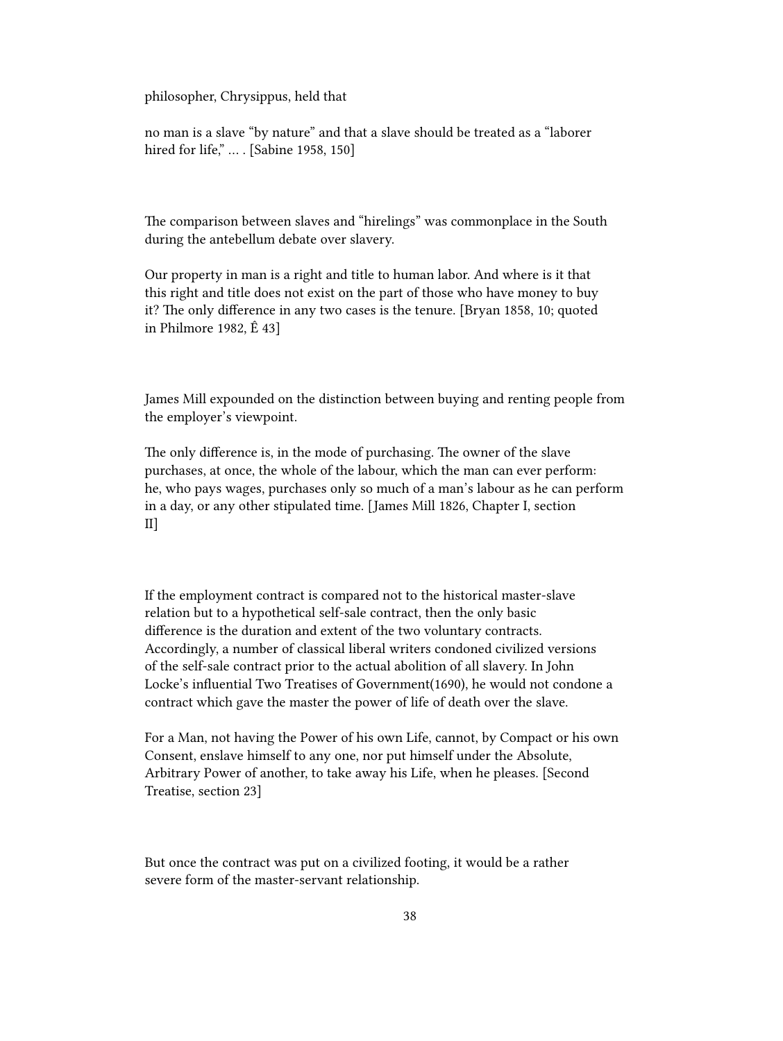philosopher, Chrysippus, held that

> no man is a slave "by nature" and that a slave should be treated as a "laborer hired for life," ... . [Sabine 1958, 150]

The comparison between slaves and "hirelings" was commonplace in the South during the antebellum debate over slavery.

> Our property in man is a right and title to human labor. And where is it that this right and title does not exist on the part of those who have money to buy it? The only difference in any two cases is the tenure. [Bryan 1858, 10; quoted in Philmore 1982, Ê 43]

James Mill expounded on the distinction between buying and renting people from the employer's viewpoint.

> The only difference is, in the mode of purchasing. The owner of the slave purchases, at once, the whole of the labour, which the man can ever perform: he, who pays wages, purchases only so much of a man's labour as he can perform in a day, or any other stipulated time. [James Mill 1826, Chapter I, section II]

If the employment contract is compared not to the historical master-slave relation but to a hypothetical self-sale contract, then the only basic difference is the duration and extent of the two voluntary contracts. Accordingly, a number of classical liberal writers condoned civilized versions of the self-sale contract prior to the actual abolition of all slavery. In John Locke's influential Two Treatises of Government(1690), he would not condone a contract which gave the master the power of life of death over the slave.

> For a Man, not having the Power of his own Life, cannot, by Compact or his own Consent, enslave himself to any one, nor put himself under the Absolute, Arbitrary Power of another, to take away his Life, when he pleases. [Second Treatise, section 23]

But once the contract was put on a civilized footing, it would be a rather severe form of the master-servant relationship.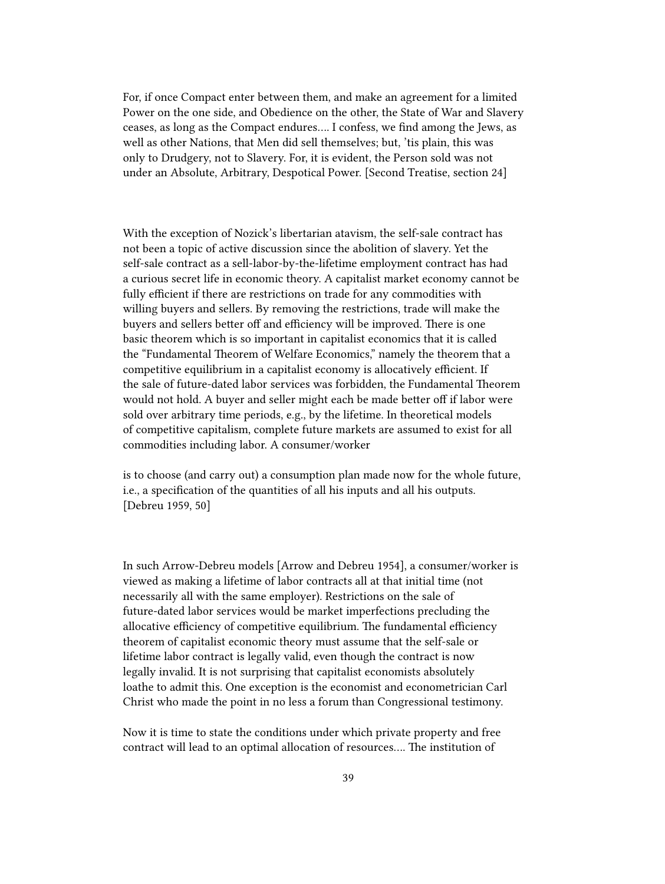> For, if once Compact enter between them, and make an agreement for a limited Power on the one side, and Obedience on the other, the State of War and Slavery ceases, as long as the Compact endures.... I confess, we find among the Jews, as well as other Nations, that Men did sell themselves; but, 'tis plain, this was only to Drudgery, not to Slavery. For, it is evident, the Person sold was not under an Absolute, Arbitrary, Despotical Power. [Second Treatise, section 24]

With the exception of Nozick's libertarian atavism, the self-sale contract has not been a topic of active discussion since the abolition of slavery. Yet the self-sale contract as a sell-labor-by-the-lifetime employment contract has had a curious secret life in economic theory. A capitalist market economy cannot be fully efficient if there are restrictions on trade for any commodities with willing buyers and sellers. By removing the restrictions, trade will make the buyers and sellers better off and efficiency will be improved. There is one basic theorem which is so important in capitalist economics that it is called the "Fundamental Theorem of Welfare Economics," namely the theorem that a competitive equilibrium in a capitalist economy is allocatively efficient. If the sale of future-dated labor services was forbidden, the Fundamental Theorem would not hold. A buyer and seller might each be made better off if labor were sold over arbitrary time periods, e.g., by the lifetime. In theoretical models of competitive capitalism, complete future markets are assumed to exist for all commodities including labor. A consumer/worker

> is to choose (and carry out) a consumption plan made now for the whole future, i.e., a specification of the quantities of all his inputs and all his outputs. [Debreu 1959, 50]

In such Arrow-Debreu models [Arrow and Debreu 1954], a consumer/worker is viewed as making a lifetime of labor contracts all at that initial time (not necessarily all with the same employer). Restrictions on the sale of future-dated labor services would be market imperfections precluding the allocative efficiency of competitive equilibrium. The fundamental efficiency theorem of capitalist economic theory must assume that the self-sale or lifetime labor contract is legally valid, even though the contract is now legally invalid. It is not surprising that capitalist economists absolutely loathe to admit this. One exception is the economist and econometrician Carl Christ who made the point in no less a forum than Congressional testimony.

> Now it is time to state the conditions under which private property and free contract will lead to an optimal allocation of resources.... The institution of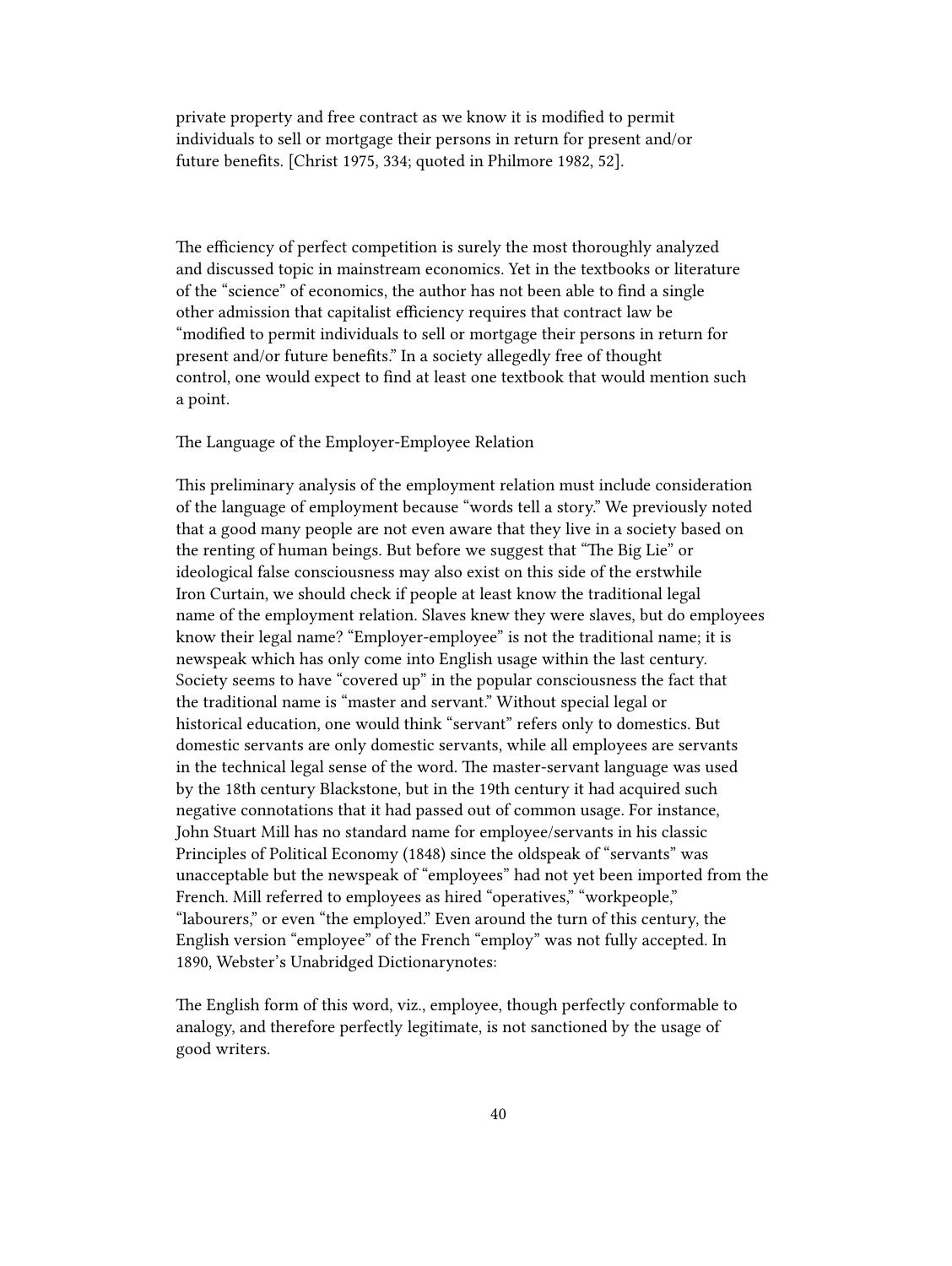private property and free contract as we know it is modified to permit individuals to sell or mortgage their persons in return for present and/or future benefits. [Christ 1975, 334; quoted in Philmore 1982, 52].

The efficiency of perfect competition is surely the most thoroughly analyzed and discussed topic in mainstream economics. Yet in the textbooks or literature of the "science" of economics, the author has not been able to find a single other admission that capitalist efficiency requires that contract law be "modified to permit individuals to sell or mortgage their persons in return for present and/or future benefits." In a society allegedly free of thought control, one would expect to find at least one textbook that would mention such a point.

## The Language of the Employer-Employee Relation

This preliminary analysis of the employment relation must include consideration of the language of employment because "words tell a story." We previously noted that a good many people are not even aware that they live in a society based on the renting of human beings. But before we suggest that "The Big Lie" or ideological false consciousness may also exist on this side of the erstwhile Iron Curtain, we should check if people at least know the traditional legal name of the employment relation. Slaves knew they were slaves, but do employees know their legal name? "Employer-employee" is not the traditional name; it is newspeak which has only come into English usage within the last century. Society seems to have "covered up" in the popular consciousness the fact that the traditional name is "master and servant." Without special legal or historical education, one would think "servant" refers only to domestics. But domestic servants are only domestic servants, while all employees are servants in the technical legal sense of the word. The master-servant language was used by the 18th century Blackstone, but in the 19th century it had acquired such negative connotations that it had passed out of common usage. For instance, John Stuart Mill has no standard name for employee/servants in his classic Principles of Political Economy (1848) since the oldspeak of "servants" was unacceptable but the newspeak of "employees" had not yet been imported from the French. Mill referred to employees as hired "operatives," "workpeople," "labourers," or even "the employed." Even around the turn of this century, the English version "employee" of the French "employ" was not fully accepted. In 1890, Webster's Unabridged Dictionarynotes:

The English form of this word, viz., employee, though perfectly conformable to analogy, and therefore perfectly legitimate, is not sanctioned by the usage of good writers.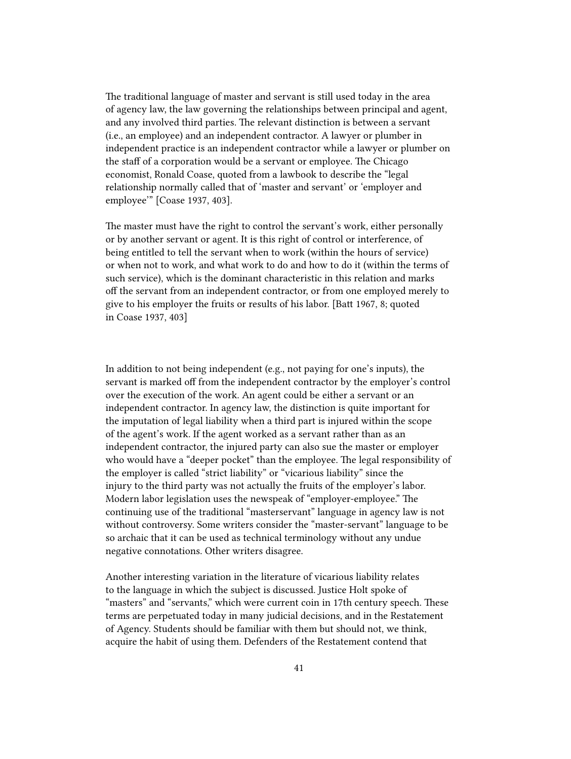The traditional language of master and servant is still used today in the area of agency law, the law governing the relationships between principal and agent, and any involved third parties. The relevant distinction is between a servant (i.e., an employee) and an independent contractor. A lawyer or plumber in independent practice is an independent contractor while a lawyer or plumber on the staff of a corporation would be a servant or employee. The Chicago economist, Ronald Coase, quoted from a lawbook to describe the "legal relationship normally called that of 'master and servant' or 'employer and employee'" [Coase 1937, 403].

> The master must have the right to control the servant's work, either personally or by another servant or agent. It is this right of control or interference, of being entitled to tell the servant when to work (within the hours of service) or when not to work, and what work to do and how to do it (within the terms of such service), which is the dominant characteristic in this relation and marks off the servant from an independent contractor, or from one employed merely to give to his employer the fruits or results of his labor. [Batt 1967, 8; quoted in Coase 1937, 403]

In addition to not being independent (e.g., not paying for one's inputs), the servant is marked off from the independent contractor by the employer's control over the execution of the work. An agent could be either a servant or an independent contractor. In agency law, the distinction is quite important for the imputation of legal liability when a third part is injured within the scope of the agent's work. If the agent worked as a servant rather than as an independent contractor, the injured party can also sue the master or employer who would have a "deeper pocket" than the employee. The legal responsibility of the employer is called "strict liability" or "vicarious liability" since the injury to the third party was not actually the fruits of the employer's labor. Modern labor legislation uses the newspeak of "employer-employee." The continuing use of the traditional "masterservant" language in agency law is not without controversy. Some writers consider the "master-servant" language to be so archaic that it can be used as technical terminology without any undue negative connotations. Other writers disagree.

> Another interesting variation in the literature of vicarious liability relates to the language in which the subject is discussed. Justice Holt spoke of "masters" and "servants," which were current coin in 17th century speech. These terms are perpetuated today in many judicial decisions, and in the Restatement of Agency. Students should be familiar with them but should not, we think, acquire the habit of using them. Defenders of the Restatement contend that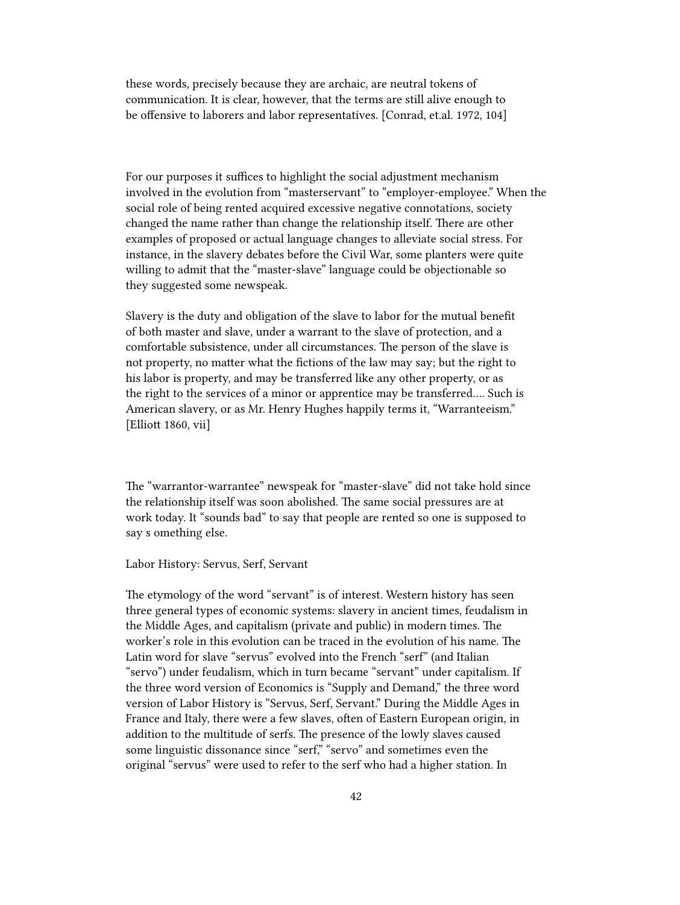these words, precisely because they are archaic, are neutral tokens of communication. It is clear, however, that the terms are still alive enough to be offensive to laborers and labor representatives. [Conrad, et.al. 1972, 104]

For our purposes it suffices to highlight the social adjustment mechanism involved in the evolution from "masterservant" to "employer-employee." When the social role of being rented acquired excessive negative connotations, society changed the name rather than change the relationship itself. There are other examples of proposed or actual language changes to alleviate social stress. For instance, in the slavery debates before the Civil War, some planters were quite willing to admit that the "master-slave" language could be objectionable so they suggested some newspeak.

Slavery is the duty and obligation of the slave to labor for the mutual benefit of both master and slave, under a warrant to the slave of protection, and a comfortable subsistence, under all circumstances. The person of the slave is not property, no matter what the fictions of the law may say; but the right to his labor is property, and may be transferred like any other property, or as the right to the services of a minor or apprentice may be transferred.... Such is American slavery, or as Mr. Henry Hughes happily terms it, "Warranteeism." [Elliott 1860, vii]

The "warrantor-warrantee" newspeak for "master-slave" did not take hold since the relationship itself was soon abolished. The same social pressures are at work today. It "sounds bad" to say that people are rented so one is supposed to say s omething else.

Labor History: Servus, Serf, Servant

The etymology of the word "servant" is of interest. Western history has seen three general types of economic systems: slavery in ancient times, feudalism in the Middle Ages, and capitalism (private and public) in modern times. The worker's role in this evolution can be traced in the evolution of his name. The Latin word for slave "servus" evolved into the French "serf" (and Italian "servo") under feudalism, which in turn became "servant" under capitalism. If the three word version of Economics is "Supply and Demand," the three word version of Labor History is "Servus, Serf, Servant." During the Middle Ages in France and Italy, there were a few slaves, often of Eastern European origin, in addition to the multitude of serfs. The presence of the lowly slaves caused some linguistic dissonance since "serf," "servo" and sometimes even the original "servus" were used to refer to the serf who had a higher station. In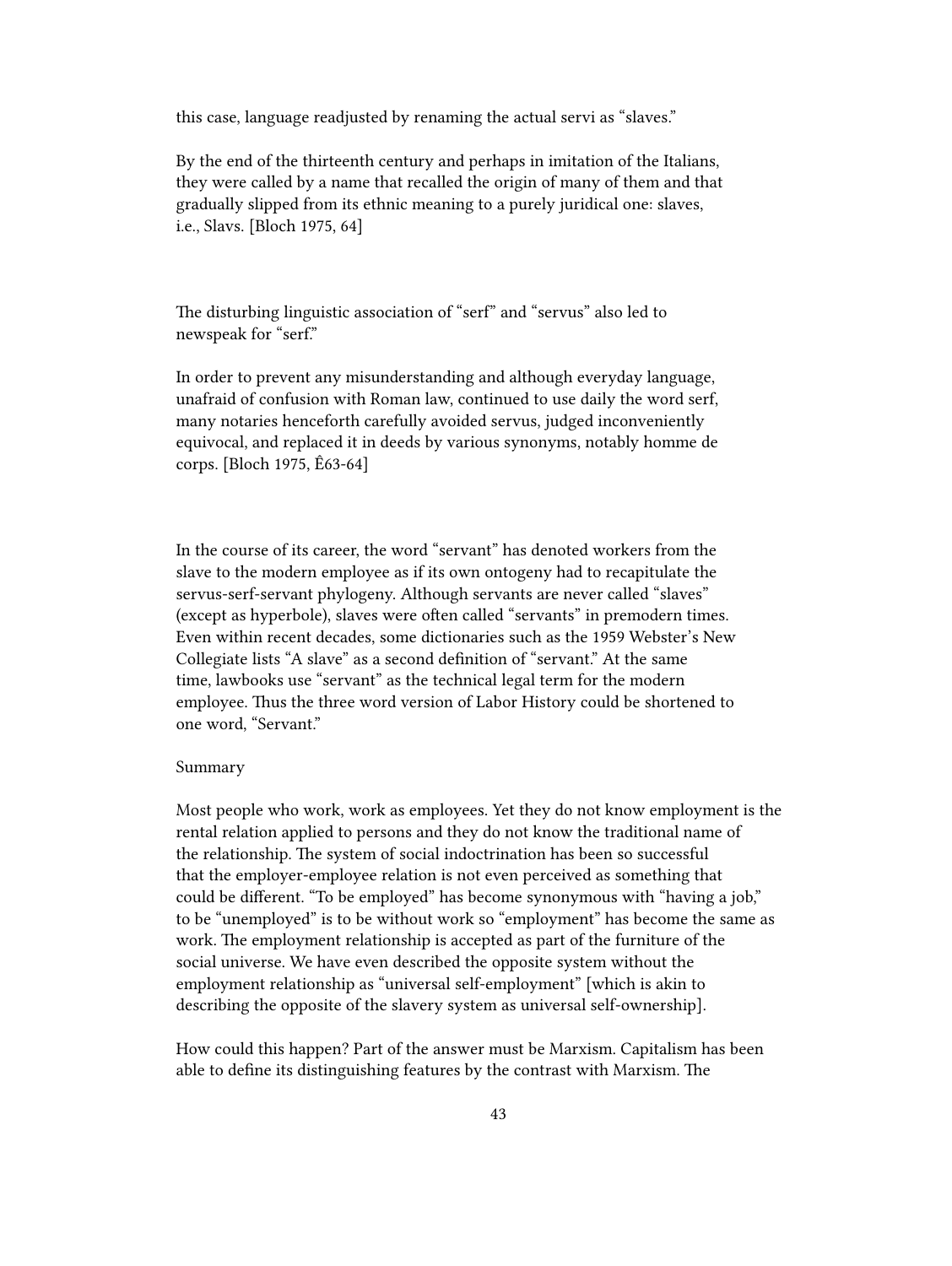this case, language readjusted by renaming the actual servi as "slaves."

> By the end of the thirteenth century and perhaps in imitation of the Italians, they were called by a name that recalled the origin of many of them and that gradually slipped from its ethnic meaning to a purely juridical one: slaves, i.e., Slavs. [Bloch 1975, 64]

The disturbing linguistic association of "serf" and "servus" also led to newspeak for "serf."

> In order to prevent any misunderstanding and although everyday language, unafraid of confusion with Roman law, continued to use daily the word serf, many notaries henceforth carefully avoided servus, judged inconveniently equivocal, and replaced it in deeds by various synonyms, notably homme de corps. [Bloch 1975, Ê63-64]

In the course of its career, the word "servant" has denoted workers from the slave to the modern employee as if its own ontogeny had to recapitulate the servus-serf-servant phylogeny. Although servants are never called "slaves" (except as hyperbole), slaves were often called "servants" in premodern times. Even within recent decades, some dictionaries such as the 1959 Webster's New Collegiate lists "A slave" as a second definition of "servant." At the same time, lawbooks use "servant" as the technical legal term for the modern employee. Thus the three word version of Labor History could be shortened to one word, "Servant."

Summary

Most people who work, work as employees. Yet they do not know employment is the rental relation applied to persons and they do not know the traditional name of the relationship. The system of social indoctrination has been so successful that the employer-employee relation is not even perceived as something that could be different. "To be employed" has become synonymous with "having a job," to be "unemployed" is to be without work so "employment" has become the same as work. The employment relationship is accepted as part of the furniture of the social universe. We have even described the opposite system without the employment relationship as "universal self-employment" [which is akin to describing the opposite of the slavery system as universal self-ownership].

How could this happen? Part of the answer must be Marxism. Capitalism has been able to define its distinguishing features by the contrast with Marxism. The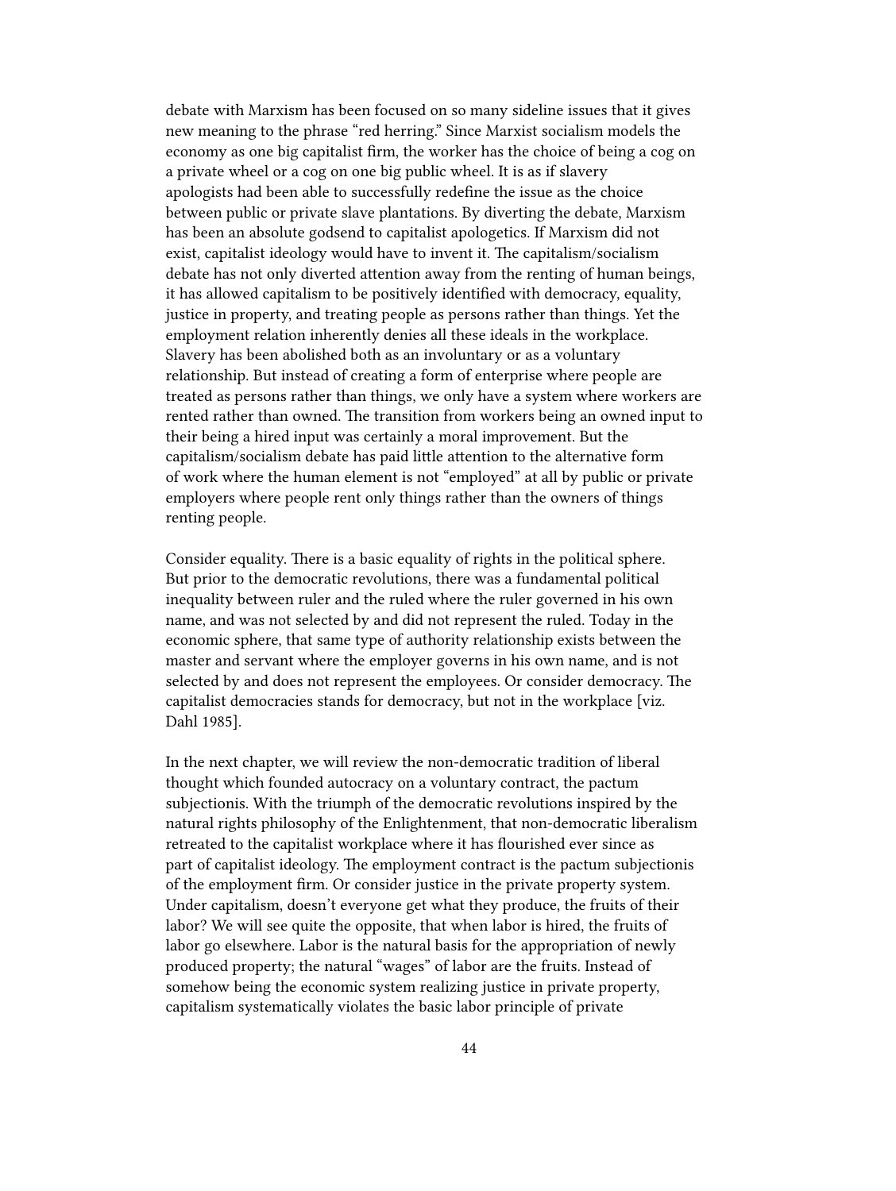debate with Marxism has been focused on so many sideline issues that it gives new meaning to the phrase "red herring." Since Marxist socialism models the economy as one big capitalist firm, the worker has the choice of being a cog on a private wheel or a cog on one big public wheel. It is as if slavery apologists had been able to successfully redefine the issue as the choice between public or private slave plantations. By diverting the debate, Marxism has been an absolute godsend to capitalist apologetics. If Marxism did not exist, capitalist ideology would have to invent it. The capitalism/socialism debate has not only diverted attention away from the renting of human beings, it has allowed capitalism to be positively identified with democracy, equality, justice in property, and treating people as persons rather than things. Yet the employment relation inherently denies all these ideals in the workplace. Slavery has been abolished both as an involuntary or as a voluntary relationship. But instead of creating a form of enterprise where people are treated as persons rather than things, we only have a system where workers are rented rather than owned. The transition from workers being an owned input to their being a hired input was certainly a moral improvement. But the capitalism/socialism debate has paid little attention to the alternative form of work where the human element is not "employed" at all by public or private employers where people rent only things rather than the owners of things renting people.

Consider equality. There is a basic equality of rights in the political sphere. But prior to the democratic revolutions, there was a fundamental political inequality between ruler and the ruled where the ruler governed in his own name, and was not selected by and did not represent the ruled. Today in the economic sphere, that same type of authority relationship exists between the master and servant where the employer governs in his own name, and is not selected by and does not represent the employees. Or consider democracy. The capitalist democracies stands for democracy, but not in the workplace [viz. Dahl 1985].

In the next chapter, we will review the non-democratic tradition of liberal thought which founded autocracy on a voluntary contract, the pactum subjectionis. With the triumph of the democratic revolutions inspired by the natural rights philosophy of the Enlightenment, that non-democratic liberalism retreated to the capitalist workplace where it has flourished ever since as part of capitalist ideology. The employment contract is the pactum subjectionis of the employment firm. Or consider justice in the private property system. Under capitalism, doesn't everyone get what they produce, the fruits of their labor? We will see quite the opposite, that when labor is hired, the fruits of labor go elsewhere. Labor is the natural basis for the appropriation of newly produced property; the natural "wages" of labor are the fruits. Instead of somehow being the economic system realizing justice in private property, capitalism systematically violates the basic labor principle of private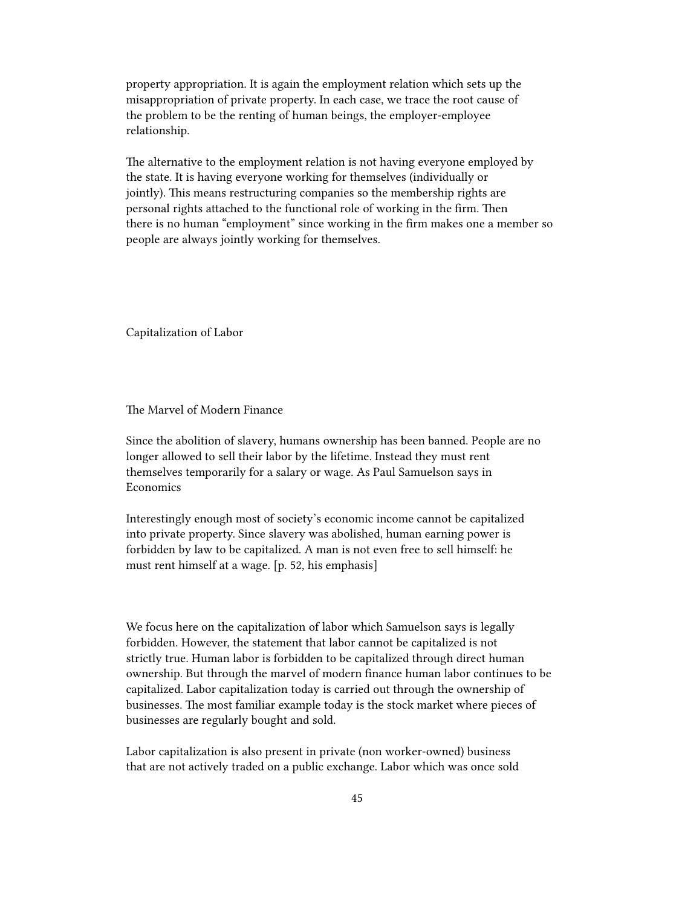property appropriation. It is again the employment relation which sets up the misappropriation of private property. In each case, we trace the root cause of the problem to be the renting of human beings, the employer-employee relationship.

The alternative to the employment relation is not having everyone employed by the state. It is having everyone working for themselves (individually or jointly). This means restructuring companies so the membership rights are personal rights attached to the functional role of working in the firm. Then there is no human "employment" since working in the firm makes one a member so people are always jointly working for themselves.

## Capitalization of Labor

### The Marvel of Modern Finance

Since the abolition of slavery, humans ownership has been banned. People are no longer allowed to sell their labor by the lifetime. Instead they must rent themselves temporarily for a salary or wage. As Paul Samuelson says in Economics

> Interestingly enough most of society's economic income cannot be capitalized into private property. Since slavery was abolished, human earning power is forbidden by law to be capitalized. A man is not even free to sell himself: he must rent himself at a wage. [p. 52, his emphasis]

We focus here on the capitalization of labor which Samuelson says is legally forbidden. However, the statement that labor cannot be capitalized is not strictly true. Human labor is forbidden to be capitalized through direct human ownership. But through the marvel of modern finance human labor continues to be capitalized. Labor capitalization today is carried out through the ownership of businesses. The most familiar example today is the stock market where pieces of businesses are regularly bought and sold.

Labor capitalization is also present in private (non worker-owned) business that are not actively traded on a public exchange. Labor which was once sold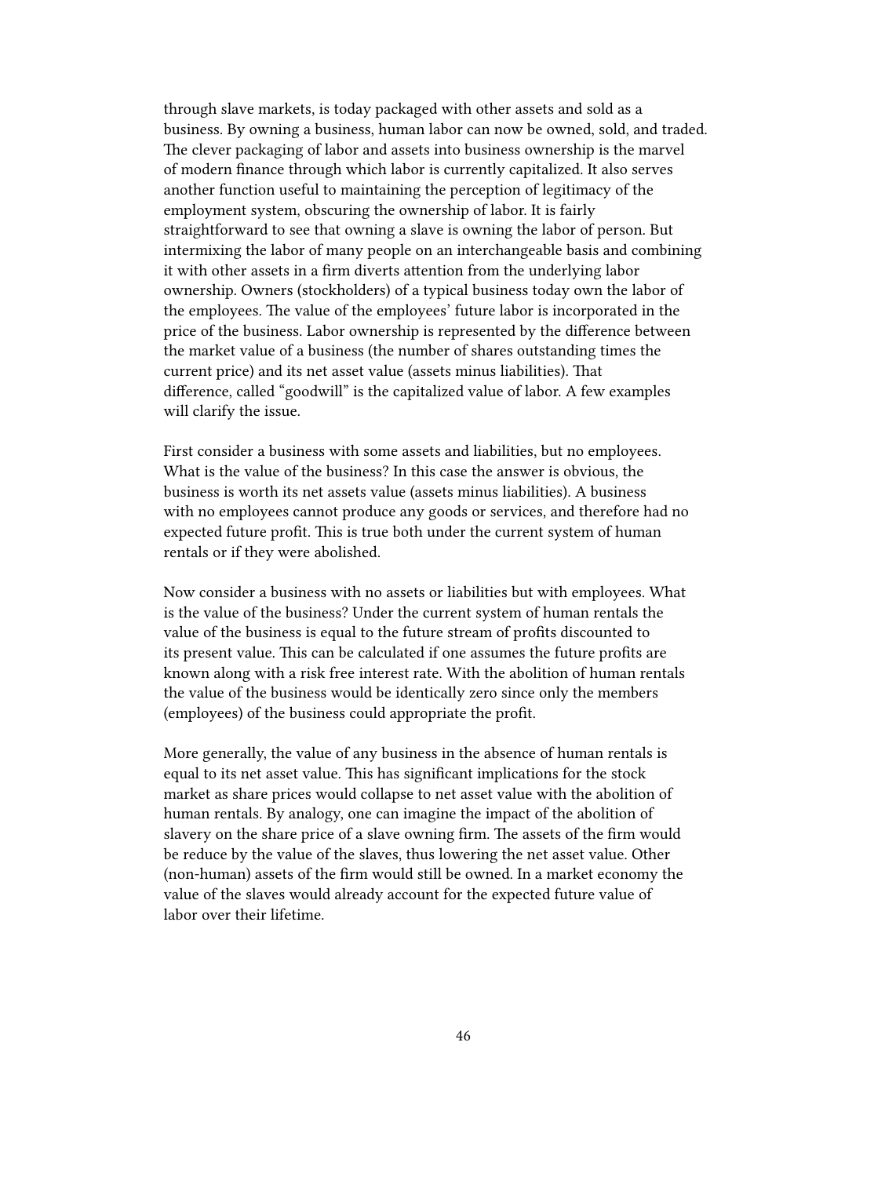through slave markets, is today packaged with other assets and sold as a business. By owning a business, human labor can now be owned, sold, and traded. The clever packaging of labor and assets into business ownership is the marvel of modern finance through which labor is currently capitalized. It also serves another function useful to maintaining the perception of legitimacy of the employment system, obscuring the ownership of labor. It is fairly straightforward to see that owning a slave is owning the labor of person. But intermixing the labor of many people on an interchangeable basis and combining it with other assets in a firm diverts attention from the underlying labor ownership. Owners (stockholders) of a typical business today own the labor of the employees. The value of the employees' future labor is incorporated in the price of the business. Labor ownership is represented by the difference between the market value of a business (the number of shares outstanding times the current price) and its net asset value (assets minus liabilities). That difference, called "goodwill" is the capitalized value of labor. A few examples will clarify the issue.

First consider a business with some assets and liabilities, but no employees. What is the value of the business? In this case the answer is obvious, the business is worth its net assets value (assets minus liabilities). A business with no employees cannot produce any goods or services, and therefore had no expected future profit. This is true both under the current system of human rentals or if they were abolished.

Now consider a business with no assets or liabilities but with employees. What is the value of the business? Under the current system of human rentals the value of the business is equal to the future stream of profits discounted to its present value. This can be calculated if one assumes the future profits are known along with a risk free interest rate. With the abolition of human rentals the value of the business would be identically zero since only the members (employees) of the business could appropriate the profit.

More generally, the value of any business in the absence of human rentals is equal to its net asset value. This has significant implications for the stock market as share prices would collapse to net asset value with the abolition of human rentals. By analogy, one can imagine the impact of the abolition of slavery on the share price of a slave owning firm. The assets of the firm would be reduce by the value of the slaves, thus lowering the net asset value. Other (non-human) assets of the firm would still be owned. In a market economy the value of the slaves would already account for the expected future value of labor over their lifetime.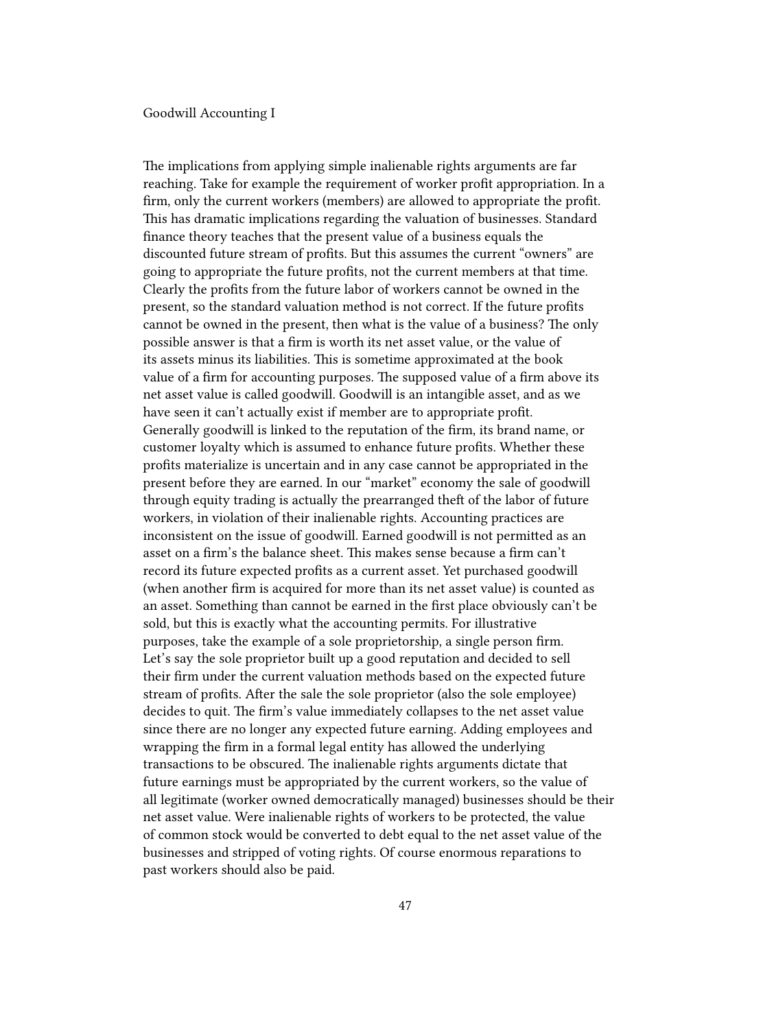# Goodwill Accounting I

The implications from applying simple inalienable rights arguments are far reaching. Take for example the requirement of worker profit appropriation. In a firm, only the current workers (members) are allowed to appropriate the profit. This has dramatic implications regarding the valuation of businesses. Standard finance theory teaches that the present value of a business equals the discounted future stream of profits. But this assumes the current "owners" are going to appropriate the future profits, not the current members at that time. Clearly the profits from the future labor of workers cannot be owned in the present, so the standard valuation method is not correct. If the future profits cannot be owned in the present, then what is the value of a business? The only possible answer is that a firm is worth its net asset value, or the value of its assets minus its liabilities. This is sometime approximated at the book value of a firm for accounting purposes. The supposed value of a firm above its net asset value is called goodwill. Goodwill is an intangible asset, and as we have seen it can't actually exist if member are to appropriate profit. Generally goodwill is linked to the reputation of the firm, its brand name, or customer loyalty which is assumed to enhance future profits. Whether these profits materialize is uncertain and in any case cannot be appropriated in the present before they are earned. In our "market" economy the sale of goodwill through equity trading is actually the prearranged theft of the labor of future workers, in violation of their inalienable rights. Accounting practices are inconsistent on the issue of goodwill. Earned goodwill is not permitted as an asset on a firm's the balance sheet. This makes sense because a firm can't record its future expected profits as a current asset. Yet purchased goodwill (when another firm is acquired for more than its net asset value) is counted as an asset. Something than cannot be earned in the first place obviously can't be sold, but this is exactly what the accounting permits. For illustrative purposes, take the example of a sole proprietorship, a single person firm. Let's say the sole proprietor built up a good reputation and decided to sell their firm under the current valuation methods based on the expected future stream of profits. After the sale the sole proprietor (also the sole employee) decides to quit. The firm's value immediately collapses to the net asset value since there are no longer any expected future earning. Adding employees and wrapping the firm in a formal legal entity has allowed the underlying transactions to be obscured. The inalienable rights arguments dictate that future earnings must be appropriated by the current workers, so the value of all legitimate (worker owned democratically managed) businesses should be their net asset value. Were inalienable rights of workers to be protected, the value of common stock would be converted to debt equal to the net asset value of the businesses and stripped of voting rights. Of course enormous reparations to past workers should also be paid.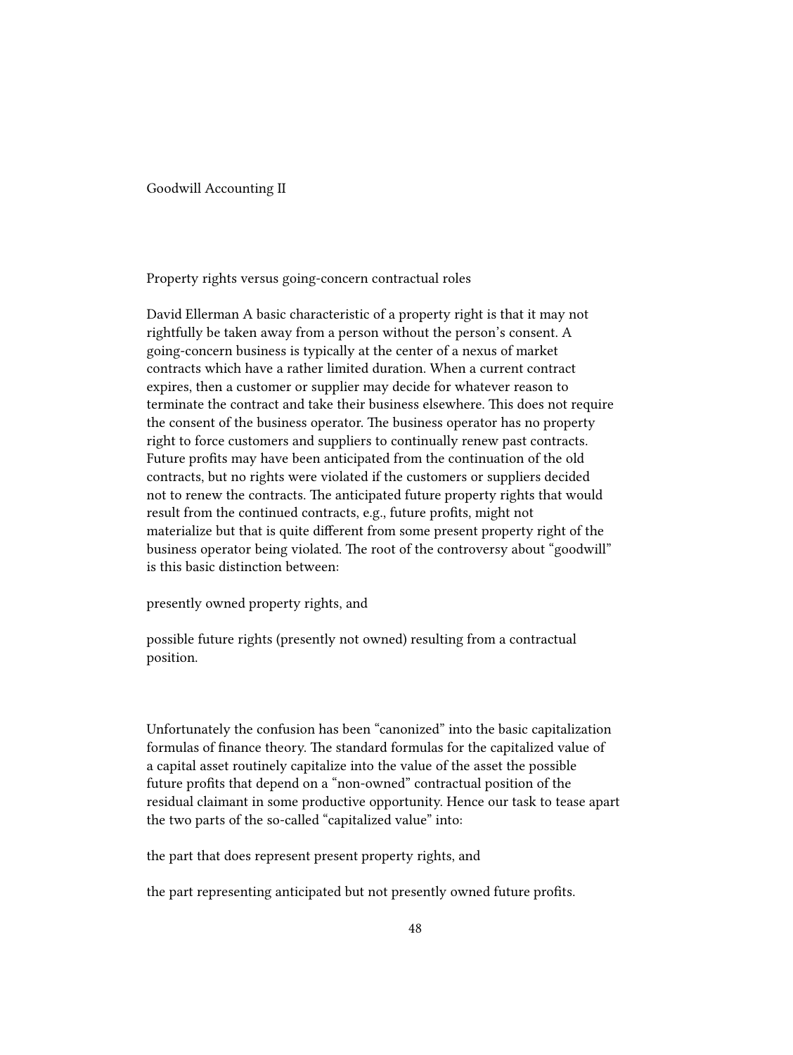# Goodwill Accounting II

## Property rights versus going-concern contractual roles

David Ellerman A basic characteristic of a property right is that it may not rightfully be taken away from a person without the person's consent. A going-concern business is typically at the center of a nexus of market contracts which have a rather limited duration. When a current contract expires, then a customer or supplier may decide for whatever reason to terminate the contract and take their business elsewhere. This does not require the consent of the business operator. The business operator has no property right to force customers and suppliers to continually renew past contracts. Future profits may have been anticipated from the continuation of the old contracts, but no rights were violated if the customers or suppliers decided not to renew the contracts. The anticipated future property rights that would result from the continued contracts, e.g., future profits, might not materialize but that is quite different from some present property right of the business operator being violated. The root of the controversy about "goodwill" is this basic distinction between:

presently owned property rights, and

possible future rights (presently not owned) resulting from a contractual position.

Unfortunately the confusion has been "canonized" into the basic capitalization formulas of finance theory. The standard formulas for the capitalized value of a capital asset routinely capitalize into the value of the asset the possible future profits that depend on a "non-owned" contractual position of the residual claimant in some productive opportunity. Hence our task to tease apart the two parts of the so-called "capitalized value" into:

the part that does represent present property rights, and

the part representing anticipated but not presently owned future profits.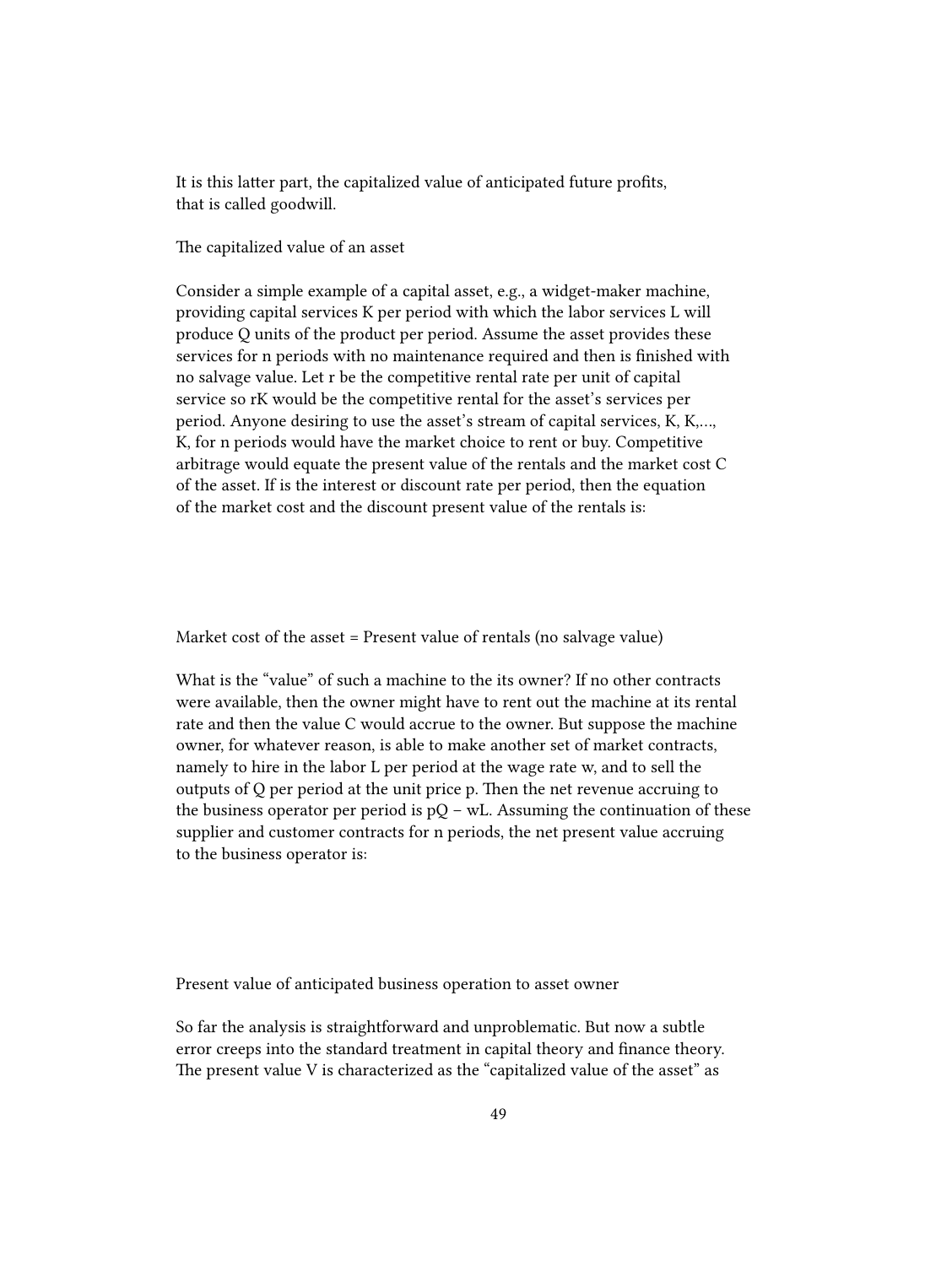It is this latter part, the capitalized value of anticipated future profits, that is called goodwill.

The capitalized value of an asset

Consider a simple example of a capital asset, e.g., a widget-maker machine, providing capital services K per period with which the labor services L will produce Q units of the product per period. Assume the asset provides these services for n periods with no maintenance required and then is finished with no salvage value. Let r be the competitive rental rate per unit of capital service so rK would be the competitive rental for the asset's services per period. Anyone desiring to use the asset's stream of capital services, K, K,..., K, for n periods would have the market choice to rent or buy. Competitive arbitrage would equate the present value of the rentals and the market cost C of the asset. If is the interest or discount rate per period, then the equation of the market cost and the discount present value of the rentals is:

Market cost of the asset = Present value of rentals (no salvage value)

What is the "value" of such a machine to the its owner? If no other contracts were available, then the owner might have to rent out the machine at its rental rate and then the value C would accrue to the owner. But suppose the machine owner, for whatever reason, is able to make another set of market contracts, namely to hire in the labor L per period at the wage rate w, and to sell the outputs of Q per period at the unit price p. Then the net revenue accruing to the business operator per period is pQ − wL. Assuming the continuation of these supplier and customer contracts for n periods, the net present value accruing to the business operator is:

Present value of anticipated business operation to asset owner

So far the analysis is straightforward and unproblematic. But now a subtle error creeps into the standard treatment in capital theory and finance theory. The present value V is characterized as the "capitalized value of the asset" as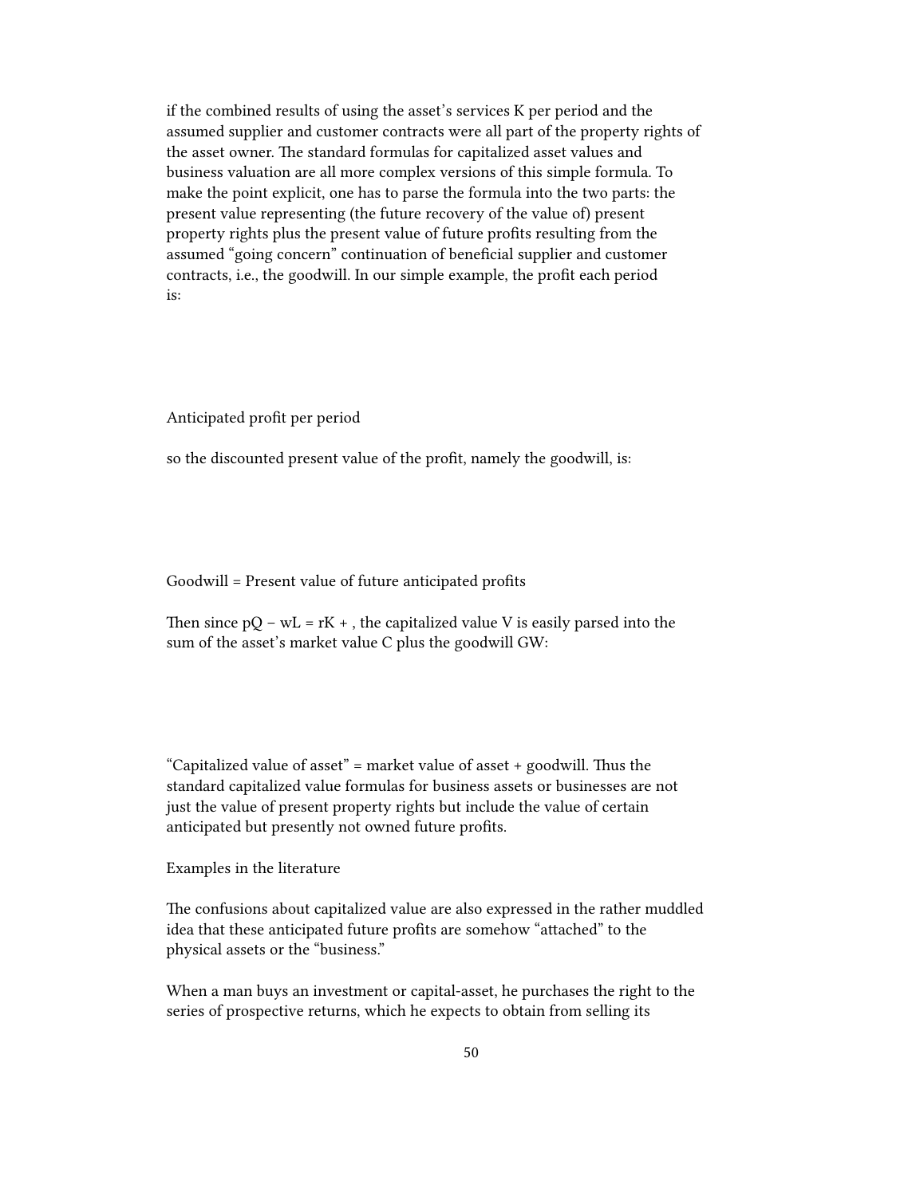if the combined results of using the asset's services K per period and the assumed supplier and customer contracts were all part of the property rights of the asset owner. The standard formulas for capitalized asset values and business valuation are all more complex versions of this simple formula. To make the point explicit, one has to parse the formula into the two parts: the present value representing (the future recovery of the value of) present property rights plus the present value of future profits resulting from the assumed "going concern" continuation of beneficial supplier and customer contracts, i.e., the goodwill. In our simple example, the profit each period is:

Anticipated profit per period

so the discounted present value of the profit, namely the goodwill, is:

Goodwill = Present value of future anticipated profits

Then since $pQ - wL = rK +$ , the capitalized value V is easily parsed into the sum of the asset's market value C plus the goodwill GW:

"Capitalized value of asset" = market value of asset + goodwill. Thus the standard capitalized value formulas for business assets or businesses are not just the value of present property rights but include the value of certain anticipated but presently not owned future profits.

Examples in the literature

The confusions about capitalized value are also expressed in the rather muddled idea that these anticipated future profits are somehow "attached" to the physical assets or the "business."

When a man buys an investment or capital-asset, he purchases the right to the series of prospective returns, which he expects to obtain from selling its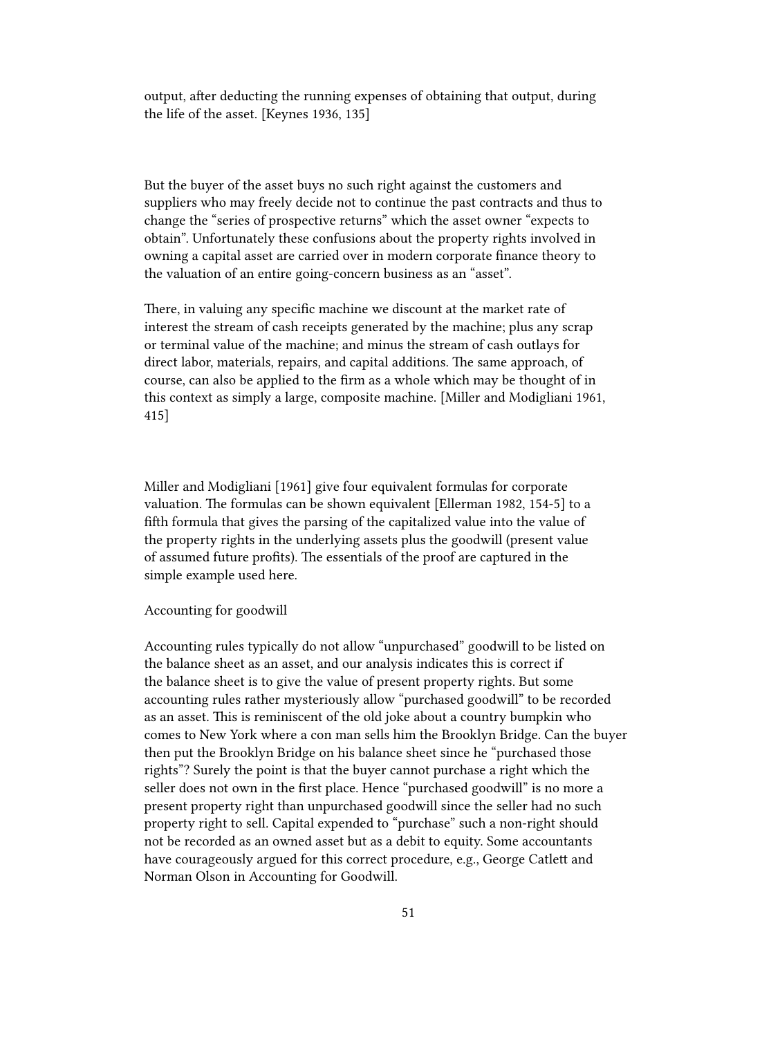output, after deducting the running expenses of obtaining that output, during the life of the asset. [Keynes 1936, 135]

But the buyer of the asset buys no such right against the customers and suppliers who may freely decide not to continue the past contracts and thus to change the "series of prospective returns" which the asset owner "expects to obtain". Unfortunately these confusions about the property rights involved in owning a capital asset are carried over in modern corporate finance theory to the valuation of an entire going-concern business as an "asset".

> There, in valuing any specific machine we discount at the market rate of interest the stream of cash receipts generated by the machine; plus any scrap or terminal value of the machine; and minus the stream of cash outlays for direct labor, materials, repairs, and capital additions. The same approach, of course, can also be applied to the firm as a whole which may be thought of in this context as simply a large, composite machine. [Miller and Modigliani 1961, 415]

Miller and Modigliani [1961] give four equivalent formulas for corporate valuation. The formulas can be shown equivalent [Ellerman 1982, 154-5] to a fifth formula that gives the parsing of the capitalized value into the value of the property rights in the underlying assets plus the goodwill (present value of assumed future profits). The essentials of the proof are captured in the simple example used here.

## Accounting for goodwill

Accounting rules typically do not allow "unpurchased" goodwill to be listed on the balance sheet as an asset, and our analysis indicates this is correct if the balance sheet is to give the value of present property rights. But some accounting rules rather mysteriously allow "purchased goodwill" to be recorded as an asset. This is reminiscent of the old joke about a country bumpkin who comes to New York where a con man sells him the Brooklyn Bridge. Can the buyer then put the Brooklyn Bridge on his balance sheet since he "purchased those rights"? Surely the point is that the buyer cannot purchase a right which the seller does not own in the first place. Hence "purchased goodwill" is no more a present property right than unpurchased goodwill since the seller had no such property right to sell. Capital expended to "purchase" such a non-right should not be recorded as an owned asset but as a debit to equity. Some accountants have courageously argued for this correct procedure, e.g., George Catlett and Norman Olson in Accounting for Goodwill.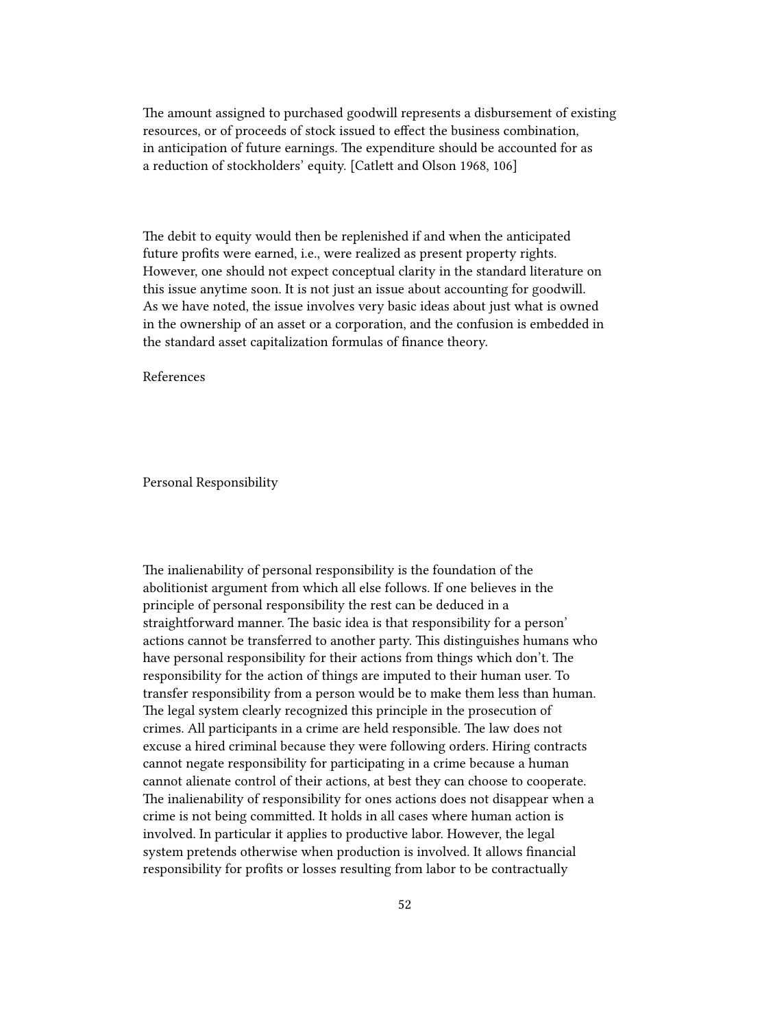> The amount assigned to purchased goodwill represents a disbursement of existing resources, or of proceeds of stock issued to effect the business combination, in anticipation of future earnings. The expenditure should be accounted for as a reduction of stockholders' equity. [Catlett and Olson 1968, 106]

The debit to equity would then be replenished if and when the anticipated future profits were earned, i.e., were realized as present property rights. However, one should not expect conceptual clarity in the standard literature on this issue anytime soon. It is not just an issue about accounting for goodwill. As we have noted, the issue involves very basic ideas about just what is owned in the ownership of an asset or a corporation, and the confusion is embedded in the standard asset capitalization formulas of finance theory.

## References

# Personal Responsibility

The inalienability of personal responsibility is the foundation of the abolitionist argument from which all else follows. If one believes in the principle of personal responsibility the rest can be deduced in a straightforward manner. The basic idea is that responsibility for a person' actions cannot be transferred to another party. This distinguishes humans who have personal responsibility for their actions from things which don't. The responsibility for the action of things are imputed to their human user. To transfer responsibility from a person would be to make them less than human. The legal system clearly recognized this principle in the prosecution of crimes. All participants in a crime are held responsible. The law does not excuse a hired criminal because they were following orders. Hiring contracts cannot negate responsibility for participating in a crime because a human cannot alienate control of their actions, at best they can choose to cooperate. The inalienability of responsibility for ones actions does not disappear when a crime is not being committed. It holds in all cases where human action is involved. In particular it applies to productive labor. However, the legal system pretends otherwise when production is involved. It allows financial responsibility for profits or losses resulting from labor to be contractually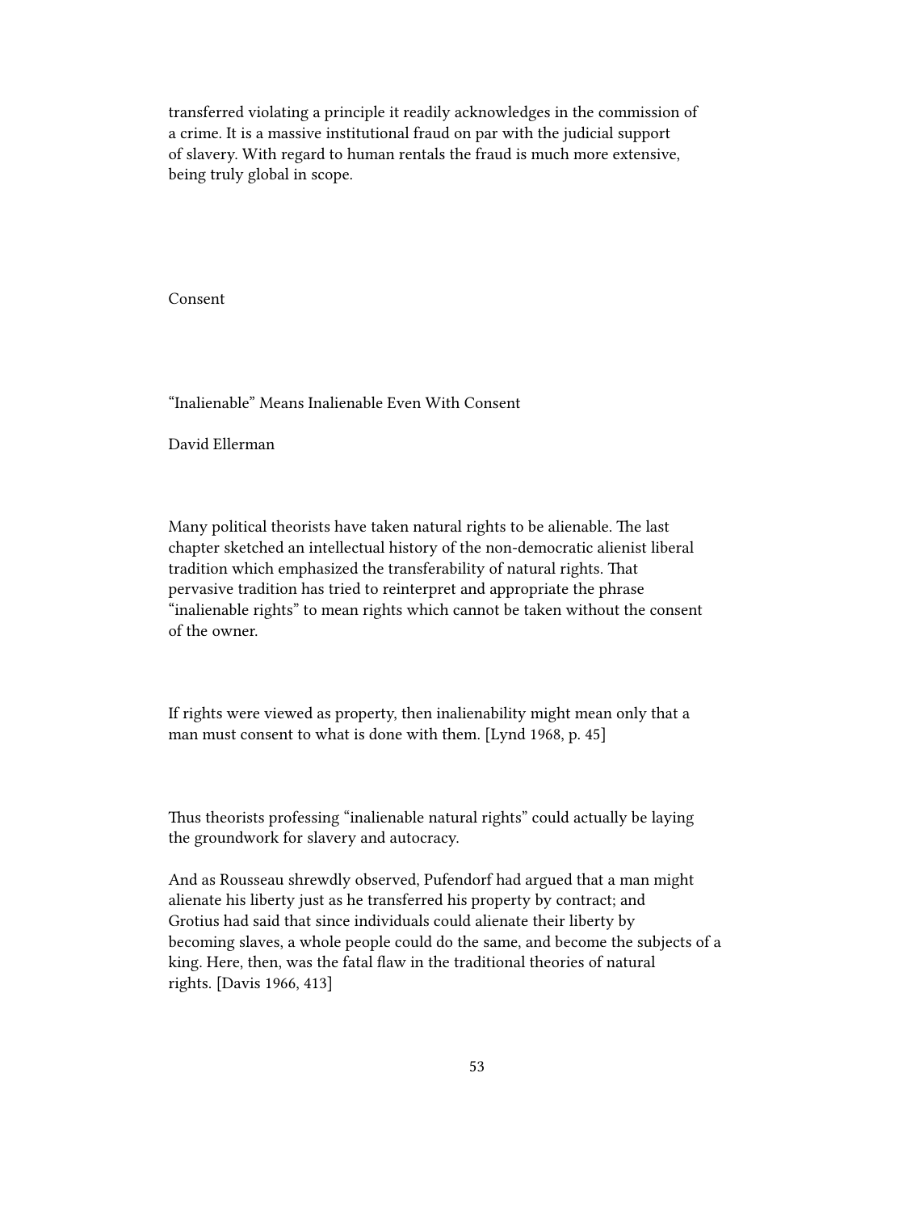transferred violating a principle it readily acknowledges in the commission of a crime. It is a massive institutional fraud on par with the judicial support of slavery. With regard to human rentals the fraud is much more extensive, being truly global in scope.

# Consent

## "Inalienable" Means Inalienable Even With Consent

David Ellerman

Many political theorists have taken natural rights to be alienable. The last chapter sketched an intellectual history of the non-democratic alienist liberal tradition which emphasized the transferability of natural rights. That pervasive tradition has tried to reinterpret and appropriate the phrase "inalienable rights" to mean rights which cannot be taken without the consent of the owner.

> If rights were viewed as property, then inalienability might mean only that a man must consent to what is done with them. [Lynd 1968, p. 45]

Thus theorists professing "inalienable natural rights" could actually be laying the groundwork for slavery and autocracy.

> And as Rousseau shrewdly observed, Pufendorf had argued that a man might alienate his liberty just as he transferred his property by contract; and Grotius had said that since individuals could alienate their liberty by becoming slaves, a whole people could do the same, and become the subjects of a king. Here, then, was the fatal flaw in the traditional theories of natural rights. [Davis 1966, 413]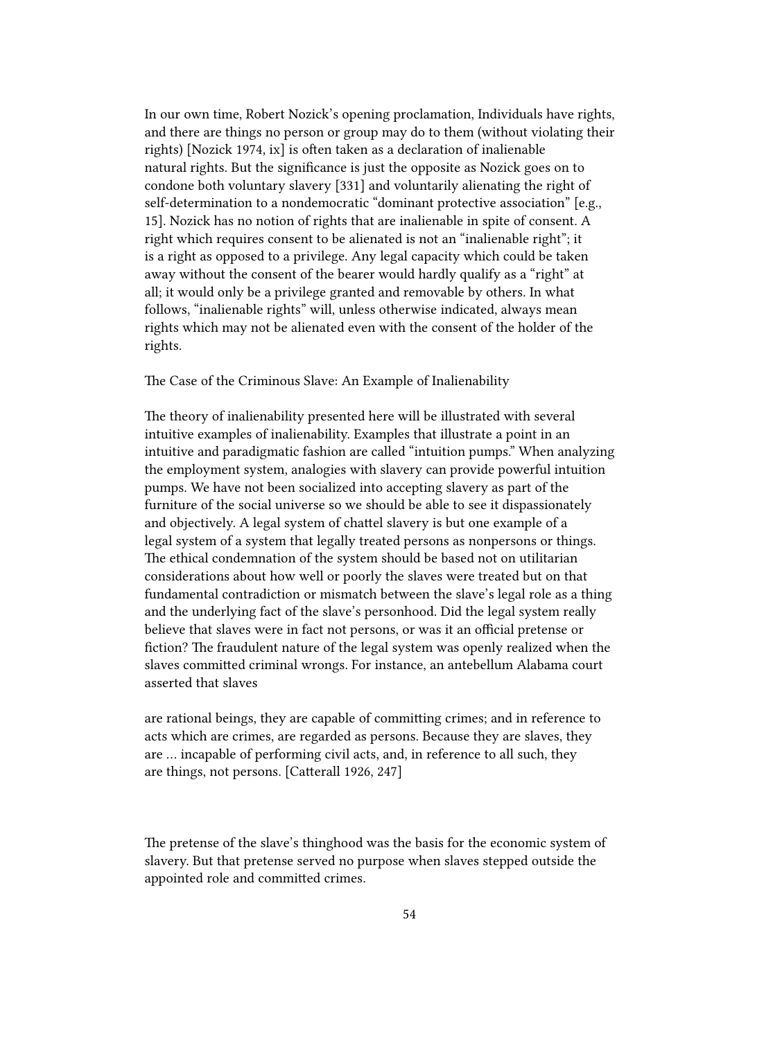In our own time, Robert Nozick's opening proclamation, Individuals have rights, and there are things no person or group may do to them (without violating their rights) [Nozick 1974, ix] is often taken as a declaration of inalienable natural rights. But the significance is just the opposite as Nozick goes on to condone both voluntary slavery [331] and voluntarily alienating the right of self-determination to a nondemocratic "dominant protective association" [e.g., 15]. Nozick has no notion of rights that are inalienable in spite of consent. A right which requires consent to be alienated is not an "inalienable right"; it is a right as opposed to a privilege. Any legal capacity which could be taken away without the consent of the bearer would hardly qualify as a "right" at all; it would only be a privilege granted and removable by others. In what follows, "inalienable rights" will, unless otherwise indicated, always mean rights which may not be alienated even with the consent of the holder of the rights.

## The Case of the Criminous Slave: An Example of Inalienability

The theory of inalienability presented here will be illustrated with several intuitive examples of inalienability. Examples that illustrate a point in an intuitive and paradigmatic fashion are called "intuition pumps." When analyzing the employment system, analogies with slavery can provide powerful intuition pumps. We have not been socialized into accepting slavery as part of the furniture of the social universe so we should be able to see it dispassionately and objectively. A legal system of chattel slavery is but one example of a legal system of a system that legally treated persons as nonpersons or things. The ethical condemnation of the system should be based not on utilitarian considerations about how well or poorly the slaves were treated but on that fundamental contradiction or mismatch between the slave's legal role as a thing and the underlying fact of the slave's personhood. Did the legal system really believe that slaves were in fact not persons, or was it an official pretense or fiction? The fraudulent nature of the legal system was openly realized when the slaves committed criminal wrongs. For instance, an antebellum Alabama court asserted that slaves

> are rational beings, they are capable of committing crimes; and in reference to acts which are crimes, are regarded as persons. Because they are slaves, they are … incapable of performing civil acts, and, in reference to all such, they are things, not persons. [Catterall 1926, 247]

The pretense of the slave's thinghood was the basis for the economic system of slavery. But that pretense served no purpose when slaves stepped outside the appointed role and committed crimes.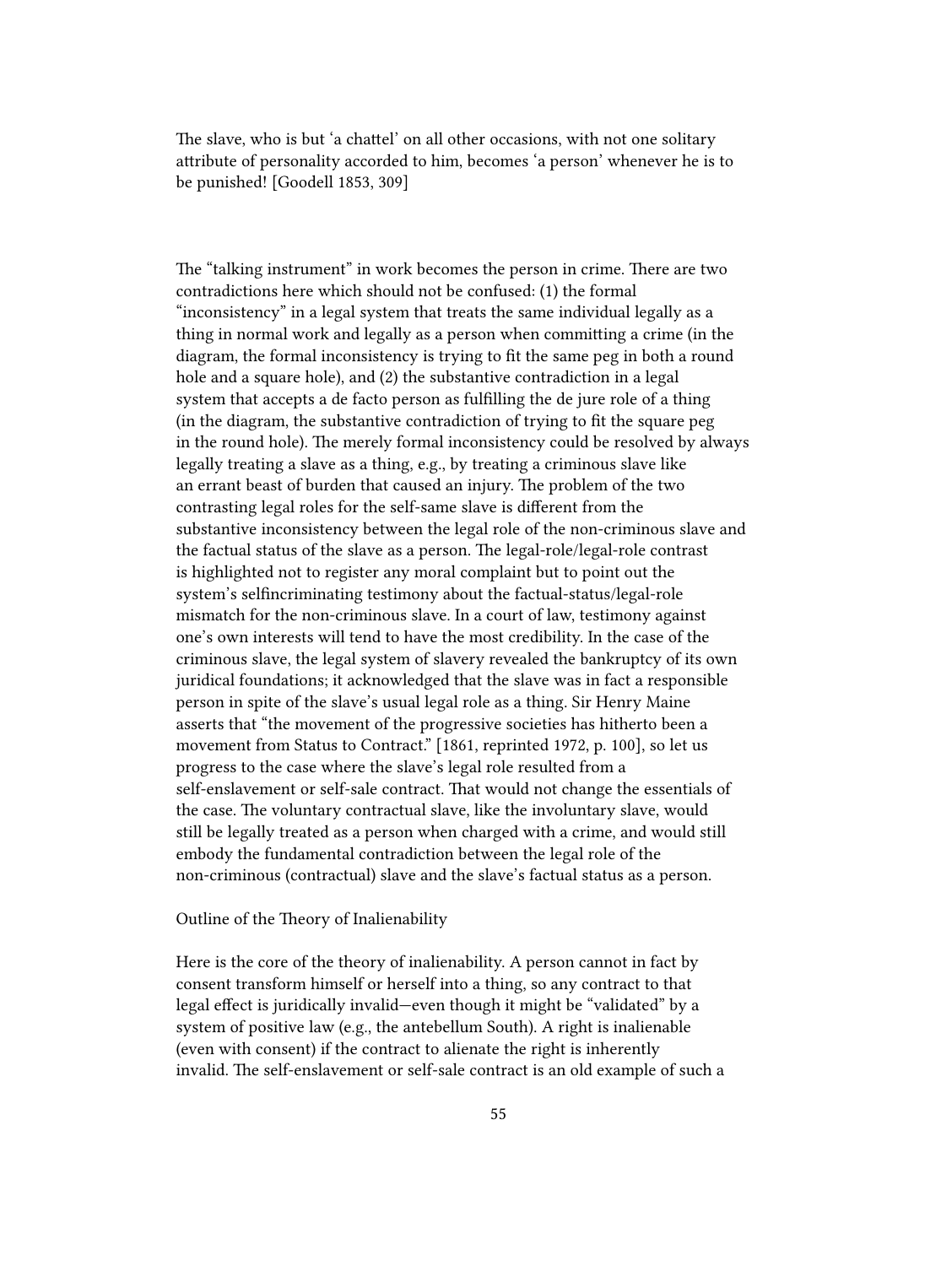> The slave, who is but 'a chattel' on all other occasions, with not one solitary attribute of personality accorded to him, becomes 'a person' whenever he is to be punished! [Goodell 1853, 309]

The "talking instrument" in work becomes the person in crime. There are two contradictions here which should not be confused: (1) the formal "inconsistency" in a legal system that treats the same individual legally as a thing in normal work and legally as a person when committing a crime (in the diagram, the formal inconsistency is trying to fit the same peg in both a round hole and a square hole), and (2) the substantive contradiction in a legal system that accepts a de facto person as fulfilling the de jure role of a thing (in the diagram, the substantive contradiction of trying to fit the square peg in the round hole). The merely formal inconsistency could be resolved by always legally treating a slave as a thing, e.g., by treating a criminous slave like an errant beast of burden that caused an injury. The problem of the two contrasting legal roles for the self-same slave is different from the substantive inconsistency between the legal role of the non-criminous slave and the factual status of the slave as a person. The legal-role/legal-role contrast is highlighted not to register any moral complaint but to point out the system's selfincriminating testimony about the factual-status/legal-role mismatch for the non-criminous slave. In a court of law, testimony against one's own interests will tend to have the most credibility. In the case of the criminous slave, the legal system of slavery revealed the bankruptcy of its own juridical foundations; it acknowledged that the slave was in fact a responsible person in spite of the slave's usual legal role as a thing. Sir Henry Maine asserts that "the movement of the progressive societies has hitherto been a movement from Status to Contract." [1861, reprinted 1972, p. 100], so let us progress to the case where the slave's legal role resulted from a self-enslavement or self-sale contract. That would not change the essentials of the case. The voluntary contractual slave, like the involuntary slave, would still be legally treated as a person when charged with a crime, and would still embody the fundamental contradiction between the legal role of the non-criminous (contractual) slave and the slave's factual status as a person.

## Outline of the Theory of Inalienability

Here is the core of the theory of inalienability. A person cannot in fact by consent transform himself or herself into a thing, so any contract to that legal effect is juridically invalid—even though it might be "validated" by a system of positive law (e.g., the antebellum South). A right is inalienable (even with consent) if the contract to alienate the right is inherently invalid. The self-enslavement or self-sale contract is an old example of such a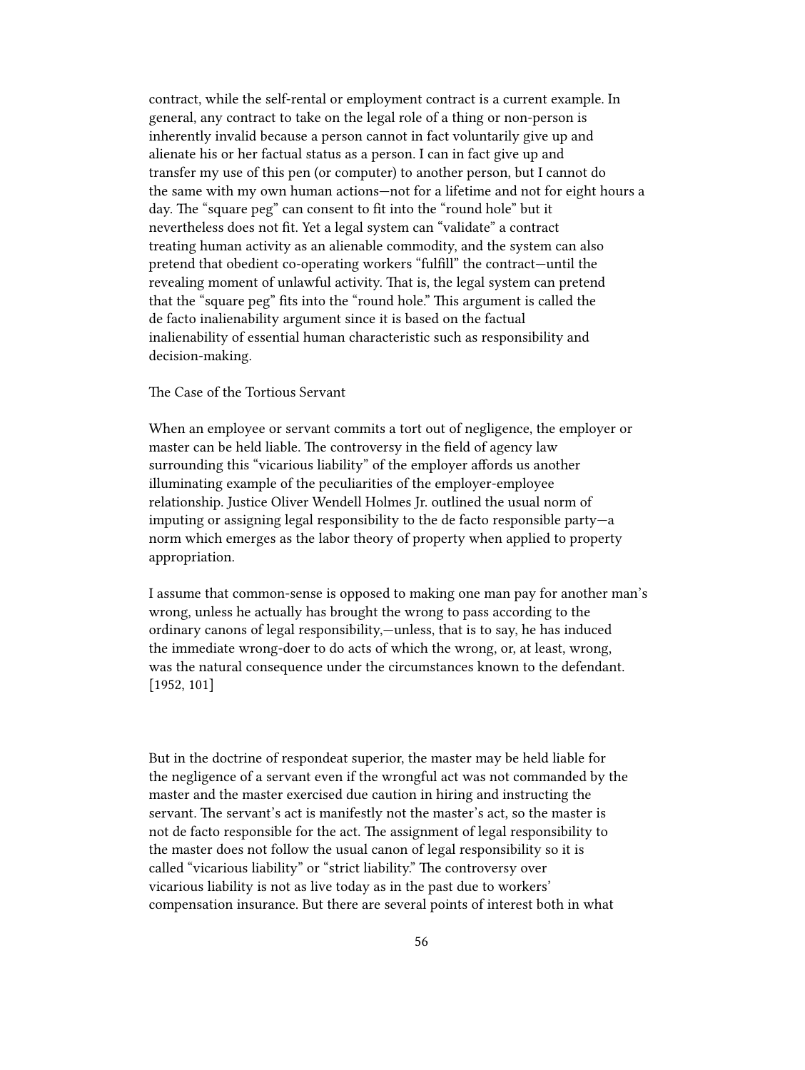contract, while the self-rental or employment contract is a current example. In general, any contract to take on the legal role of a thing or non-person is inherently invalid because a person cannot in fact voluntarily give up and alienate his or her factual status as a person. I can in fact give up and transfer my use of this pen (or computer) to another person, but I cannot do the same with my own human actions—not for a lifetime and not for eight hours a day. The "square peg" can consent to fit into the "round hole" but it nevertheless does not fit. Yet a legal system can "validate" a contract treating human activity as an alienable commodity, and the system can also pretend that obedient co-operating workers "fulfill" the contract—until the revealing moment of unlawful activity. That is, the legal system can pretend that the "square peg" fits into the "round hole." This argument is called the de facto inalienability argument since it is based on the factual inalienability of essential human characteristic such as responsibility and decision-making.

## The Case of the Tortious Servant

When an employee or servant commits a tort out of negligence, the employer or master can be held liable. The controversy in the field of agency law surrounding this "vicarious liability" of the employer affords us another illuminating example of the peculiarities of the employer-employee relationship. Justice Oliver Wendell Holmes Jr. outlined the usual norm of imputing or assigning legal responsibility to the de facto responsible party—a norm which emerges as the labor theory of property when applied to property appropriation.

> I assume that common-sense is opposed to making one man pay for another man's wrong, unless he actually has brought the wrong to pass according to the ordinary canons of legal responsibility,—unless, that is to say, he has induced the immediate wrong-doer to do acts of which the wrong, or, at least, wrong, was the natural consequence under the circumstances known to the defendant. [1952, 101]

But in the doctrine of respondeat superior, the master may be held liable for the negligence of a servant even if the wrongful act was not commanded by the master and the master exercised due caution in hiring and instructing the servant. The servant's act is manifestly not the master's act, so the master is not de facto responsible for the act. The assignment of legal responsibility to the master does not follow the usual canon of legal responsibility so it is called "vicarious liability" or "strict liability." The controversy over vicarious liability is not as live today as in the past due to workers' compensation insurance. But there are several points of interest both in what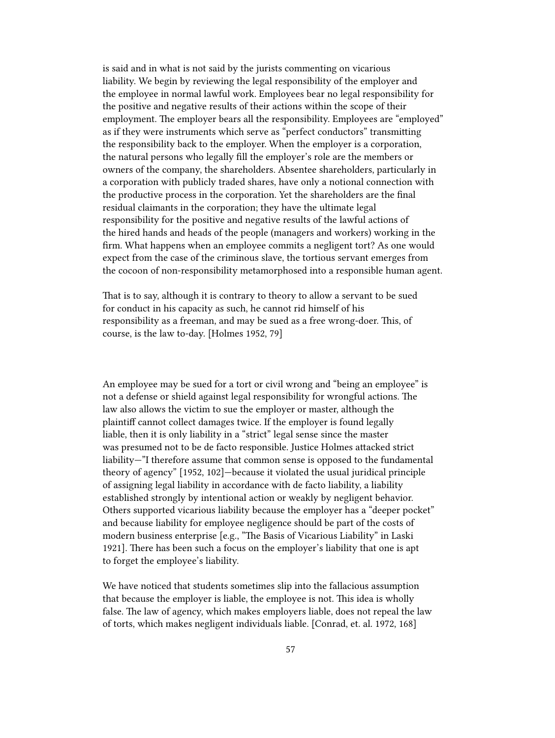is said and in what is not said by the jurists commenting on vicarious liability. We begin by reviewing the legal responsibility of the employer and the employee in normal lawful work. Employees bear no legal responsibility for the positive and negative results of their actions within the scope of their employment. The employer bears all the responsibility. Employees are "employed" as if they were instruments which serve as "perfect conductors" transmitting the responsibility back to the employer. When the employer is a corporation, the natural persons who legally fill the employer's role are the members or owners of the company, the shareholders. Absentee shareholders, particularly in a corporation with publicly traded shares, have only a notional connection with the productive process in the corporation. Yet the shareholders are the final residual claimants in the corporation; they have the ultimate legal responsibility for the positive and negative results of the lawful actions of the hired hands and heads of the people (managers and workers) working in the firm. What happens when an employee commits a negligent tort? As one would expect from the case of the criminous slave, the tortious servant emerges from the cocoon of non-responsibility metamorphosed into a responsible human agent.

> That is to say, although it is contrary to theory to allow a servant to be sued for conduct in his capacity as such, he cannot rid himself of his responsibility as a freeman, and may be sued as a free wrong-doer. This, of course, is the law to-day. [Holmes 1952, 79]

An employee may be sued for a tort or civil wrong and "being an employee" is not a defense or shield against legal responsibility for wrongful actions. The law also allows the victim to sue the employer or master, although the plaintiff cannot collect damages twice. If the employer is found legally liable, then it is only liability in a "strict" legal sense since the master was presumed not to be de facto responsible. Justice Holmes attacked strict liability—"I therefore assume that common sense is opposed to the fundamental theory of agency" [1952, 102]—because it violated the usual juridical principle of assigning legal liability in accordance with de facto liability, a liability established strongly by intentional action or weakly by negligent behavior. Others supported vicarious liability because the employer has a "deeper pocket" and because liability for employee negligence should be part of the costs of modern business enterprise [e.g., "The Basis of Vicarious Liability" in Laski 1921]. There has been such a focus on the employer's liability that one is apt to forget the employee's liability.

> We have noticed that students sometimes slip into the fallacious assumption that because the employer is liable, the employee is not. This idea is wholly false. The law of agency, which makes employers liable, does not repeal the law of torts, which makes negligent individuals liable. [Conrad, et. al. 1972, 168]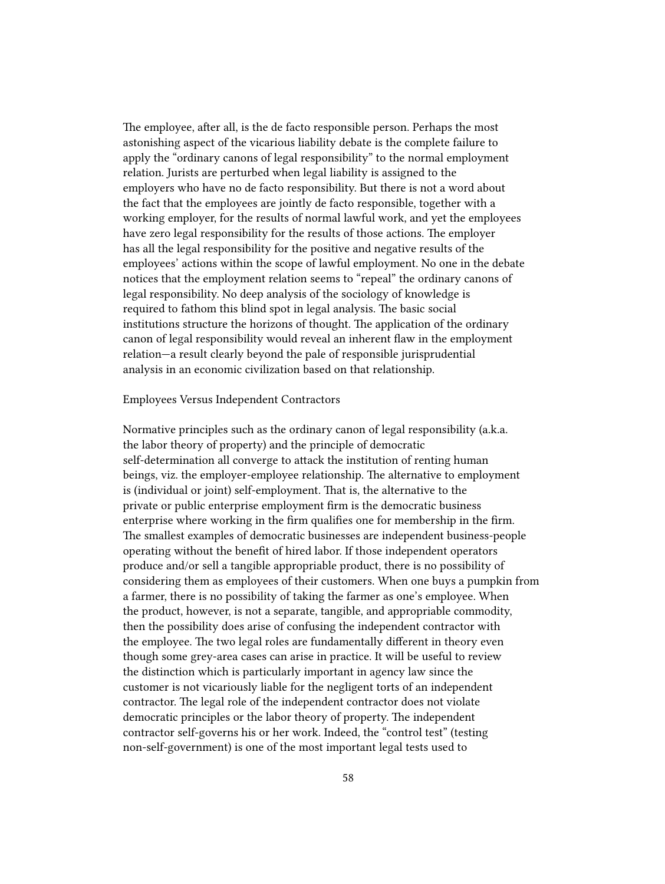The employee, after all, is the de facto responsible person. Perhaps the most astonishing aspect of the vicarious liability debate is the complete failure to apply the "ordinary canons of legal responsibility" to the normal employment relation. Jurists are perturbed when legal liability is assigned to the employers who have no de facto responsibility. But there is not a word about the fact that the employees are jointly de facto responsible, together with a working employer, for the results of normal lawful work, and yet the employees have zero legal responsibility for the results of those actions. The employer has all the legal responsibility for the positive and negative results of the employees' actions within the scope of lawful employment. No one in the debate notices that the employment relation seems to "repeal" the ordinary canons of legal responsibility. No deep analysis of the sociology of knowledge is required to fathom this blind spot in legal analysis. The basic social institutions structure the horizons of thought. The application of the ordinary canon of legal responsibility would reveal an inherent flaw in the employment relation—a result clearly beyond the pale of responsible jurisprudential analysis in an economic civilization based on that relationship.

## Employees Versus Independent Contractors

Normative principles such as the ordinary canon of legal responsibility (a.k.a. the labor theory of property) and the principle of democratic self-determination all converge to attack the institution of renting human beings, viz. the employer-employee relationship. The alternative to employment is (individual or joint) self-employment. That is, the alternative to the private or public enterprise employment firm is the democratic business enterprise where working in the firm qualifies one for membership in the firm. The smallest examples of democratic businesses are independent business-people operating without the benefit of hired labor. If those independent operators produce and/or sell a tangible appropriable product, there is no possibility of considering them as employees of their customers. When one buys a pumpkin from a farmer, there is no possibility of taking the farmer as one's employee. When the product, however, is not a separate, tangible, and appropriable commodity, then the possibility does arise of confusing the independent contractor with the employee. The two legal roles are fundamentally different in theory even though some grey-area cases can arise in practice. It will be useful to review the distinction which is particularly important in agency law since the customer is not vicariously liable for the negligent torts of an independent contractor. The legal role of the independent contractor does not violate democratic principles or the labor theory of property. The independent contractor self-governs his or her work. Indeed, the "control test" (testing non-self-government) is one of the most important legal tests used to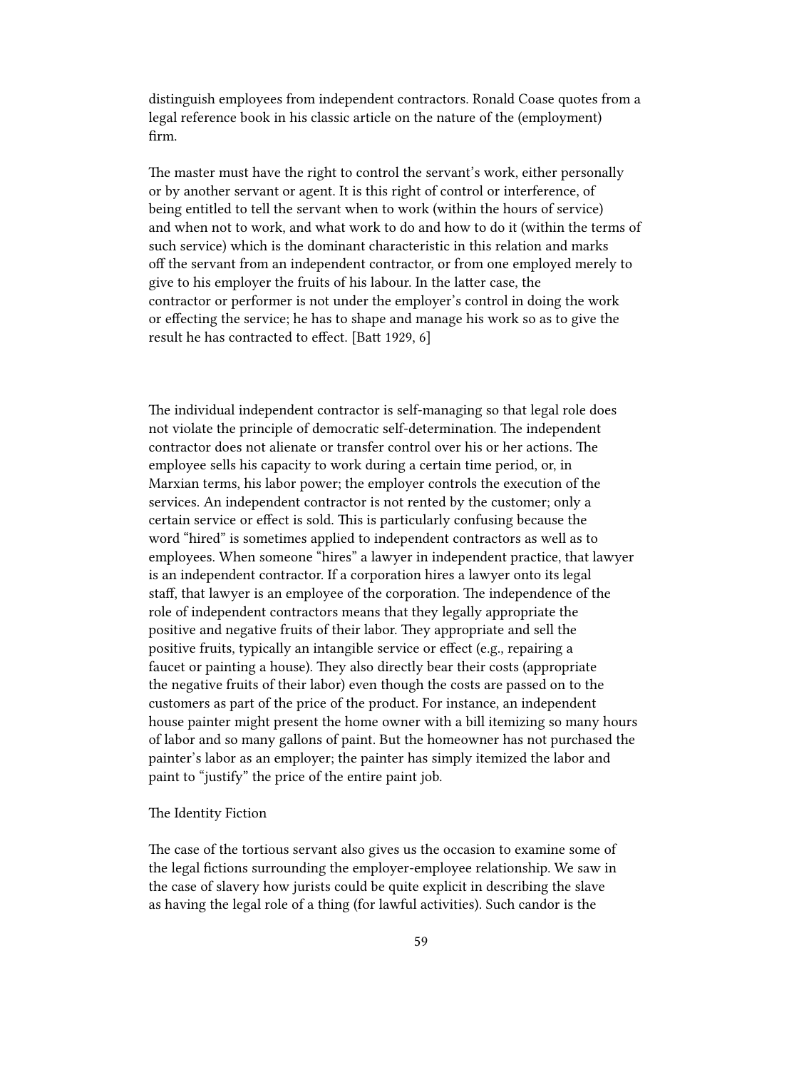distinguish employees from independent contractors. Ronald Coase quotes from a legal reference book in his classic article on the nature of the (employment) firm.

> The master must have the right to control the servant's work, either personally or by another servant or agent. It is this right of control or interference, of being entitled to tell the servant when to work (within the hours of service) and when not to work, and what work to do and how to do it (within the terms of such service) which is the dominant characteristic in this relation and marks off the servant from an independent contractor, or from one employed merely to give to his employer the fruits of his labour. In the latter case, the contractor or performer is not under the employer's control in doing the work or effecting the service; he has to shape and manage his work so as to give the result he has contracted to effect. [Batt 1929, 6]

The individual independent contractor is self-managing so that legal role does not violate the principle of democratic self-determination. The independent contractor does not alienate or transfer control over his or her actions. The employee sells his capacity to work during a certain time period, or, in Marxian terms, his labor power; the employer controls the execution of the services. An independent contractor is not rented by the customer; only a certain service or effect is sold. This is particularly confusing because the word "hired" is sometimes applied to independent contractors as well as to employees. When someone "hires" a lawyer in independent practice, that lawyer is an independent contractor. If a corporation hires a lawyer onto its legal staff, that lawyer is an employee of the corporation. The independence of the role of independent contractors means that they legally appropriate the positive and negative fruits of their labor. They appropriate and sell the positive fruits, typically an intangible service or effect (e.g., repairing a faucet or painting a house). They also directly bear their costs (appropriate the negative fruits of their labor) even though the costs are passed on to the customers as part of the price of the product. For instance, an independent house painter might present the home owner with a bill itemizing so many hours of labor and so many gallons of paint. But the homeowner has not purchased the painter's labor as an employer; the painter has simply itemized the labor and paint to "justify" the price of the entire paint job.

### The Identity Fiction

The case of the tortious servant also gives us the occasion to examine some of the legal fictions surrounding the employer-employee relationship. We saw in the case of slavery how jurists could be quite explicit in describing the slave as having the legal role of a thing (for lawful activities). Such candor is the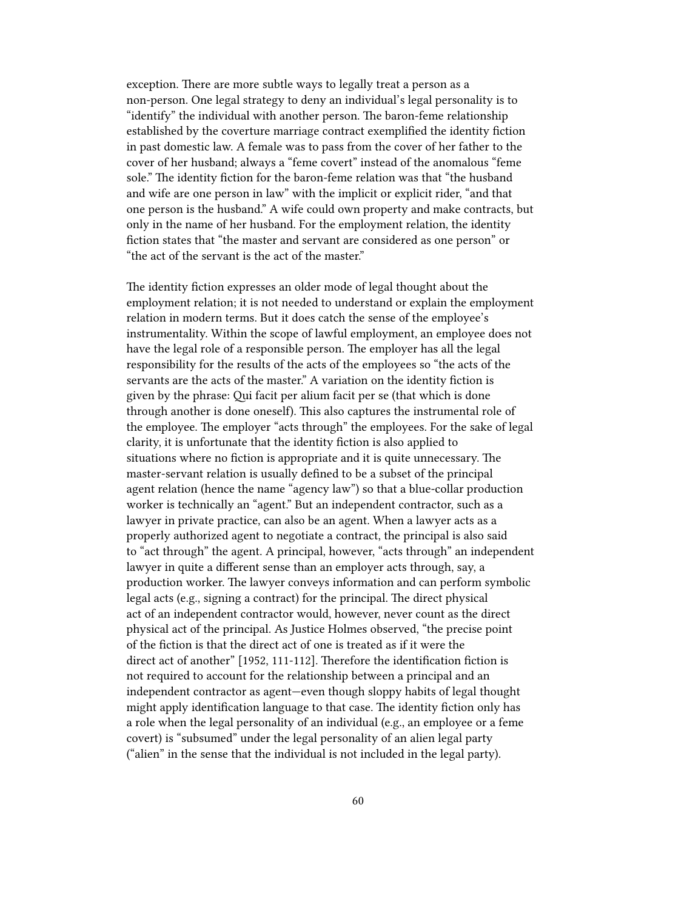exception. There are more subtle ways to legally treat a person as a non-person. One legal strategy to deny an individual's legal personality is to "identify" the individual with another person. The baron-feme relationship established by the coverture marriage contract exemplified the identity fiction in past domestic law. A female was to pass from the cover of her father to the cover of her husband; always a "feme covert" instead of the anomalous "feme sole." The identity fiction for the baron-feme relation was that "the husband and wife are one person in law" with the implicit or explicit rider, "and that one person is the husband." A wife could own property and make contracts, but only in the name of her husband. For the employment relation, the identity fiction states that "the master and servant are considered as one person" or "the act of the servant is the act of the master."

The identity fiction expresses an older mode of legal thought about the employment relation; it is not needed to understand or explain the employment relation in modern terms. But it does catch the sense of the employee's instrumentality. Within the scope of lawful employment, an employee does not have the legal role of a responsible person. The employer has all the legal responsibility for the results of the acts of the employees so "the acts of the servants are the acts of the master." A variation on the identity fiction is given by the phrase: Qui facit per alium facit per se (that which is done through another is done oneself). This also captures the instrumental role of the employee. The employer "acts through" the employees. For the sake of legal clarity, it is unfortunate that the identity fiction is also applied to situations where no fiction is appropriate and it is quite unnecessary. The master-servant relation is usually defined to be a subset of the principal agent relation (hence the name "agency law") so that a blue-collar production worker is technically an "agent." But an independent contractor, such as a lawyer in private practice, can also be an agent. When a lawyer acts as a properly authorized agent to negotiate a contract, the principal is also said to "act through" the agent. A principal, however, "acts through" an independent lawyer in quite a different sense than an employer acts through, say, a production worker. The lawyer conveys information and can perform symbolic legal acts (e.g., signing a contract) for the principal. The direct physical act of an independent contractor would, however, never count as the direct physical act of the principal. As Justice Holmes observed, "the precise point of the fiction is that the direct act of one is treated as if it were the direct act of another" [1952, 111-112]. Therefore the identification fiction is not required to account for the relationship between a principal and an independent contractor as agent—even though sloppy habits of legal thought might apply identification language to that case. The identity fiction only has a role when the legal personality of an individual (e.g., an employee or a feme covert) is "subsumed" under the legal personality of an alien legal party ("alien" in the sense that the individual is not included in the legal party).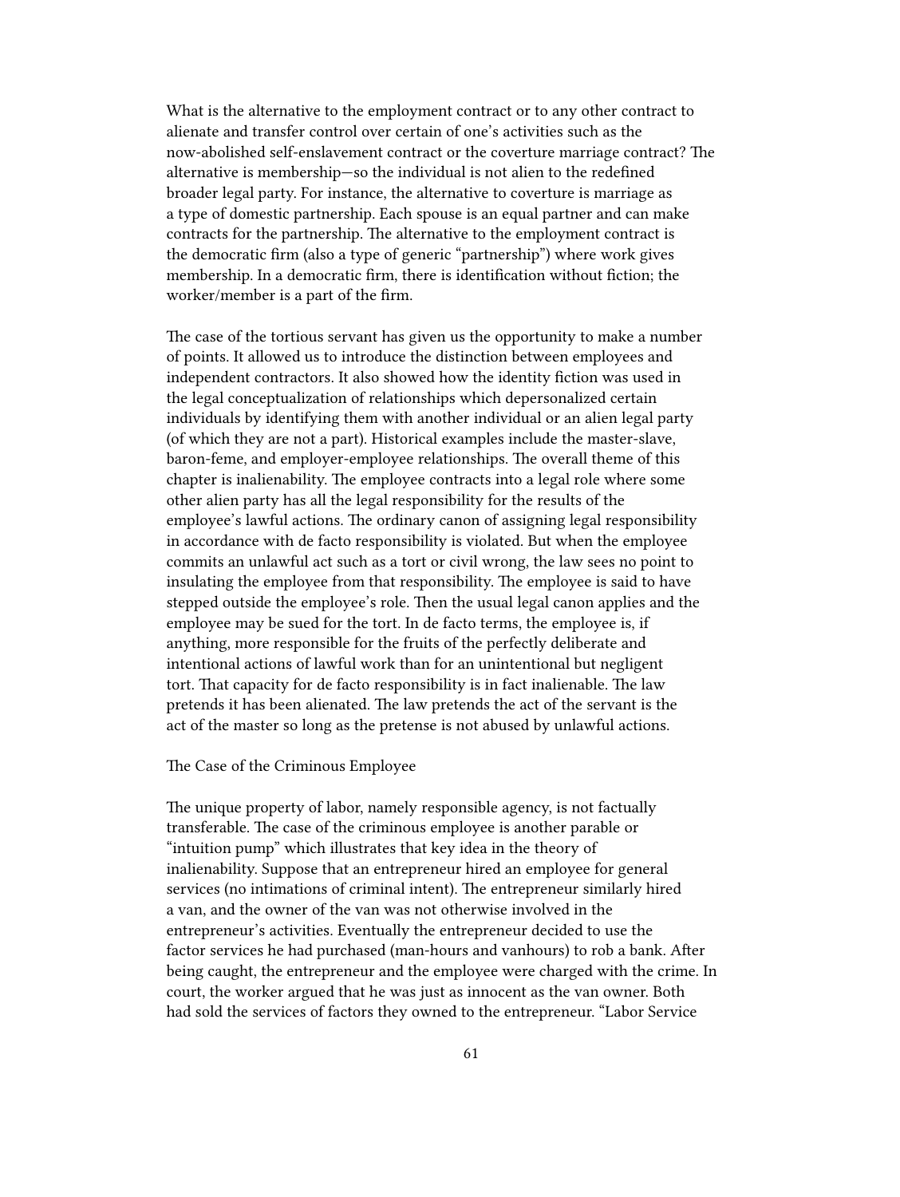What is the alternative to the employment contract or to any other contract to alienate and transfer control over certain of one's activities such as the now-abolished self-enslavement contract or the coverture marriage contract? The alternative is membership—so the individual is not alien to the redefined broader legal party. For instance, the alternative to coverture is marriage as a type of domestic partnership. Each spouse is an equal partner and can make contracts for the partnership. The alternative to the employment contract is the democratic firm (also a type of generic "partnership") where work gives membership. In a democratic firm, there is identification without fiction; the worker/member is a part of the firm.

The case of the tortious servant has given us the opportunity to make a number of points. It allowed us to introduce the distinction between employees and independent contractors. It also showed how the identity fiction was used in the legal conceptualization of relationships which depersonalized certain individuals by identifying them with another individual or an alien legal party (of which they are not a part). Historical examples include the master-slave, baron-feme, and employer-employee relationships. The overall theme of this chapter is inalienability. The employee contracts into a legal role where some other alien party has all the legal responsibility for the results of the employee's lawful actions. The ordinary canon of assigning legal responsibility in accordance with de facto responsibility is violated. But when the employee commits an unlawful act such as a tort or civil wrong, the law sees no point to insulating the employee from that responsibility. The employee is said to have stepped outside the employee's role. Then the usual legal canon applies and the employee may be sued for the tort. In de facto terms, the employee is, if anything, more responsible for the fruits of the perfectly deliberate and intentional actions of lawful work than for an unintentional but negligent tort. That capacity for de facto responsibility is in fact inalienable. The law pretends it has been alienated. The law pretends the act of the servant is the act of the master so long as the pretense is not abused by unlawful actions.

## The Case of the Criminous Employee

The unique property of labor, namely responsible agency, is not factually transferable. The case of the criminous employee is another parable or "intuition pump" which illustrates that key idea in the theory of inalienability. Suppose that an entrepreneur hired an employee for general services (no intimations of criminal intent). The entrepreneur similarly hired a van, and the owner of the van was not otherwise involved in the entrepreneur's activities. Eventually the entrepreneur decided to use the factor services he had purchased (man-hours and vanhours) to rob a bank. After being caught, the entrepreneur and the employee were charged with the crime. In court, the worker argued that he was just as innocent as the van owner. Both had sold the services of factors they owned to the entrepreneur. "Labor Service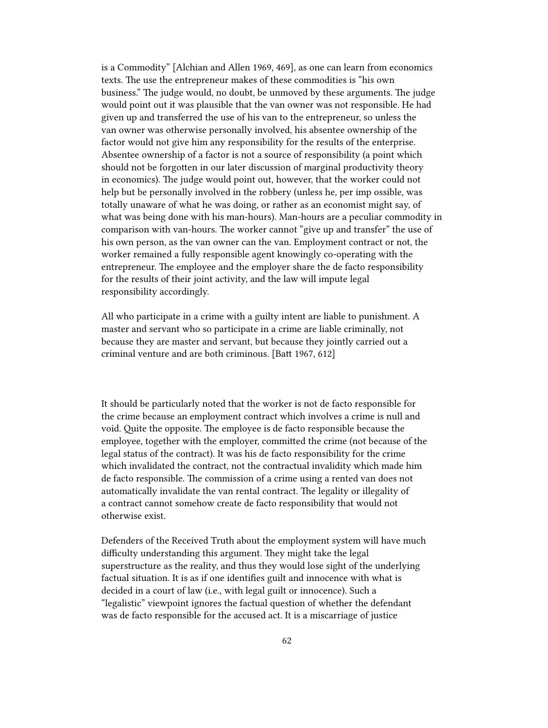is a Commodity" [Alchian and Allen 1969, 469], as one can learn from economics texts. The use the entrepreneur makes of these commodities is "his own business." The judge would, no doubt, be unmoved by these arguments. The judge would point out it was plausible that the van owner was not responsible. He had given up and transferred the use of his van to the entrepreneur, so unless the van owner was otherwise personally involved, his absentee ownership of the factor would not give him any responsibility for the results of the enterprise. Absentee ownership of a factor is not a source of responsibility (a point which should not be forgotten in our later discussion of marginal productivity theory in economics). The judge would point out, however, that the worker could not help but be personally involved in the robbery (unless he, per imp ossible, was totally unaware of what he was doing, or rather as an economist might say, of what was being done with his man-hours). Man-hours are a peculiar commodity in comparison with van-hours. The worker cannot "give up and transfer" the use of his own person, as the van owner can the van. Employment contract or not, the worker remained a fully responsible agent knowingly co-operating with the entrepreneur. The employee and the employer share the de facto responsibility for the results of their joint activity, and the law will impute legal responsibility accordingly.

> All who participate in a crime with a guilty intent are liable to punishment. A master and servant who so participate in a crime are liable criminally, not because they are master and servant, but because they jointly carried out a criminal venture and are both criminous. [Batt 1967, 612]

It should be particularly noted that the worker is not de facto responsible for the crime because an employment contract which involves a crime is null and void. Quite the opposite. The employee is de facto responsible because the employee, together with the employer, committed the crime (not because of the legal status of the contract). It was his de facto responsibility for the crime which invalidated the contract, not the contractual invalidity which made him de facto responsible. The commission of a crime using a rented van does not automatically invalidate the van rental contract. The legality or illegality of a contract cannot somehow create de facto responsibility that would not otherwise exist.

Defenders of the Received Truth about the employment system will have much difficulty understanding this argument. They might take the legal superstructure as the reality, and thus they would lose sight of the underlying factual situation. It is as if one identifies guilt and innocence with what is decided in a court of law (i.e., with legal guilt or innocence). Such a "legalistic" viewpoint ignores the factual question of whether the defendant was de facto responsible for the accused act. It is a miscarriage of justice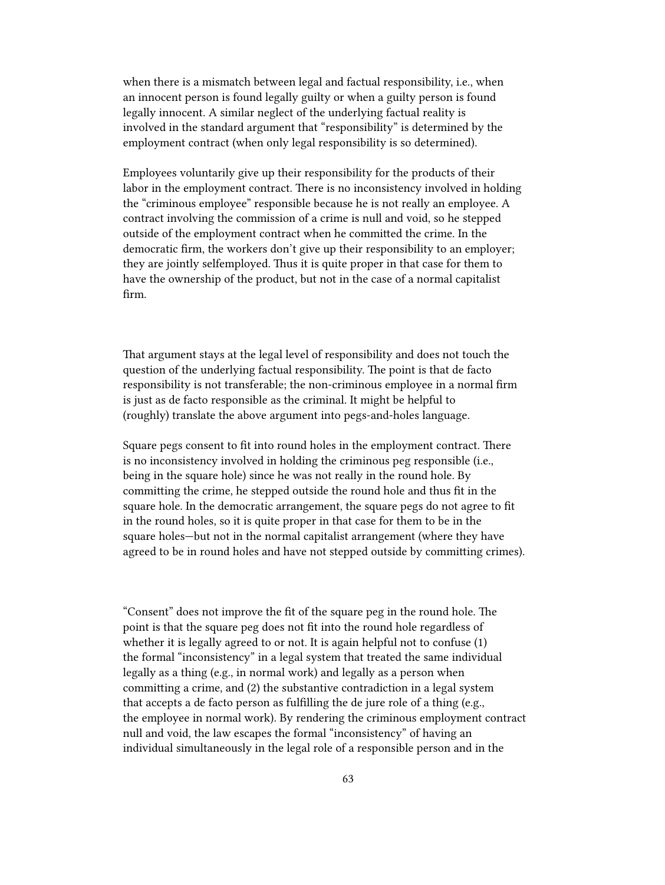when there is a mismatch between legal and factual responsibility, i.e., when an innocent person is found legally guilty or when a guilty person is found legally innocent. A similar neglect of the underlying factual reality is involved in the standard argument that "responsibility" is determined by the employment contract (when only legal responsibility is so determined).

Employees voluntarily give up their responsibility for the products of their labor in the employment contract. There is no inconsistency involved in holding the "criminous employee" responsible because he is not really an employee. A contract involving the commission of a crime is null and void, so he stepped outside of the employment contract when he committed the crime. In the democratic firm, the workers don't give up their responsibility to an employer; they are jointly selfemployed. Thus it is quite proper in that case for them to have the ownership of the product, but not in the case of a normal capitalist firm.

That argument stays at the legal level of responsibility and does not touch the question of the underlying factual responsibility. The point is that de facto responsibility is not transferable; the non-criminous employee in a normal firm is just as de facto responsible as the criminal. It might be helpful to (roughly) translate the above argument into pegs-and-holes language.

Square pegs consent to fit into round holes in the employment contract. There is no inconsistency involved in holding the criminous peg responsible (i.e., being in the square hole) since he was not really in the round hole. By committing the crime, he stepped outside the round hole and thus fit in the square hole. In the democratic arrangement, the square pegs do not agree to fit in the round holes, so it is quite proper in that case for them to be in the square holes—but not in the normal capitalist arrangement (where they have agreed to be in round holes and have not stepped outside by committing crimes).

"Consent" does not improve the fit of the square peg in the round hole. The point is that the square peg does not fit into the round hole regardless of whether it is legally agreed to or not. It is again helpful not to confuse (1) the formal "inconsistency" in a legal system that treated the same individual legally as a thing (e.g., in normal work) and legally as a person when committing a crime, and (2) the substantive contradiction in a legal system that accepts a de facto person as fulfilling the de jure role of a thing (e.g., the employee in normal work). By rendering the criminous employment contract null and void, the law escapes the formal "inconsistency" of having an individual simultaneously in the legal role of a responsible person and in the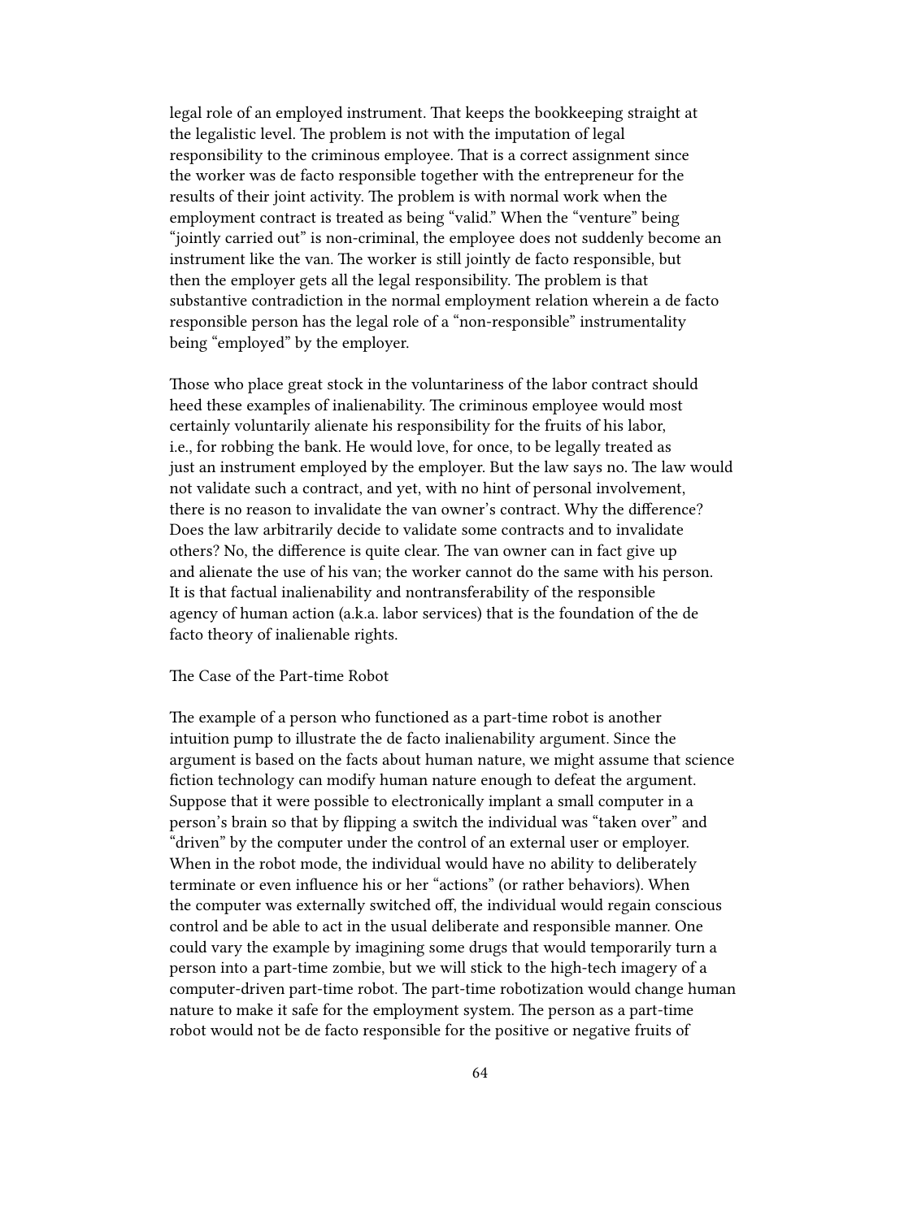legal role of an employed instrument. That keeps the bookkeeping straight at the legalistic level. The problem is not with the imputation of legal responsibility to the criminous employee. That is a correct assignment since the worker was de facto responsible together with the entrepreneur for the results of their joint activity. The problem is with normal work when the employment contract is treated as being "valid." When the "venture" being "jointly carried out" is non-criminal, the employee does not suddenly become an instrument like the van. The worker is still jointly de facto responsible, but then the employer gets all the legal responsibility. The problem is that substantive contradiction in the normal employment relation wherein a de facto responsible person has the legal role of a "non-responsible" instrumentality being "employed" by the employer.

Those who place great stock in the voluntariness of the labor contract should heed these examples of inalienability. The criminous employee would most certainly voluntarily alienate his responsibility for the fruits of his labor, i.e., for robbing the bank. He would love, for once, to be legally treated as just an instrument employed by the employer. But the law says no. The law would not validate such a contract, and yet, with no hint of personal involvement, there is no reason to invalidate the van owner's contract. Why the difference? Does the law arbitrarily decide to validate some contracts and to invalidate others? No, the difference is quite clear. The van owner can in fact give up and alienate the use of his van; the worker cannot do the same with his person. It is that factual inalienability and nontransferability of the responsible agency of human action (a.k.a. labor services) that is the foundation of the de facto theory of inalienable rights.

## The Case of the Part-time Robot

The example of a person who functioned as a part-time robot is another intuition pump to illustrate the de facto inalienability argument. Since the argument is based on the facts about human nature, we might assume that science fiction technology can modify human nature enough to defeat the argument. Suppose that it were possible to electronically implant a small computer in a person's brain so that by flipping a switch the individual was "taken over" and "driven" by the computer under the control of an external user or employer. When in the robot mode, the individual would have no ability to deliberately terminate or even influence his or her "actions" (or rather behaviors). When the computer was externally switched off, the individual would regain conscious control and be able to act in the usual deliberate and responsible manner. One could vary the example by imagining some drugs that would temporarily turn a person into a part-time zombie, but we will stick to the high-tech imagery of a computer-driven part-time robot. The part-time robotization would change human nature to make it safe for the employment system. The person as a part-time robot would not be de facto responsible for the positive or negative fruits of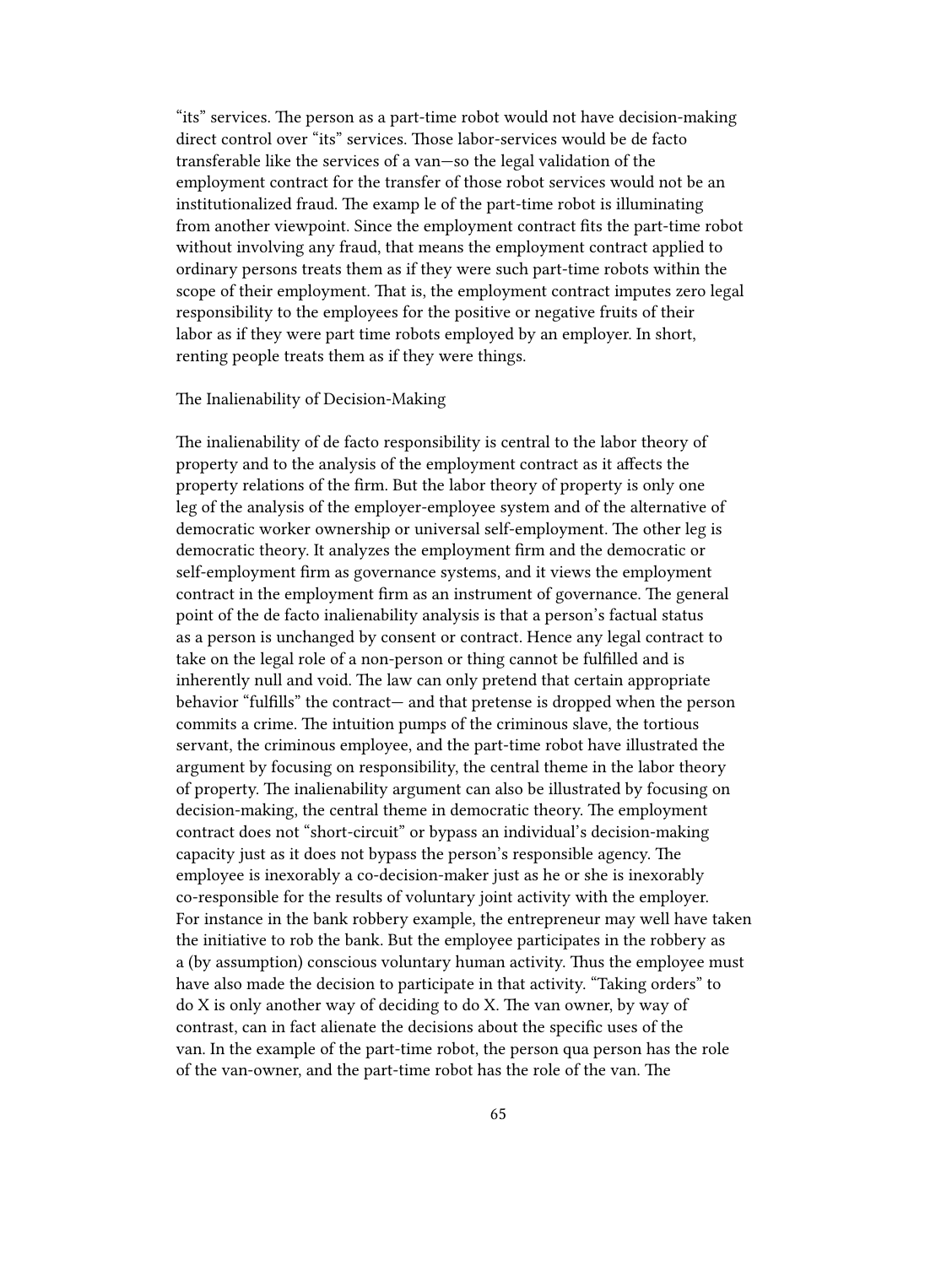"its" services. The person as a part-time robot would not have decision-making direct control over "its" services. Those labor-services would be de facto transferable like the services of a van—so the legal validation of the employment contract for the transfer of those robot services would not be an institutionalized fraud. The examp le of the part-time robot is illuminating from another viewpoint. Since the employment contract fits the part-time robot without involving any fraud, that means the employment contract applied to ordinary persons treats them as if they were such part-time robots within the scope of their employment. That is, the employment contract imputes zero legal responsibility to the employees for the positive or negative fruits of their labor as if they were part time robots employed by an employer. In short, renting people treats them as if they were things.

## The Inalienability of Decision-Making

The inalienability of de facto responsibility is central to the labor theory of property and to the analysis of the employment contract as it affects the property relations of the firm. But the labor theory of property is only one leg of the analysis of the employer-employee system and of the alternative of democratic worker ownership or universal self-employment. The other leg is democratic theory. It analyzes the employment firm and the democratic or self-employment firm as governance systems, and it views the employment contract in the employment firm as an instrument of governance. The general point of the de facto inalienability analysis is that a person's factual status as a person is unchanged by consent or contract. Hence any legal contract to take on the legal role of a non-person or thing cannot be fulfilled and is inherently null and void. The law can only pretend that certain appropriate behavior "fulfills" the contract— and that pretense is dropped when the person commits a crime. The intuition pumps of the criminous slave, the tortious servant, the criminous employee, and the part-time robot have illustrated the argument by focusing on responsibility, the central theme in the labor theory of property. The inalienability argument can also be illustrated by focusing on decision-making, the central theme in democratic theory. The employment contract does not "short-circuit" or bypass an individual's decision-making capacity just as it does not bypass the person's responsible agency. The employee is inexorably a co-decision-maker just as he or she is inexorably co-responsible for the results of voluntary joint activity with the employer. For instance in the bank robbery example, the entrepreneur may well have taken the initiative to rob the bank. But the employee participates in the robbery as a (by assumption) conscious voluntary human activity. Thus the employee must have also made the decision to participate in that activity. "Taking orders" to do X is only another way of deciding to do X. The van owner, by way of contrast, can in fact alienate the decisions about the specific uses of the van. In the example of the part-time robot, the person qua person has the role of the van-owner, and the part-time robot has the role of the van. The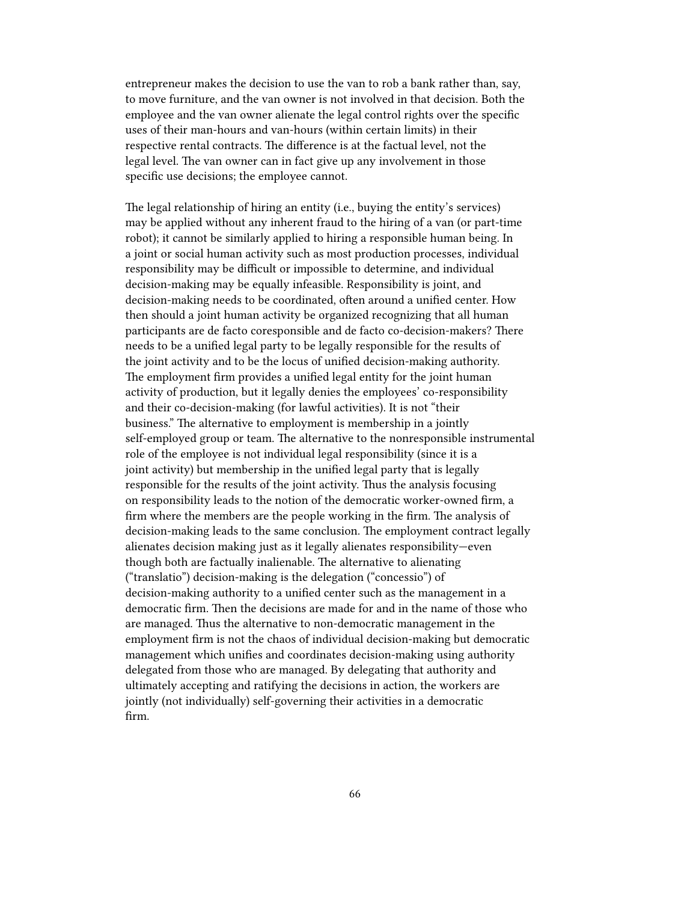entrepreneur makes the decision to use the van to rob a bank rather than, say, to move furniture, and the van owner is not involved in that decision. Both the employee and the van owner alienate the legal control rights over the specific uses of their man-hours and van-hours (within certain limits) in their respective rental contracts. The difference is at the factual level, not the legal level. The van owner can in fact give up any involvement in those specific use decisions; the employee cannot.

The legal relationship of hiring an entity (i.e., buying the entity's services) may be applied without any inherent fraud to the hiring of a van (or part-time robot); it cannot be similarly applied to hiring a responsible human being. In a joint or social human activity such as most production processes, individual responsibility may be difficult or impossible to determine, and individual decision-making may be equally infeasible. Responsibility is joint, and decision-making needs to be coordinated, often around a unified center. How then should a joint human activity be organized recognizing that all human participants are de facto coresponsible and de facto co-decision-makers? There needs to be a unified legal party to be legally responsible for the results of the joint activity and to be the locus of unified decision-making authority. The employment firm provides a unified legal entity for the joint human activity of production, but it legally denies the employees' co-responsibility and their co-decision-making (for lawful activities). It is not "their business." The alternative to employment is membership in a jointly self-employed group or team. The alternative to the nonresponsible instrumental role of the employee is not individual legal responsibility (since it is a joint activity) but membership in the unified legal party that is legally responsible for the results of the joint activity. Thus the analysis focusing on responsibility leads to the notion of the democratic worker-owned firm, a firm where the members are the people working in the firm. The analysis of decision-making leads to the same conclusion. The employment contract legally alienates decision making just as it legally alienates responsibility—even though both are factually inalienable. The alternative to alienating ("translatio") decision-making is the delegation ("concessio") of decision-making authority to a unified center such as the management in a democratic firm. Then the decisions are made for and in the name of those who are managed. Thus the alternative to non-democratic management in the employment firm is not the chaos of individual decision-making but democratic management which unifies and coordinates decision-making using authority delegated from those who are managed. By delegating that authority and ultimately accepting and ratifying the decisions in action, the workers are jointly (not individually) self-governing their activities in a democratic firm.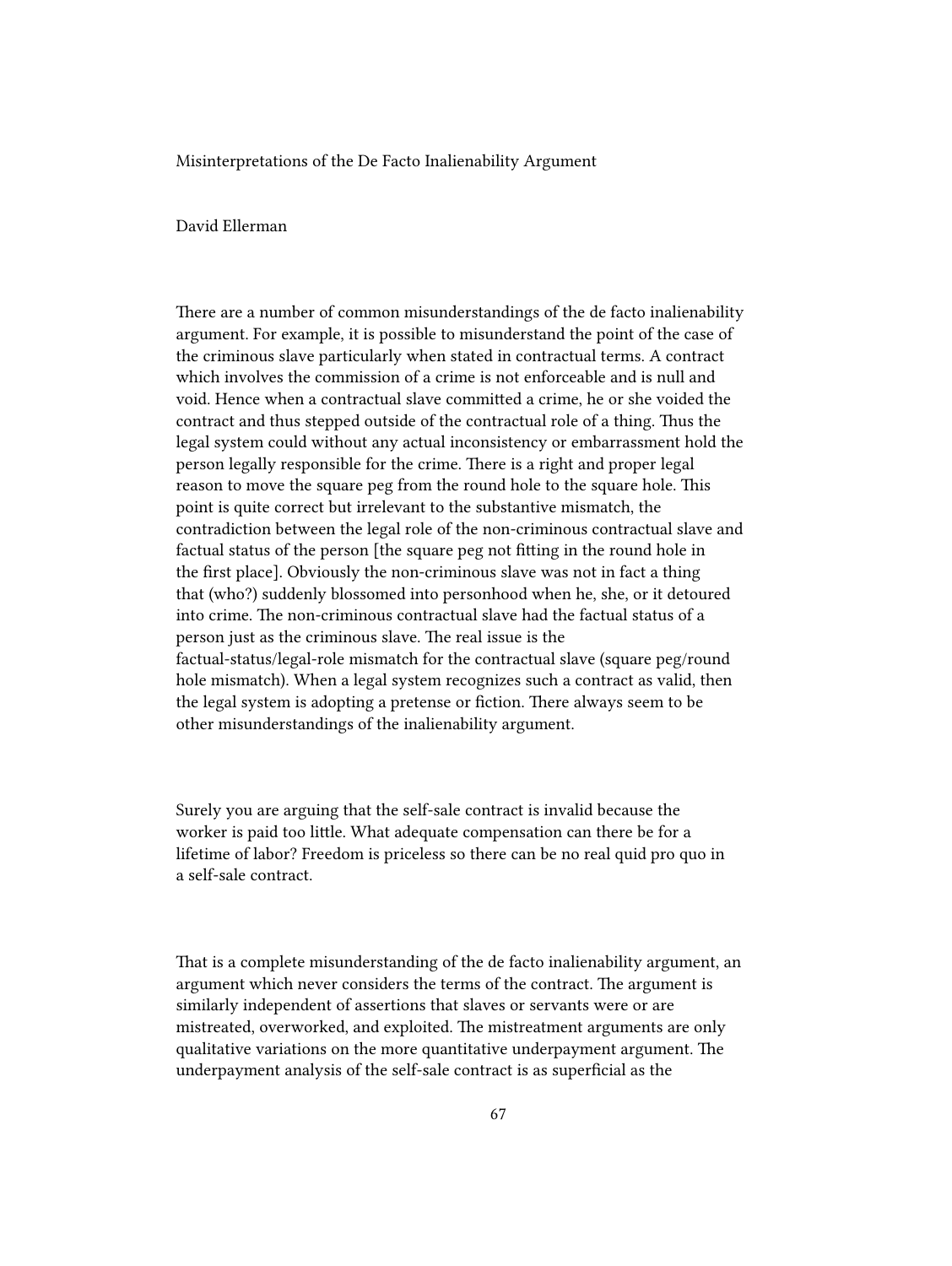Misinterpretations of the De Facto Inalienability Argument

David Ellerman

There are a number of common misunderstandings of the de facto inalienability argument. For example, it is possible to misunderstand the point of the case of the criminous slave particularly when stated in contractual terms. A contract which involves the commission of a crime is not enforceable and is null and void. Hence when a contractual slave committed a crime, he or she voided the contract and thus stepped outside of the contractual role of a thing. Thus the legal system could without any actual inconsistency or embarrassment hold the person legally responsible for the crime. There is a right and proper legal reason to move the square peg from the round hole to the square hole. This point is quite correct but irrelevant to the substantive mismatch, the contradiction between the legal role of the non-criminous contractual slave and factual status of the person [the square peg not fitting in the round hole in the first place]. Obviously the non-criminous slave was not in fact a thing that (who?) suddenly blossomed into personhood when he, she, or it detoured into crime. The non-criminous contractual slave had the factual status of a person just as the criminous slave. The real issue is the factual-status/legal-role mismatch for the contractual slave (square peg/round hole mismatch). When a legal system recognizes such a contract as valid, then the legal system is adopting a pretense or fiction. There always seem to be other misunderstandings of the inalienability argument.

Surely you are arguing that the self-sale contract is invalid because the worker is paid too little. What adequate compensation can there be for a lifetime of labor? Freedom is priceless so there can be no real quid pro quo in a self-sale contract.

That is a complete misunderstanding of the de facto inalienability argument, an argument which never considers the terms of the contract. The argument is similarly independent of assertions that slaves or servants were or are mistreated, overworked, and exploited. The mistreatment arguments are only qualitative variations on the more quantitative underpayment argument. The underpayment analysis of the self-sale contract is as superficial as the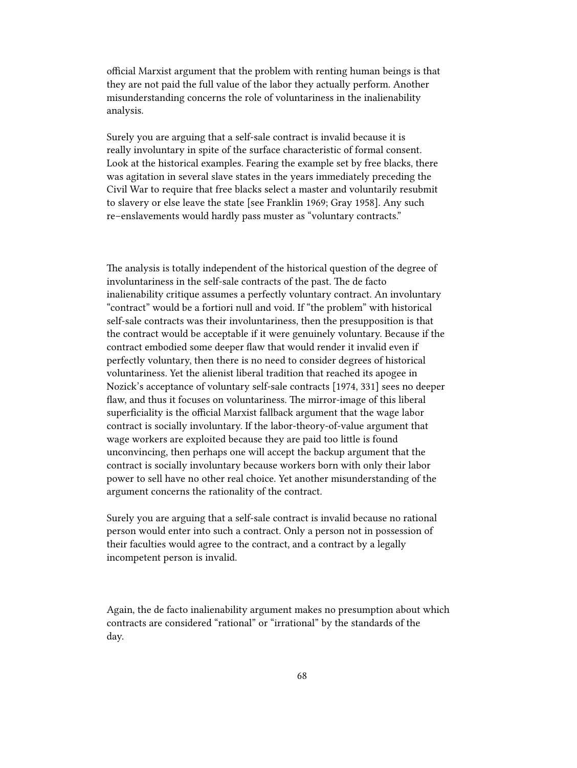official Marxist argument that the problem with renting human beings is that they are not paid the full value of the labor they actually perform. Another misunderstanding concerns the role of voluntariness in the inalienability analysis.

Surely you are arguing that a self-sale contract is invalid because it is really involuntary in spite of the surface characteristic of formal consent. Look at the historical examples. Fearing the example set by free blacks, there was agitation in several slave states in the years immediately preceding the Civil War to require that free blacks select a master and voluntarily resubmit to slavery or else leave the state [see Franklin 1969; Gray 1958]. Any such re–enslavements would hardly pass muster as "voluntary contracts."

The analysis is totally independent of the historical question of the degree of involuntariness in the self-sale contracts of the past. The de facto inalienability critique assumes a perfectly voluntary contract. An involuntary "contract" would be a fortiori null and void. If "the problem" with historical self-sale contracts was their involuntariness, then the presupposition is that the contract would be acceptable if it were genuinely voluntary. Because if the contract embodied some deeper flaw that would render it invalid even if perfectly voluntary, then there is no need to consider degrees of historical voluntariness. Yet the alienist liberal tradition that reached its apogee in Nozick's acceptance of voluntary self-sale contracts [1974, 331] sees no deeper flaw, and thus it focuses on voluntariness. The mirror-image of this liberal superficiality is the official Marxist fallback argument that the wage labor contract is socially involuntary. If the labor-theory-of-value argument that wage workers are exploited because they are paid too little is found unconvincing, then perhaps one will accept the backup argument that the contract is socially involuntary because workers born with only their labor power to sell have no other real choice. Yet another misunderstanding of the argument concerns the rationality of the contract.

Surely you are arguing that a self-sale contract is invalid because no rational person would enter into such a contract. Only a person not in possession of their faculties would agree to the contract, and a contract by a legally incompetent person is invalid.

Again, the de facto inalienability argument makes no presumption about which contracts are considered "rational" or "irrational" by the standards of the day.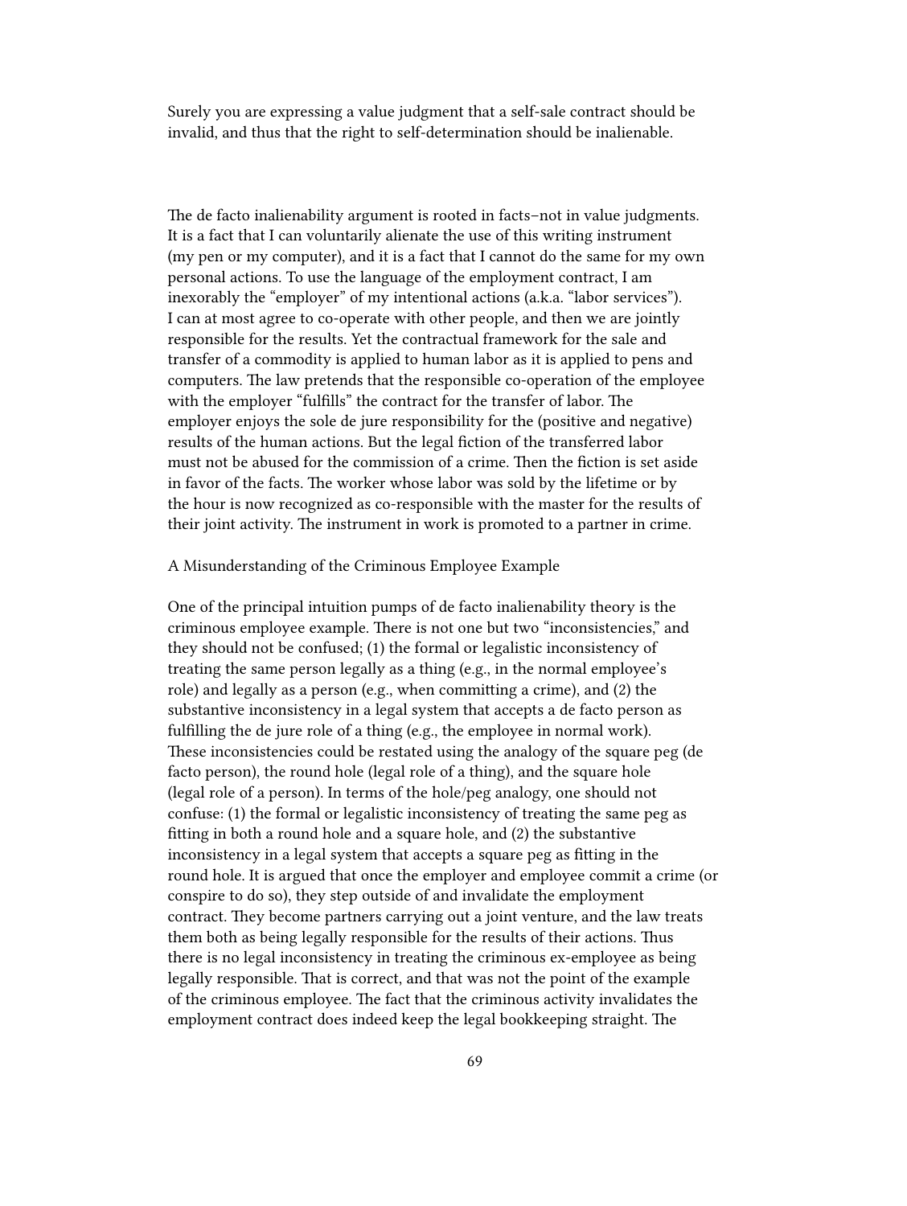Surely you are expressing a value judgment that a self-sale contract should be invalid, and thus that the right to self-determination should be inalienable.

The de facto inalienability argument is rooted in facts–not in value judgments. It is a fact that I can voluntarily alienate the use of this writing instrument (my pen or my computer), and it is a fact that I cannot do the same for my own personal actions. To use the language of the employment contract, I am inexorably the "employer" of my intentional actions (a.k.a. "labor services"). I can at most agree to co-operate with other people, and then we are jointly responsible for the results. Yet the contractual framework for the sale and transfer of a commodity is applied to human labor as it is applied to pens and computers. The law pretends that the responsible co-operation of the employee with the employer "fulfills" the contract for the transfer of labor. The employer enjoys the sole de jure responsibility for the (positive and negative) results of the human actions. But the legal fiction of the transferred labor must not be abused for the commission of a crime. Then the fiction is set aside in favor of the facts. The worker whose labor was sold by the lifetime or by the hour is now recognized as co-responsible with the master for the results of their joint activity. The instrument in work is promoted to a partner in crime.

## A Misunderstanding of the Criminous Employee Example

One of the principal intuition pumps of de facto inalienability theory is the criminous employee example. There is not one but two "inconsistencies," and they should not be confused; (1) the formal or legalistic inconsistency of treating the same person legally as a thing (e.g., in the normal employee's role) and legally as a person (e.g., when committing a crime), and (2) the substantive inconsistency in a legal system that accepts a de facto person as fulfilling the de jure role of a thing (e.g., the employee in normal work). These inconsistencies could be restated using the analogy of the square peg (de facto person), the round hole (legal role of a thing), and the square hole (legal role of a person). In terms of the hole/peg analogy, one should not confuse: (1) the formal or legalistic inconsistency of treating the same peg as fitting in both a round hole and a square hole, and (2) the substantive inconsistency in a legal system that accepts a square peg as fitting in the round hole. It is argued that once the employer and employee commit a crime (or conspire to do so), they step outside of and invalidate the employment contract. They become partners carrying out a joint venture, and the law treats them both as being legally responsible for the results of their actions. Thus there is no legal inconsistency in treating the criminous ex-employee as being legally responsible. That is correct, and that was not the point of the example of the criminous employee. The fact that the criminous activity invalidates the employment contract does indeed keep the legal bookkeeping straight. The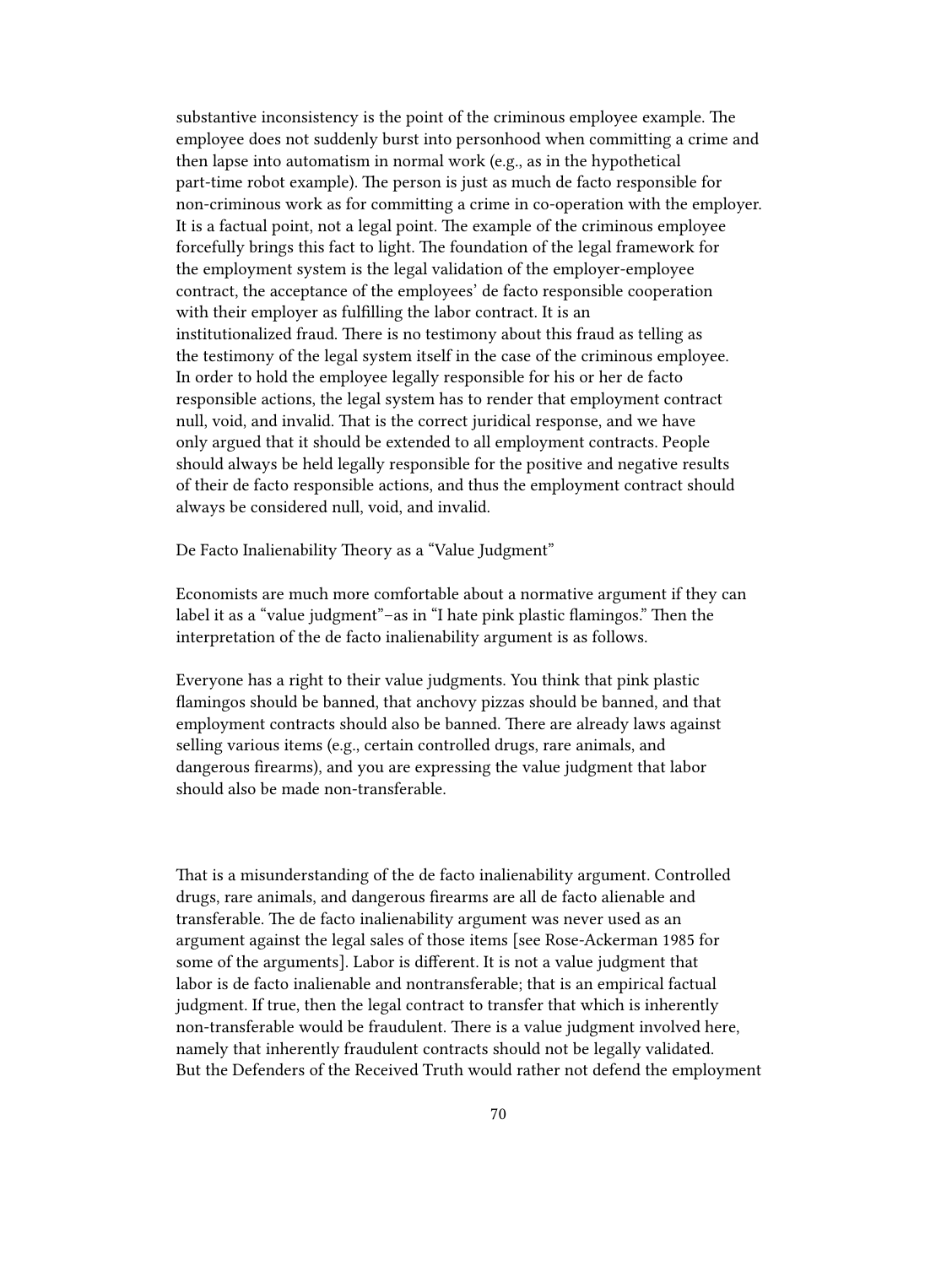substantive inconsistency is the point of the criminous employee example. The employee does not suddenly burst into personhood when committing a crime and then lapse into automatism in normal work (e.g., as in the hypothetical part-time robot example). The person is just as much de facto responsible for non-criminous work as for committing a crime in co-operation with the employer. It is a factual point, not a legal point. The example of the criminous employee forcefully brings this fact to light. The foundation of the legal framework for the employment system is the legal validation of the employer-employee contract, the acceptance of the employees' de facto responsible cooperation with their employer as fulfilling the labor contract. It is an institutionalized fraud. There is no testimony about this fraud as telling as the testimony of the legal system itself in the case of the criminous employee. In order to hold the employee legally responsible for his or her de facto responsible actions, the legal system has to render that employment contract null, void, and invalid. That is the correct juridical response, and we have only argued that it should be extended to all employment contracts. People should always be held legally responsible for the positive and negative results of their de facto responsible actions, and thus the employment contract should always be considered null, void, and invalid.

## De Facto Inalienability Theory as a "Value Judgment"

Economists are much more comfortable about a normative argument if they can label it as a "value judgment"–as in "I hate pink plastic flamingos." Then the interpretation of the de facto inalienability argument is as follows.

Everyone has a right to their value judgments. You think that pink plastic flamingos should be banned, that anchovy pizzas should be banned, and that employment contracts should also be banned. There are already laws against selling various items (e.g., certain controlled drugs, rare animals, and dangerous firearms), and you are expressing the value judgment that labor should also be made non-transferable.

That is a misunderstanding of the de facto inalienability argument. Controlled drugs, rare animals, and dangerous firearms are all de facto alienable and transferable. The de facto inalienability argument was never used as an argument against the legal sales of those items [see Rose-Ackerman 1985 for some of the arguments]. Labor is different. It is not a value judgment that labor is de facto inalienable and nontransferable; that is an empirical factual judgment. If true, then the legal contract to transfer that which is inherently non-transferable would be fraudulent. There is a value judgment involved here, namely that inherently fraudulent contracts should not be legally validated. But the Defenders of the Received Truth would rather not defend the employment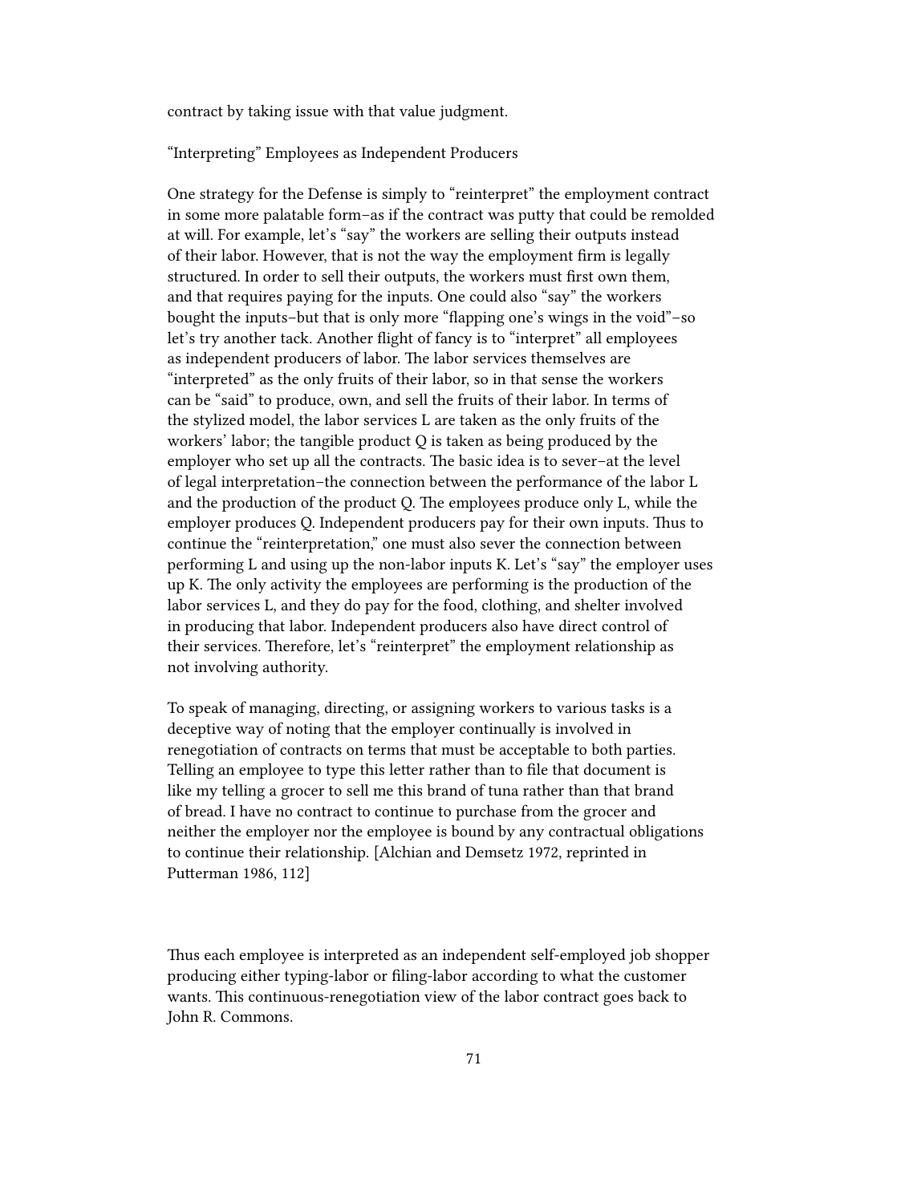contract by taking issue with that value judgment.

## “Interpreting” Employees as Independent Producers

One strategy for the Defense is simply to “reinterpret” the employment contract in some more palatable form–as if the contract was putty that could be remolded at will. For example, let’s “say” the workers are selling their outputs instead of their labor. However, that is not the way the employment firm is legally structured. In order to sell their outputs, the workers must first own them, and that requires paying for the inputs. One could also “say” the workers bought the inputs–but that is only more “flapping one’s wings in the void”–so let’s try another tack. Another flight of fancy is to “interpret” all employees as independent producers of labor. The labor services themselves are “interpreted” as the only fruits of their labor, so in that sense the workers can be “said” to produce, own, and sell the fruits of their labor. In terms of the stylized model, the labor services L are taken as the only fruits of the workers’ labor; the tangible product Q is taken as being produced by the employer who set up all the contracts. The basic idea is to sever–at the level of legal interpretation–the connection between the performance of the labor L and the production of the product Q. The employees produce only L, while the employer produces Q. Independent producers pay for their own inputs. Thus to continue the “reinterpretation,” one must also sever the connection between performing L and using up the non-labor inputs K. Let’s “say” the employer uses up K. The only activity the employees are performing is the production of the labor services L, and they do pay for the food, clothing, and shelter involved in producing that labor. Independent producers also have direct control of their services. Therefore, let’s “reinterpret” the employment relationship as not involving authority.

> To speak of managing, directing, or assigning workers to various tasks is a deceptive way of noting that the employer continually is involved in renegotiation of contracts on terms that must be acceptable to both parties. Telling an employee to type this letter rather than to file that document is like my telling a grocer to sell me this brand of tuna rather than that brand of bread. I have no contract to continue to purchase from the grocer and neither the employer nor the employee is bound by any contractual obligations to continue their relationship. [Alchian and Demsetz 1972, reprinted in Putterman 1986, 112]

Thus each employee is interpreted as an independent self-employed job shopper producing either typing-labor or filing-labor according to what the customer wants. This continuous-renegotiation view of the labor contract goes back to John R. Commons.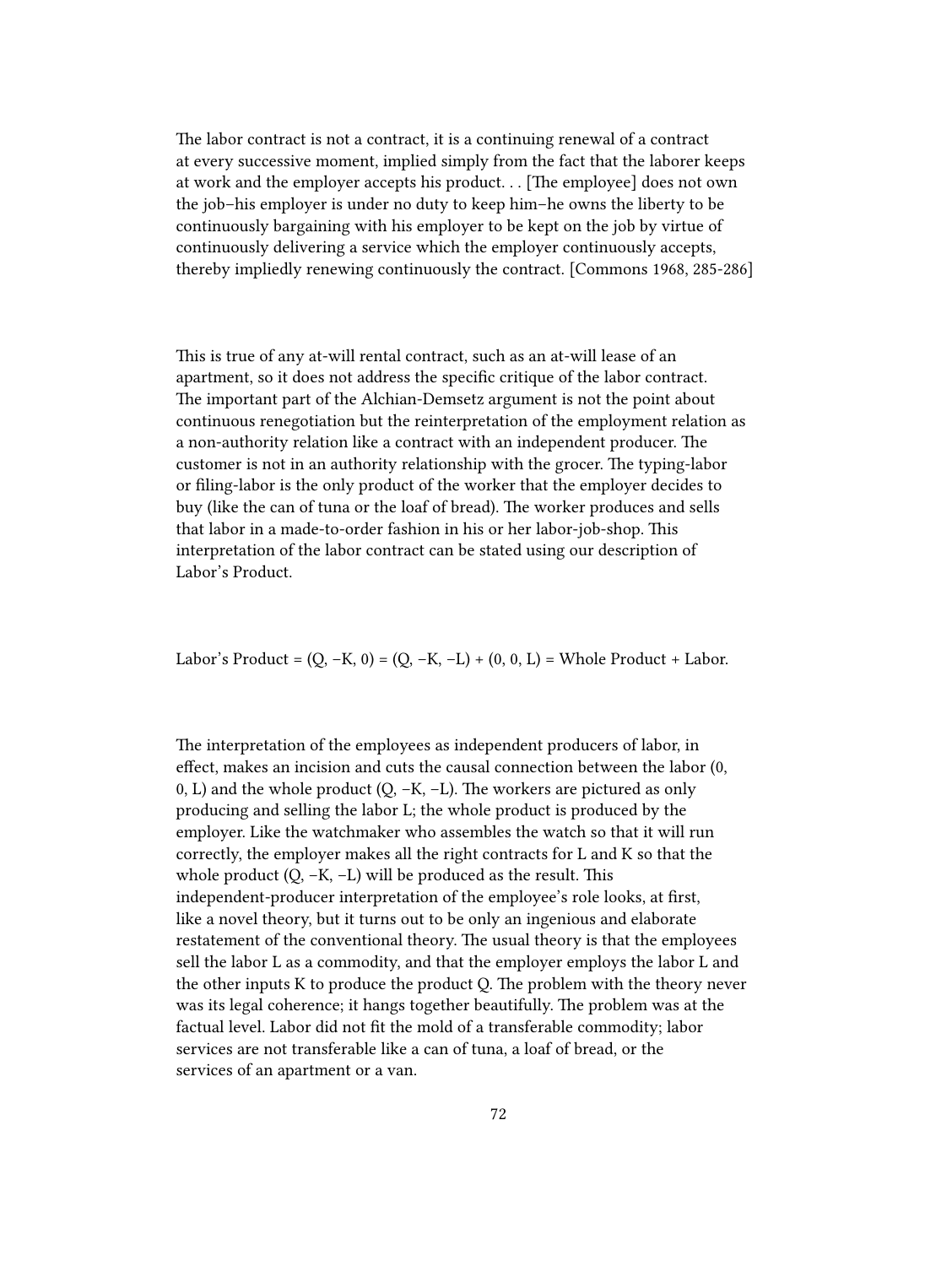> The labor contract is not a contract, it is a continuing renewal of a contract at every successive moment, implied simply from the fact that the laborer keeps at work and the employer accepts his product. . . [The employee] does not own the job–his employer is under no duty to keep him–he owns the liberty to be continuously bargaining with his employer to be kept on the job by virtue of continuously delivering a service which the employer continuously accepts, thereby impliedly renewing continuously the contract. [Commons 1968, 285-286]

This is true of any at-will rental contract, such as an at-will lease of an apartment, so it does not address the specific critique of the labor contract. The important part of the Alchian-Demsetz argument is not the point about continuous renegotiation but the reinterpretation of the employment relation as a non-authority relation like a contract with an independent producer. The customer is not in an authority relationship with the grocer. The typing-labor or filing-labor is the only product of the worker that the employer decides to buy (like the can of tuna or the loaf of bread). The worker produces and sells that labor in a made-to-order fashion in his or her labor-job-shop. This interpretation of the labor contract can be stated using our description of Labor's Product.

Labor's Product = $(Q, -K, 0) = (Q, -K, -L) + (0, 0, L)$ = Whole Product + Labor.

The interpretation of the employees as independent producers of labor, in effect, makes an incision and cuts the causal connection between the labor $(0, 0, L)$ and the whole product $(Q, -K, -L)$. The workers are pictured as only producing and selling the labor L; the whole product is produced by the employer. Like the watchmaker who assembles the watch so that it will run correctly, the employer makes all the right contracts for L and K so that the whole product $(Q, -K, -L)$ will be produced as the result. This independent-producer interpretation of the employee's role looks, at first, like a novel theory, but it turns out to be only an ingenious and elaborate restatement of the conventional theory. The usual theory is that the employees sell the labor L as a commodity, and that the employer employs the labor L and the other inputs K to produce the product Q. The problem with the theory never was its legal coherence; it hangs together beautifully. The problem was at the factual level. Labor did not fit the mold of a transferable commodity; labor services are not transferable like a can of tuna, a loaf of bread, or the services of an apartment or a van.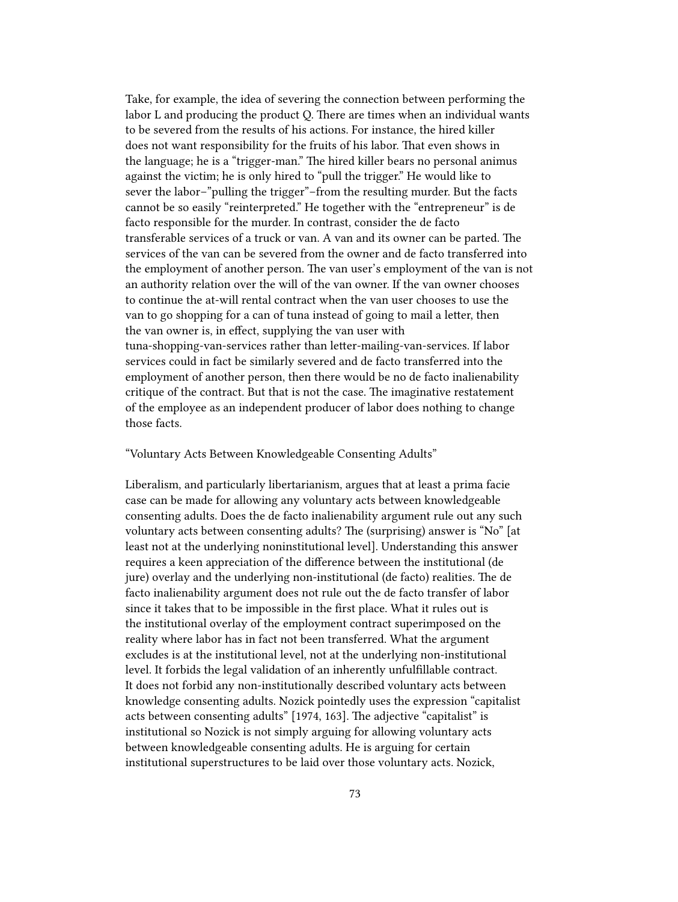Take, for example, the idea of severing the connection between performing the labor L and producing the product Q. There are times when an individual wants to be severed from the results of his actions. For instance, the hired killer does not want responsibility for the fruits of his labor. That even shows in the language; he is a "trigger-man." The hired killer bears no personal animus against the victim; he is only hired to "pull the trigger." He would like to sever the labor–"pulling the trigger"–from the resulting murder. But the facts cannot be so easily "reinterpreted." He together with the "entrepreneur" is de facto responsible for the murder. In contrast, consider the de facto transferable services of a truck or van. A van and its owner can be parted. The services of the van can be severed from the owner and de facto transferred into the employment of another person. The van user's employment of the van is not an authority relation over the will of the van owner. If the van owner chooses to continue the at-will rental contract when the van user chooses to use the van to go shopping for a can of tuna instead of going to mail a letter, then the van owner is, in effect, supplying the van user with tuna-shopping-van-services rather than letter-mailing-van-services. If labor services could in fact be similarly severed and de facto transferred into the employment of another person, then there would be no de facto inalienability critique of the contract. But that is not the case. The imaginative restatement of the employee as an independent producer of labor does nothing to change those facts.

## "Voluntary Acts Between Knowledgeable Consenting Adults"

Liberalism, and particularly libertarianism, argues that at least a prima facie case can be made for allowing any voluntary acts between knowledgeable consenting adults. Does the de facto inalienability argument rule out any such voluntary acts between consenting adults? The (surprising) answer is "No" [at least not at the underlying noninstitutional level]. Understanding this answer requires a keen appreciation of the difference between the institutional (de jure) overlay and the underlying non-institutional (de facto) realities. The de facto inalienability argument does not rule out the de facto transfer of labor since it takes that to be impossible in the first place. What it rules out is the institutional overlay of the employment contract superimposed on the reality where labor has in fact not been transferred. What the argument excludes is at the institutional level, not at the underlying non-institutional level. It forbids the legal validation of an inherently unfulfillable contract. It does not forbid any non-institutionally described voluntary acts between knowledge consenting adults. Nozick pointedly uses the expression "capitalist acts between consenting adults" [1974, 163]. The adjective "capitalist" is institutional so Nozick is not simply arguing for allowing voluntary acts between knowledgeable consenting adults. He is arguing for certain institutional superstructures to be laid over those voluntary acts. Nozick,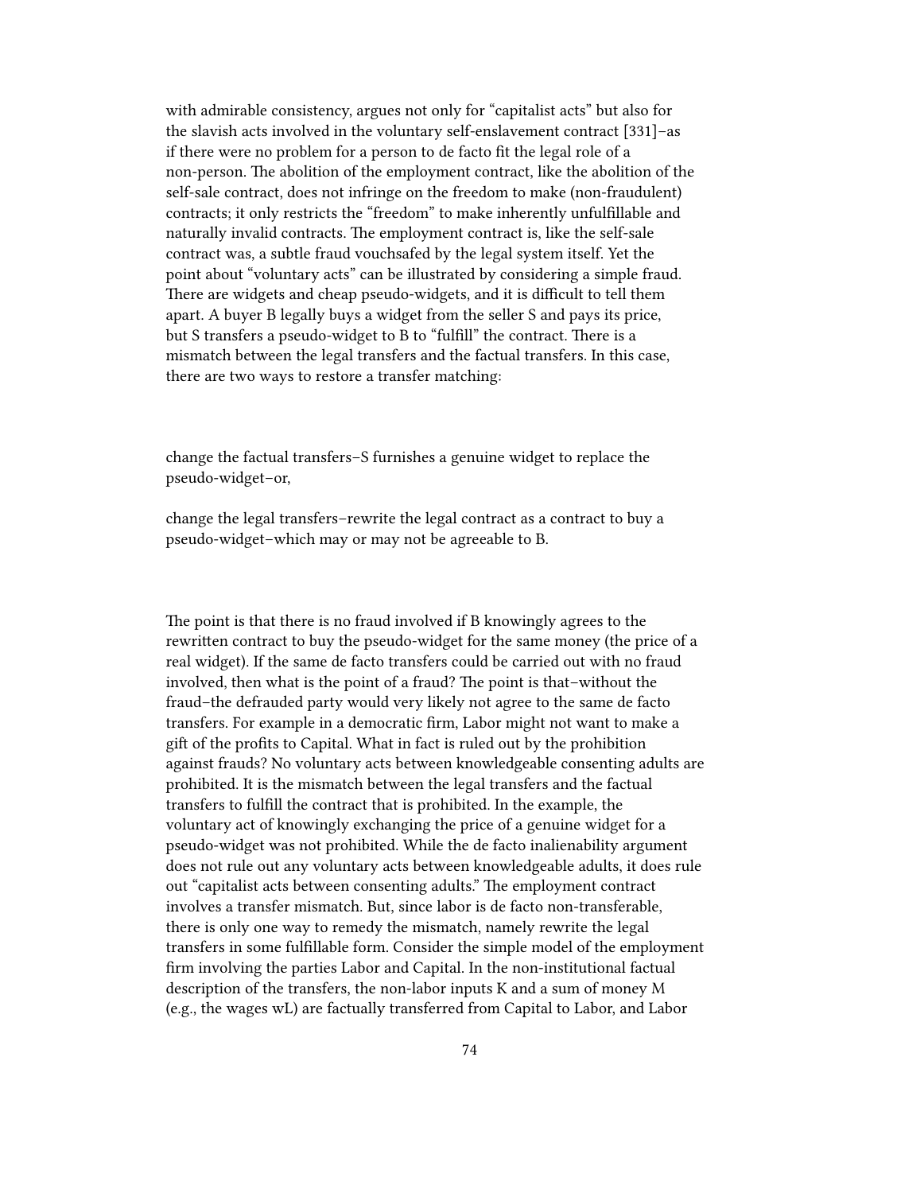with admirable consistency, argues not only for "capitalist acts" but also for the slavish acts involved in the voluntary self-enslavement contract [331]–as if there were no problem for a person to de facto fit the legal role of a non-person. The abolition of the employment contract, like the abolition of the self-sale contract, does not infringe on the freedom to make (non-fraudulent) contracts; it only restricts the "freedom" to make inherently unfulfillable and naturally invalid contracts. The employment contract is, like the self-sale contract was, a subtle fraud vouchsafed by the legal system itself. Yet the point about "voluntary acts" can be illustrated by considering a simple fraud. There are widgets and cheap pseudo-widgets, and it is difficult to tell them apart. A buyer B legally buys a widget from the seller S and pays its price, but S transfers a pseudo-widget to B to "fulfill" the contract. There is a mismatch between the legal transfers and the factual transfers. In this case, there are two ways to restore a transfer matching:

change the factual transfers–S furnishes a genuine widget to replace the pseudo-widget–or,

change the legal transfers–rewrite the legal contract as a contract to buy a pseudo-widget–which may or may not be agreeable to B.

The point is that there is no fraud involved if B knowingly agrees to the rewritten contract to buy the pseudo-widget for the same money (the price of a real widget). If the same de facto transfers could be carried out with no fraud involved, then what is the point of a fraud? The point is that–without the fraud–the defrauded party would very likely not agree to the same de facto transfers. For example in a democratic firm, Labor might not want to make a gift of the profits to Capital. What in fact is ruled out by the prohibition against frauds? No voluntary acts between knowledgeable consenting adults are prohibited. It is the mismatch between the legal transfers and the factual transfers to fulfill the contract that is prohibited. In the example, the voluntary act of knowingly exchanging the price of a genuine widget for a pseudo-widget was not prohibited. While the de facto inalienability argument does not rule out any voluntary acts between knowledgeable adults, it does rule out "capitalist acts between consenting adults." The employment contract involves a transfer mismatch. But, since labor is de facto non-transferable, there is only one way to remedy the mismatch, namely rewrite the legal transfers in some fulfillable form. Consider the simple model of the employment firm involving the parties Labor and Capital. In the non-institutional factual description of the transfers, the non-labor inputs K and a sum of money M (e.g., the wages wL) are factually transferred from Capital to Labor, and Labor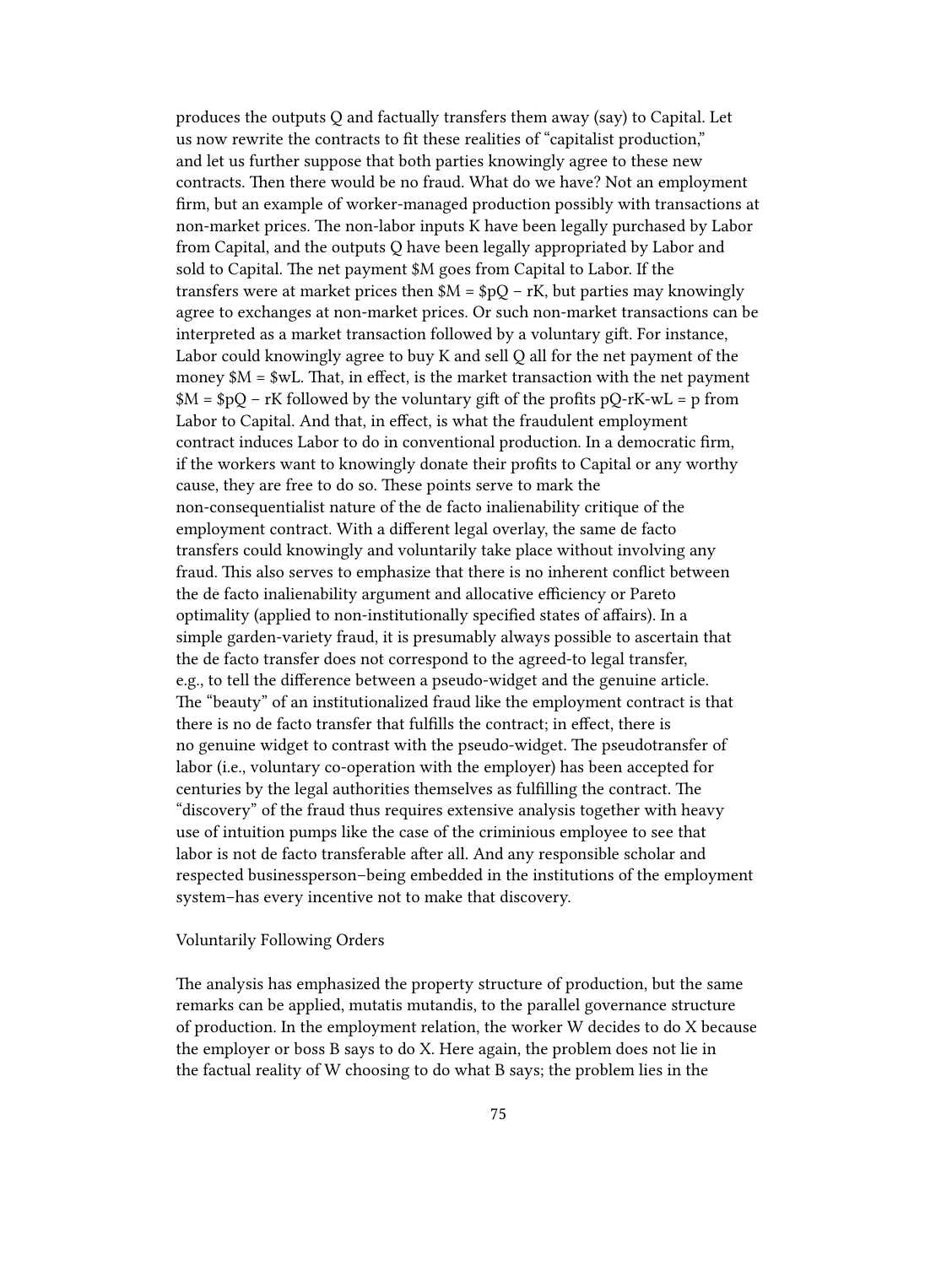produces the outputs Q and factually transfers them away (say) to Capital. Let us now rewrite the contracts to fit these realities of "capitalist production," and let us further suppose that both parties knowingly agree to these new contracts. Then there would be no fraud. What do we have? Not an employment firm, but an example of worker-managed production possibly with transactions at non-market prices. The non-labor inputs K have been legally purchased by Labor from Capital, and the outputs Q have been legally appropriated by Labor and sold to Capital. The net payment \$M goes from Capital to Labor. If the transfers were at market prices then $\$M = \$pQ - rK$, but parties may knowingly agree to exchanges at non-market prices. Or such non-market transactions can be interpreted as a market transaction followed by a voluntary gift. For instance, Labor could knowingly agree to buy K and sell Q all for the net payment of the money $\$M = \$wL$. That, in effect, is the market transaction with the net payment $\$M = \$pQ - rK$ followed by the voluntary gift of the profits $pQ\text{-}rK\text{-}wL = p$ from Labor to Capital. And that, in effect, is what the fraudulent employment contract induces Labor to do in conventional production. In a democratic firm, if the workers want to knowingly donate their profits to Capital or any worthy cause, they are free to do so. These points serve to mark the non-consequentialist nature of the de facto inalienability critique of the employment contract. With a different legal overlay, the same de facto transfers could knowingly and voluntarily take place without involving any fraud. This also serves to emphasize that there is no inherent conflict between the de facto inalienability argument and allocative efficiency or Pareto optimality (applied to non-institutionally specified states of affairs). In a simple garden-variety fraud, it is presumably always possible to ascertain that the de facto transfer does not correspond to the agreed-to legal transfer, e.g., to tell the difference between a pseudo-widget and the genuine article. The "beauty" of an institutionalized fraud like the employment contract is that there is no de facto transfer that fulfills the contract; in effect, there is no genuine widget to contrast with the pseudo-widget. The pseudotransfer of labor (i.e., voluntary co-operation with the employer) has been accepted for centuries by the legal authorities themselves as fulfilling the contract. The "discovery" of the fraud thus requires extensive analysis together with heavy use of intuition pumps like the case of the criminious employee to see that labor is not de facto transferable after all. And any responsible scholar and respected businessperson–being embedded in the institutions of the employment system–has every incentive not to make that discovery.

## Voluntarily Following Orders

The analysis has emphasized the property structure of production, but the same remarks can be applied, mutatis mutandis, to the parallel governance structure of production. In the employment relation, the worker W decides to do X because the employer or boss B says to do X. Here again, the problem does not lie in the factual reality of W choosing to do what B says; the problem lies in the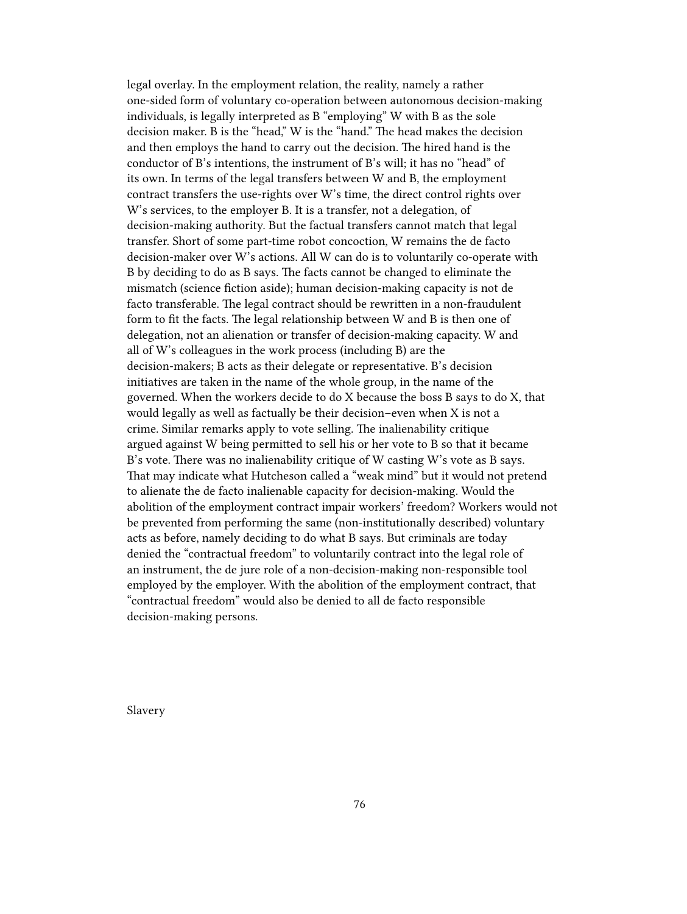legal overlay. In the employment relation, the reality, namely a rather one-sided form of voluntary co-operation between autonomous decision-making individuals, is legally interpreted as B "employing" W with B as the sole decision maker. B is the "head," W is the "hand." The head makes the decision and then employs the hand to carry out the decision. The hired hand is the conductor of B's intentions, the instrument of B's will; it has no "head" of its own. In terms of the legal transfers between W and B, the employment contract transfers the use-rights over W's time, the direct control rights over W's services, to the employer B. It is a transfer, not a delegation, of decision-making authority. But the factual transfers cannot match that legal transfer. Short of some part-time robot concoction, W remains the de facto decision-maker over W's actions. All W can do is to voluntarily co-operate with B by deciding to do as B says. The facts cannot be changed to eliminate the mismatch (science fiction aside); human decision-making capacity is not de facto transferable. The legal contract should be rewritten in a non-fraudulent form to fit the facts. The legal relationship between W and B is then one of delegation, not an alienation or transfer of decision-making capacity. W and all of W's colleagues in the work process (including B) are the decision-makers; B acts as their delegate or representative. B's decision initiatives are taken in the name of the whole group, in the name of the governed. When the workers decide to do X because the boss B says to do X, that would legally as well as factually be their decision–even when X is not a crime. Similar remarks apply to vote selling. The inalienability critique argued against W being permitted to sell his or her vote to B so that it became B's vote. There was no inalienability critique of W casting W's vote as B says. That may indicate what Hutcheson called a "weak mind" but it would not pretend to alienate the de facto inalienable capacity for decision-making. Would the abolition of the employment contract impair workers' freedom? Workers would not be prevented from performing the same (non-institutionally described) voluntary acts as before, namely deciding to do what B says. But criminals are today denied the "contractual freedom" to voluntarily contract into the legal role of an instrument, the de jure role of a non-decision-making non-responsible tool employed by the employer. With the abolition of the employment contract, that "contractual freedom" would also be denied to all de facto responsible decision-making persons.

Slavery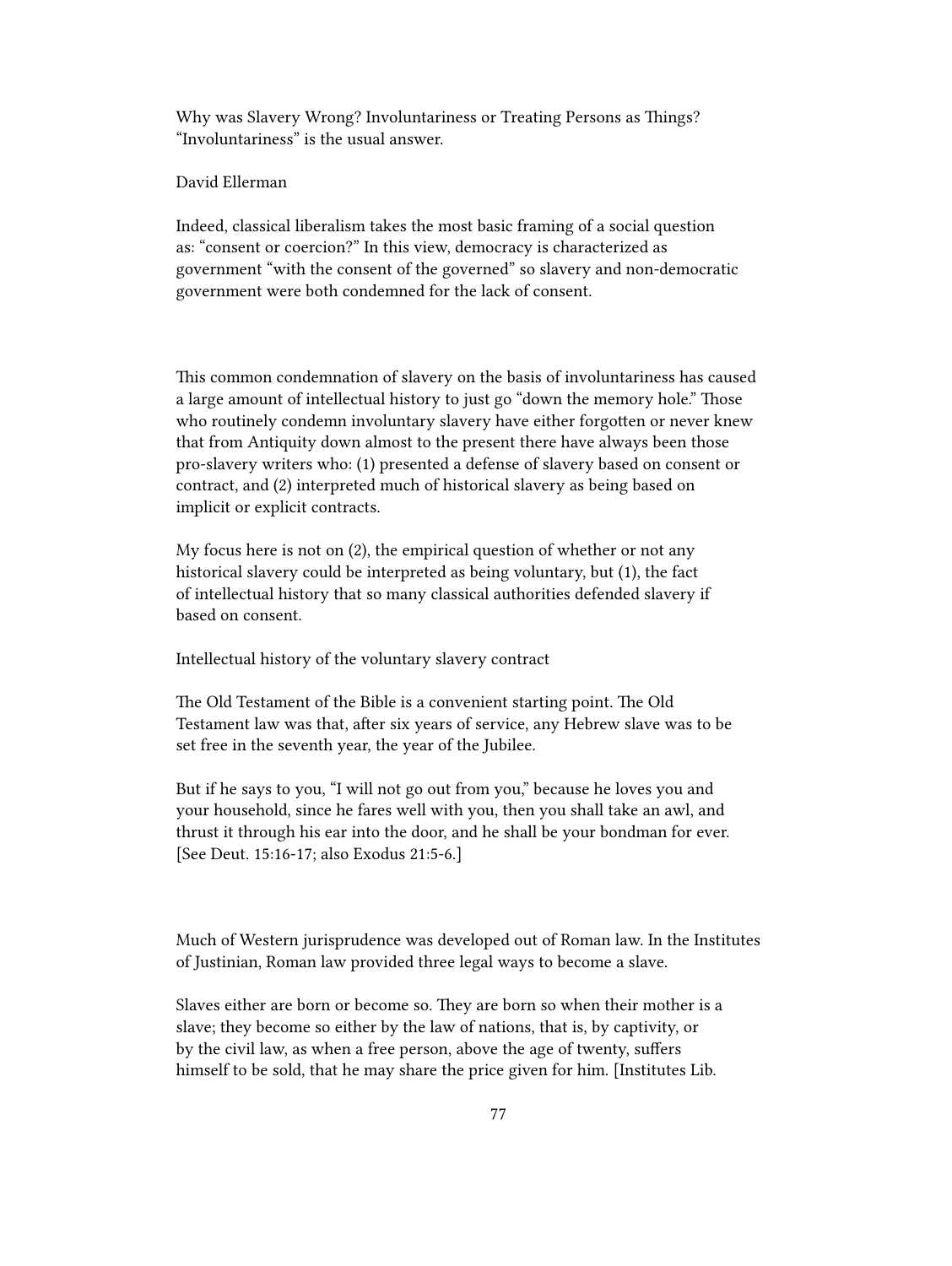# Why was Slavery Wrong? Involuntariness or Treating Persons as Things? "Involuntariness" is the usual answer.

David Ellerman

Indeed, classical liberalism takes the most basic framing of a social question as: "consent or coercion?" In this view, democracy is characterized as government "with the consent of the governed" so slavery and non-democratic government were both condemned for the lack of consent.

This common condemnation of slavery on the basis of involuntariness has caused a large amount of intellectual history to just go "down the memory hole." Those who routinely condemn involuntary slavery have either forgotten or never knew that from Antiquity down almost to the present there have always been those pro-slavery writers who: (1) presented a defense of slavery based on consent or contract, and (2) interpreted much of historical slavery as being based on implicit or explicit contracts.

My focus here is not on (2), the empirical question of whether or not any historical slavery could be interpreted as being voluntary, but (1), the fact of intellectual history that so many classical authorities defended slavery if based on consent.

## Intellectual history of the voluntary slavery contract

The Old Testament of the Bible is a convenient starting point. The Old Testament law was that, after six years of service, any Hebrew slave was to be set free in the seventh year, the year of the Jubilee.

> But if he says to you, "I will not go out from you," because he loves you and your household, since he fares well with you, then you shall take an awl, and thrust it through his ear into the door, and he shall be your bondman for ever. [See Deut. 15:16-17; also Exodus 21:5-6.]

Much of Western jurisprudence was developed out of Roman law. In the Institutes of Justinian, Roman law provided three legal ways to become a slave.

> Slaves either are born or become so. They are born so when their mother is a slave; they become so either by the law of nations, that is, by captivity, or by the civil law, as when a free person, above the age of twenty, suffers himself to be sold, that he may share the price given for him. [Institutes Lib.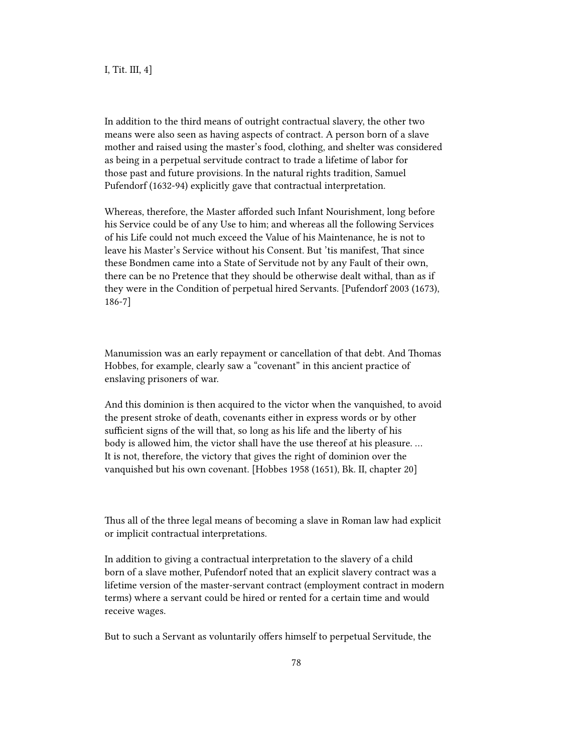I, Tit. III, 4]

In addition to the third means of outright contractual slavery, the other two means were also seen as having aspects of contract. A person born of a slave mother and raised using the master's food, clothing, and shelter was considered as being in a perpetual servitude contract to trade a lifetime of labor for those past and future provisions. In the natural rights tradition, Samuel Pufendorf (1632-94) explicitly gave that contractual interpretation.

> Whereas, therefore, the Master afforded such Infant Nourishment, long before his Service could be of any Use to him; and whereas all the following Services of his Life could not much exceed the Value of his Maintenance, he is not to leave his Master's Service without his Consent. But 'tis manifest, That since these Bondmen came into a State of Servitude not by any Fault of their own, there can be no Pretence that they should be otherwise dealt withal, than as if they were in the Condition of perpetual hired Servants. [Pufendorf 2003 (1673), 186-7]

Manumission was an early repayment or cancellation of that debt. And Thomas Hobbes, for example, clearly saw a "covenant" in this ancient practice of enslaving prisoners of war.

> And this dominion is then acquired to the victor when the vanquished, to avoid the present stroke of death, covenants either in express words or by other sufficient signs of the will that, so long as his life and the liberty of his body is allowed him, the victor shall have the use thereof at his pleasure. … It is not, therefore, the victory that gives the right of dominion over the vanquished but his own covenant. [Hobbes 1958 (1651), Bk. II, chapter 20]

Thus all of the three legal means of becoming a slave in Roman law had explicit or implicit contractual interpretations.

In addition to giving a contractual interpretation to the slavery of a child born of a slave mother, Pufendorf noted that an explicit slavery contract was a lifetime version of the master-servant contract (employment contract in modern terms) where a servant could be hired or rented for a certain time and would receive wages.

> But to such a Servant as voluntarily offers himself to perpetual Servitude, the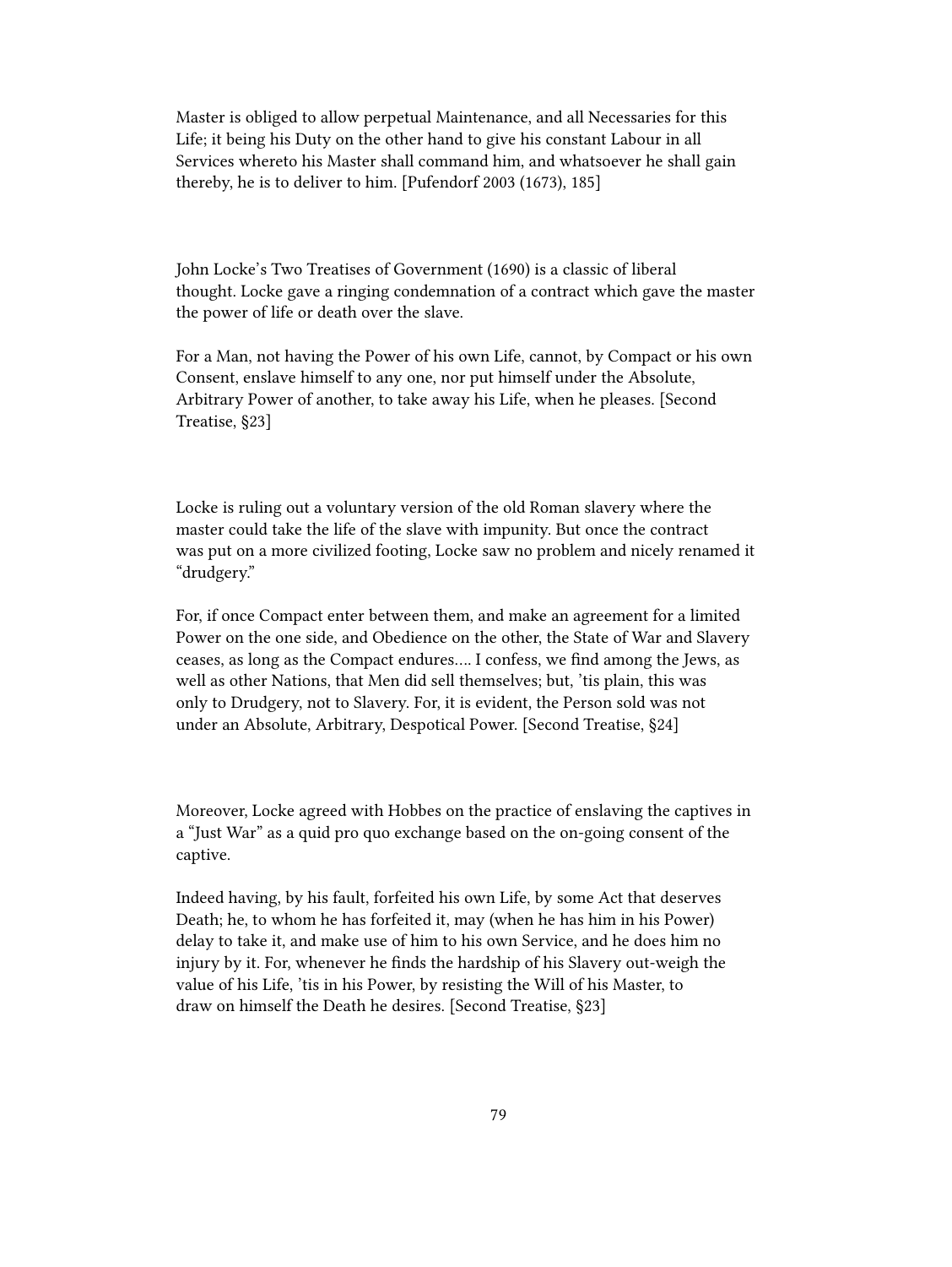Master is obliged to allow perpetual Maintenance, and all Necessaries for this Life; it being his Duty on the other hand to give his constant Labour in all Services whereto his Master shall command him, and whatsoever he shall gain thereby, he is to deliver to him. [Pufendorf 2003 (1673), 185]

John Locke's Two Treatises of Government (1690) is a classic of liberal thought. Locke gave a ringing condemnation of a contract which gave the master the power of life or death over the slave.

For a Man, not having the Power of his own Life, cannot, by Compact or his own Consent, enslave himself to any one, nor put himself under the Absolute, Arbitrary Power of another, to take away his Life, when he pleases. [Second Treatise, §23]

Locke is ruling out a voluntary version of the old Roman slavery where the master could take the life of the slave with impunity. But once the contract was put on a more civilized footing, Locke saw no problem and nicely renamed it "drudgery."

For, if once Compact enter between them, and make an agreement for a limited Power on the one side, and Obedience on the other, the State of War and Slavery ceases, as long as the Compact endures.... I confess, we find among the Jews, as well as other Nations, that Men did sell themselves; but, 'tis plain, this was only to Drudgery, not to Slavery. For, it is evident, the Person sold was not under an Absolute, Arbitrary, Despotical Power. [Second Treatise, §24]

Moreover, Locke agreed with Hobbes on the practice of enslaving the captives in a "Just War" as a quid pro quo exchange based on the on-going consent of the captive.

Indeed having, by his fault, forfeited his own Life, by some Act that deserves Death; he, to whom he has forfeited it, may (when he has him in his Power) delay to take it, and make use of him to his own Service, and he does him no injury by it. For, whenever he finds the hardship of his Slavery out-weigh the value of his Life, 'tis in his Power, by resisting the Will of his Master, to draw on himself the Death he desires. [Second Treatise, §23]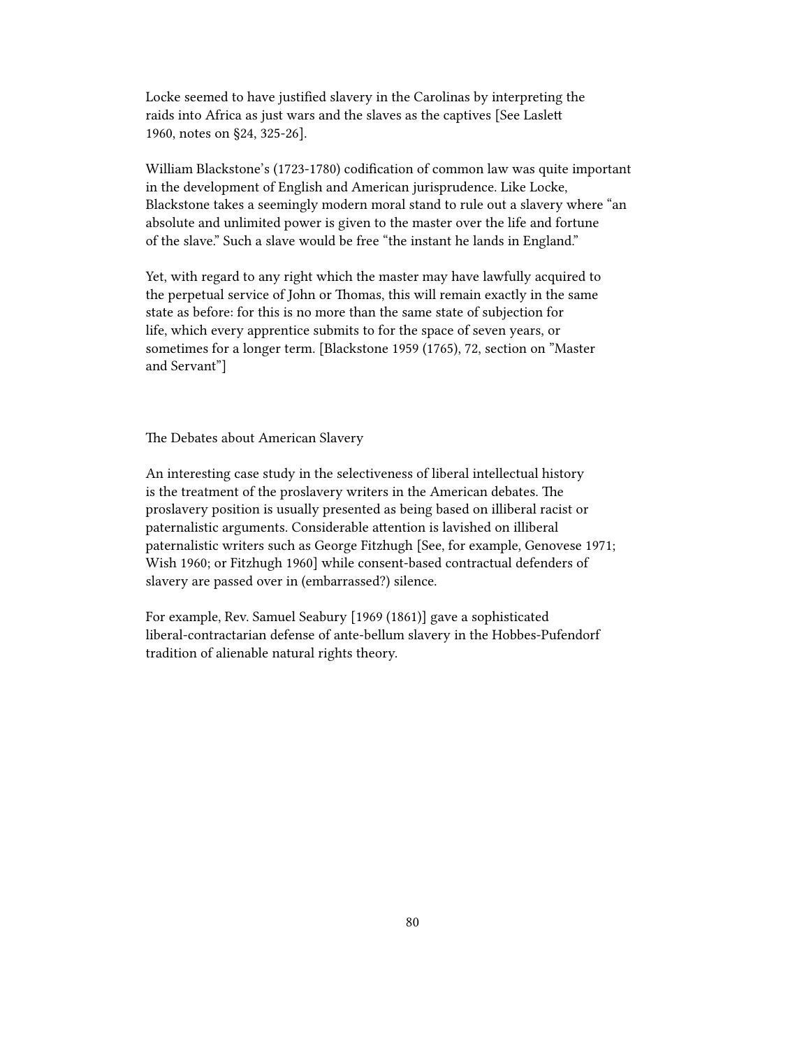Locke seemed to have justified slavery in the Carolinas by interpreting the raids into Africa as just wars and the slaves as the captives [See Laslett 1960, notes on §24, 325-26].

William Blackstone's (1723-1780) codification of common law was quite important in the development of English and American jurisprudence. Like Locke, Blackstone takes a seemingly modern moral stand to rule out a slavery where "an absolute and unlimited power is given to the master over the life and fortune of the slave." Such a slave would be free "the instant he lands in England."

Yet, with regard to any right which the master may have lawfully acquired to the perpetual service of John or Thomas, this will remain exactly in the same state as before: for this is no more than the same state of subjection for life, which every apprentice submits to for the space of seven years, or sometimes for a longer term. [Blackstone 1959 (1765), 72, section on "Master and Servant"]

## The Debates about American Slavery

An interesting case study in the selectiveness of liberal intellectual history is the treatment of the proslavery writers in the American debates. The proslavery position is usually presented as being based on illiberal racist or paternalistic arguments. Considerable attention is lavished on illiberal paternalistic writers such as George Fitzhugh [See, for example, Genovese 1971; Wish 1960; or Fitzhugh 1960] while consent-based contractual defenders of slavery are passed over in (embarrassed?) silence.

For example, Rev. Samuel Seabury [1969 (1861)] gave a sophisticated liberal-contractarian defense of ante-bellum slavery in the Hobbes-Pufendorf tradition of alienable natural rights theory.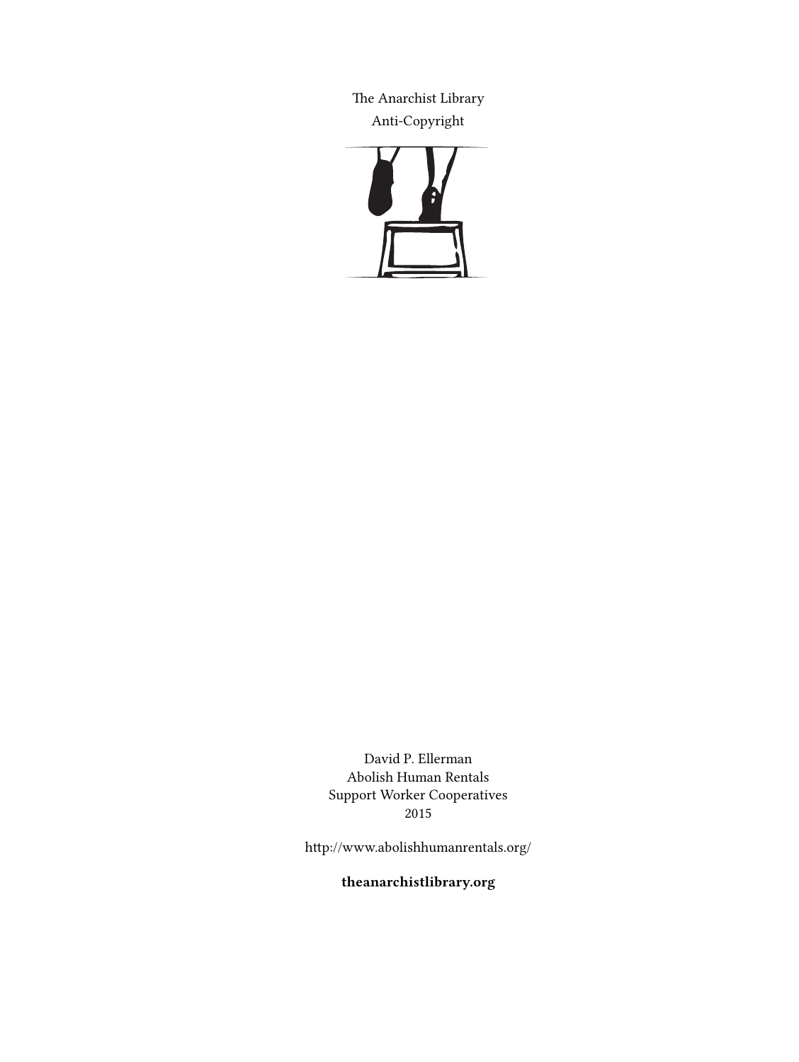The Anarchist Library
Anti-Copyright

David P. Ellerman
Abolish Human Rentals
Support Worker Cooperatives
2015

http://www.abolishhumanrentals.org/

**theanarchistlibrary.org**